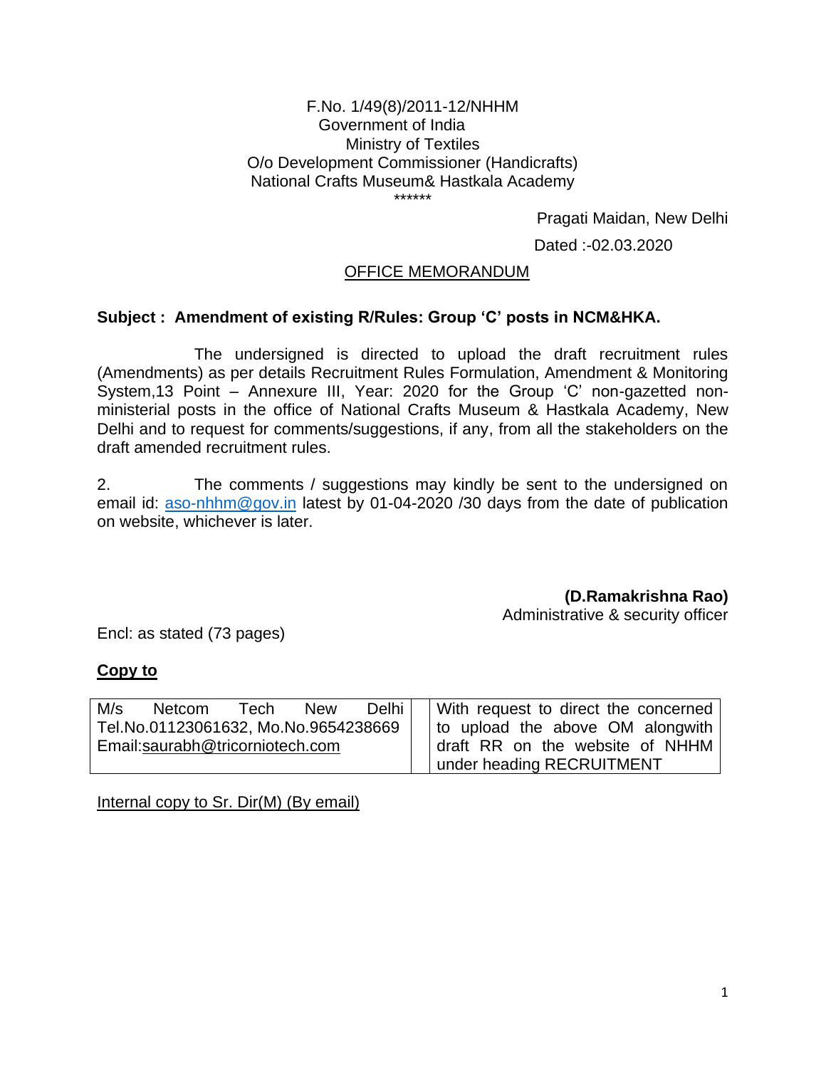F.No. 1/49(8)/2011-12/NHHM
Government of India
Ministry of Textiles
O/o Development Commissioner (Handicrafts)
National Crafts Museum& Hastkala Academy
******

Pragati Maidan, New Delhi

Dated :-02.03.2020

## OFFICE MEMORANDUM

**Subject : Amendment of existing R/Rules: Group 'C' posts in NCM&HKA.**

The undersigned is directed to upload the draft recruitment rules (Amendments) as per details Recruitment Rules Formulation, Amendment & Monitoring System,13 Point – Annexure III, Year: 2020 for the Group 'C' non-gazetted non-ministerial posts in the office of National Crafts Museum & Hastkala Academy, New Delhi and to request for comments/suggestions, if any, from all the stakeholders on the draft amended recruitment rules.

2. The comments / suggestions may kindly be sent to the undersigned on email id: aso-nhhm@gov.in latest by 01-04-2020 /30 days from the date of publication on website, whichever is later.

**(D.Ramakrishna Rao)**
Administrative & security officer

Encl: as stated (73 pages)

**Copy to**

| | | |
|---|---|---|
| M/s Netcom Tech New Delhi Tel.No.01123061632, Mo.No.9654238669 Email:saurabh@tricorniotech.com | | With request to direct the concerned to upload the above OM alongwith draft RR on the website of NHHM under heading RECRUITMENT |

Internal copy to Sr. Dir(M) (By email)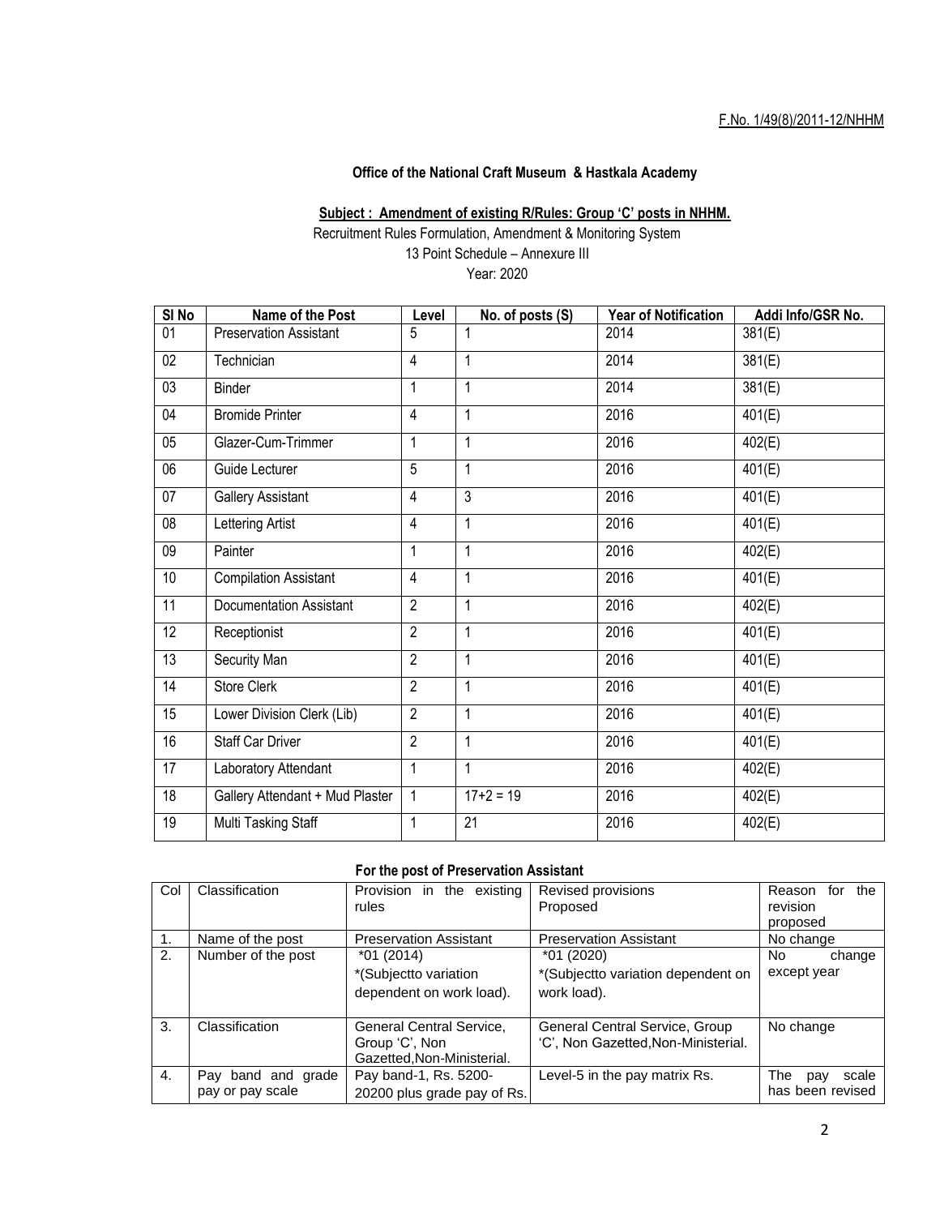F.No. 1/49(8)/2011-12/NHHM

**Office of the National Craft Museum & Hastkala Academy**

**Subject : Amendment of existing R/Rules: Group 'C' posts in NHHM.**

Recruitment Rules Formulation, Amendment & Monitoring System

13 Point Schedule – Annexure III

Year: 2020

| SI No | Name of the Post | Level | No. of posts (S) | Year of Notification | Addi Info/GSR No. |
|---|---|---|---|---|---|
| 01 | Preservation Assistant | 5 | 1 | 2014 | 381(E) |
| 02 | Technician | 4 | 1 | 2014 | 381(E) |
| 03 | Binder | 1 | 1 | 2014 | 381(E) |
| 04 | Bromide Printer | 4 | 1 | 2016 | 401(E) |
| 05 | Glazer-Cum-Trimmer | 1 | 1 | 2016 | 402(E) |
| 06 | Guide Lecturer | 5 | 1 | 2016 | 401(E) |
| 07 | Gallery Assistant | 4 | 3 | 2016 | 401(E) |
| 08 | Lettering Artist | 4 | 1 | 2016 | 401(E) |
| 09 | Painter | 1 | 1 | 2016 | 402(E) |
| 10 | Compilation Assistant | 4 | 1 | 2016 | 401(E) |
| 11 | Documentation Assistant | 2 | 1 | 2016 | 402(E) |
| 12 | Receptionist | 2 | 1 | 2016 | 401(E) |
| 13 | Security Man | 2 | 1 | 2016 | 401(E) |
| 14 | Store Clerk | 2 | 1 | 2016 | 401(E) |
| 15 | Lower Division Clerk (Lib) | 2 | 1 | 2016 | 401(E) |
| 16 | Staff Car Driver | 2 | 1 | 2016 | 401(E) |
| 17 | Laboratory Attendant | 1 | 1 | 2016 | 402(E) |
| 18 | Gallery Attendant + Mud Plaster | 1 | 17+2 = 19 | 2016 | 402(E) |
| 19 | Multi Tasking Staff | 1 | 21 | 2016 | 402(E) |

**For the post of Preservation Assistant**

| Col | Classification | Provision in the existing rules | Revised provisions Proposed | Reason for the revision proposed |
|---|---|---|---|---|
| 1. | Name of the post | Preservation Assistant | Preservation Assistant | No change |
| 2. | Number of the post | *01 (2014)<br>*(Subjectto variation dependent on work load). | *01 (2020)<br>*(Subjectto variation dependent on work load). | No change except year |
| 3. | Classification | General Central Service, Group 'C', Non Gazetted,Non-Ministerial. | General Central Service, Group 'C', Non Gazetted,Non-Ministerial. | No change |
| 4. | Pay band and grade pay or pay scale | Pay band-1, Rs. 5200-20200 plus grade pay of Rs. | Level-5 in the pay matrix Rs. | The pay scale has been revised |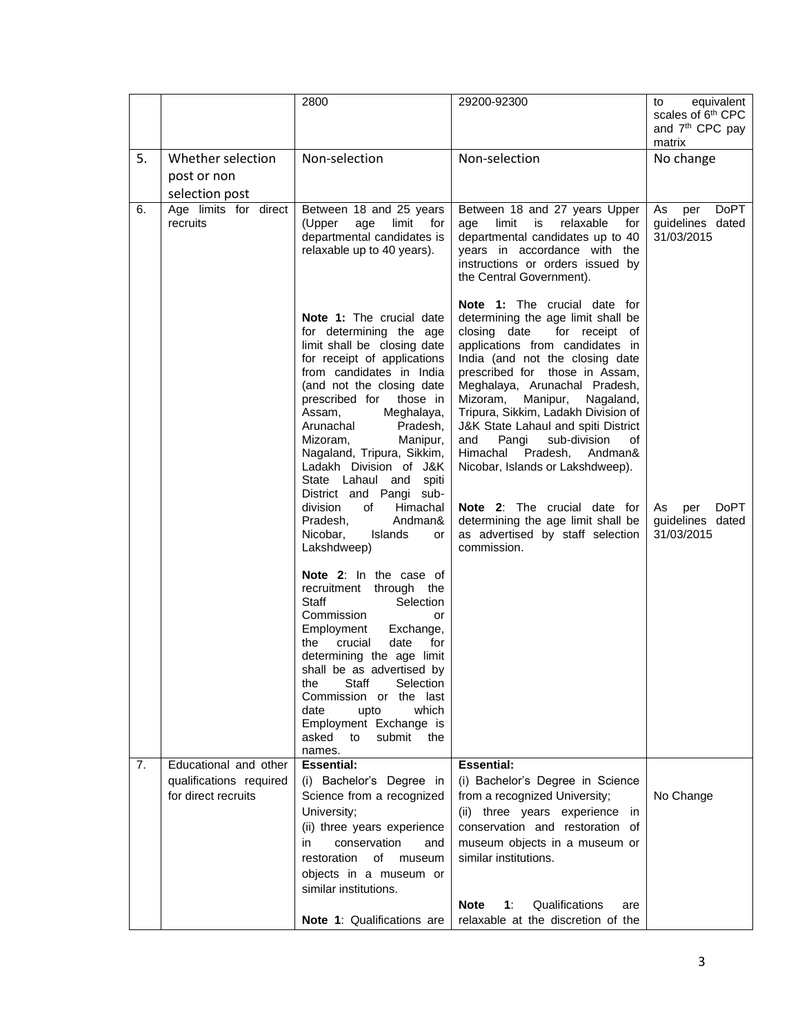|  |  | 2800 | 29200-92300 | to equivalent scales of 6th CPC and 7th CPC pay matrix |
|---|---|---|---|---|
| 5. | Whether selection post or non selection post | Non-selection | Non-selection | No change |
| 6. | Age limits for direct recruits | Between 18 and 25 years (Upper age limit for departmental candidates is relaxable up to 40 years).<br><br>**Note 1:** The crucial date for determining the age limit shall be closing date for receipt of applications from candidates in India (and not the closing date prescribed for those in Assam, Meghalaya, Arunachal Pradesh, Mizoram, Manipur, Nagaland, Tripura, Sikkim, Ladakh Division of J&K State Lahaul and spiti District and Pangi sub-division of Himachal Pradesh, Andman& Nicobar, Islands or Lakshdweep)<br><br>**Note 2**: In the case of recruitment through the Staff Selection Commission or Employment Exchange, the crucial date for determining the age limit shall be as advertised by the Staff Selection Commission or the last date upto which Employment Exchange is asked to submit the names. | Between 18 and 27 years Upper age limit is relaxable for departmental candidates up to 40 years in accordance with the instructions or orders issued by the Central Government).<br><br>**Note 1:** The crucial date for determining the age limit shall be closing date for receipt of applications from candidates in India (and not the closing date prescribed for those in Assam, Meghalaya, Arunachal Pradesh, Mizoram, Manipur, Nagaland, Tripura, Sikkim, Ladakh Division of J&K State Lahaul and spiti District and Pangi sub-division of Himachal Pradesh, Andman& Nicobar, Islands or Lakshdweep).<br><br>**Note 2**: The crucial date for determining the age limit shall be as advertised by staff selection commission. | As per DoPT guidelines dated 31/03/2015<br><br>As per DoPT guidelines dated 31/03/2015 |
| 7. | Educational and other qualifications required for direct recruits | **Essential:**<br>(i) Bachelor's Degree in Science from a recognized University;<br>(ii) three years experience in conservation and restoration of museum objects in a museum or similar institutions.<br><br>**Note 1**: Qualifications are | **Essential:**<br>(i) Bachelor's Degree in Science from a recognized University;<br>(ii) three years experience in conservation and restoration of museum objects in a museum or similar institutions.<br><br>**Note 1**: Qualifications are relaxable at the discretion of the | No Change |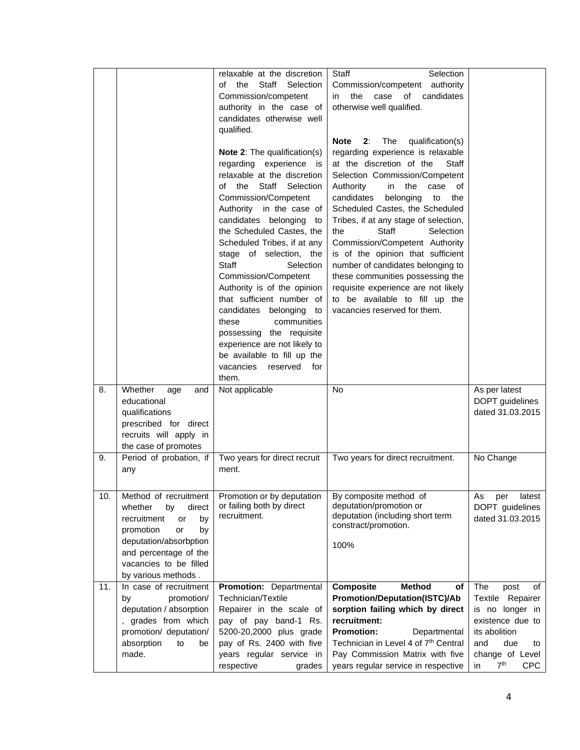| | | | | |
|---|---|---|---|---|
| | | relaxable at the discretion of the Staff Selection Commission/competent authority in the case of candidates otherwise well qualified.<br><br>**Note 2**: The qualification(s) regarding experience is relaxable at the discretion of the Staff Selection Commission/Competent Authority in the case of candidates belonging to the Scheduled Castes, the Scheduled Tribes, if at any stage of selection, the Staff Selection Commission/Competent Authority is of the opinion that sufficient number of candidates belonging to these communities possessing the requisite experience are not likely to be available to fill up the vacancies reserved for them. | Staff Selection Commission/competent authority in the case of candidates otherwise well qualified.<br><br>**Note 2**: The qualification(s) regarding experience is relaxable at the discretion of the Staff Selection Commission/Competent Authority in the case of candidates belonging to the Scheduled Castes, the Scheduled Tribes, if at any stage of selection, the Staff Selection Commission/Competent Authority is of the opinion that sufficient number of candidates belonging to these communities possessing the requisite experience are not likely to be available to fill up the vacancies reserved for them. | |
| 8. | Whether age and educational qualifications prescribed for direct recruits will apply in the case of promotes | Not applicable | No | As per latest DOPT guidelines dated 31.03.2015 |
| 9. | Period of probation, if any | Two years for direct recruit ment. | Two years for direct recruitment. | No Change |
| 10. | Method of recruitment whether by direct recruitment or by promotion or by deputation/absorbption and percentage of the vacancies to be filled by various methods . | Promotion or by deputation or failing both by direct recruitment. | By composite method of deputation/promotion or deputation (including short term constract/promotion.<br><br>100% | As per latest DOPT guidelines dated 31.03.2015 |
| 11. | In case of recruitment by promotion/ deputation / absorption , grades from which promotion/ deputation/ absorption to be made. | **Promotion:** Departmental Technician/Textile Repairer in the scale of pay of pay band-1 Rs. 5200-20,2000 plus grade pay of Rs. 2400 with five years regular service in respective grades | **Composite Method of Promotion/Deputation(ISTC)/Absorption failing which by direct recruitment:**<br>**Promotion:** Departmental Technician in Level 4 of 7th Central Pay Commission Matrix with five years regular service in respective | The post of Textile Repairer is no longer in existence due to its abolition and due to change of Level in 7th CPC |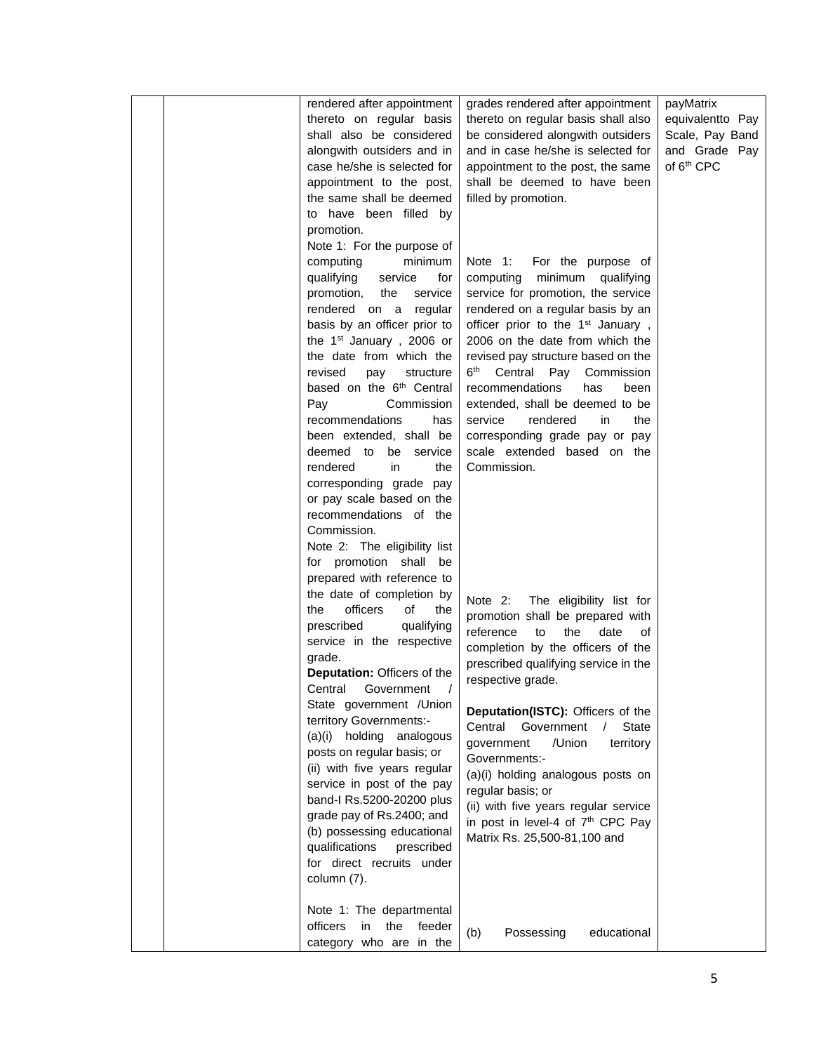| | | | | |
|---|---|---|---|---|
| | | rendered after appointment thereto on regular basis shall also be considered alongwith outsiders and in case he/she is selected for appointment to the post, the same shall be deemed to have been filled by promotion.<br>Note 1: For the purpose of computing minimum qualifying service for promotion, the service rendered on a regular basis by an officer prior to the 1st January , 2006 or the date from which the revised pay structure based on the 6th Central Pay Commission recommendations has been extended, shall be deemed to be service rendered in the corresponding grade pay or pay scale based on the recommendations of the Commission.<br>Note 2: The eligibility list for promotion shall be prepared with reference to the date of completion by the officers of the prescribed qualifying service in the respective grade.<br>**Deputation:** Officers of the Central Government / State government /Union territory Governments:-<br>(a)(i) holding analogous posts on regular basis; or<br>(ii) with five years regular service in post of the pay band-I Rs.5200-20200 plus grade pay of Rs.2400; and<br>(b) possessing educational qualifications prescribed for direct recruits under column (7).<br><br>Note 1: The departmental officers in the feeder category who are in the | grades rendered after appointment thereto on regular basis shall also be considered alongwith outsiders and in case he/she is selected for appointment to the post, the same shall be deemed to have been filled by promotion.<br><br>Note 1: For the purpose of computing minimum qualifying service for promotion, the service rendered on a regular basis by an officer prior to the 1st January , 2006 on the date from which the revised pay structure based on the 6th Central Pay Commission recommendations has been extended, shall be deemed to be service rendered in the corresponding grade pay or pay scale extended based on the Commission.<br><br>Note 2: The eligibility list for promotion shall be prepared with reference to the date of completion by the officers of the prescribed qualifying service in the respective grade.<br><br>**Deputation(ISTC):** Officers of the Central Government / State government /Union territory Governments:-<br>(a)(i) holding analogous posts on regular basis; or<br>(ii) with five years regular service in post in level-4 of 7th CPC Pay Matrix Rs. 25,500-81,100 and<br><br>(b) Possessing educational | payMatrix equivalentto Pay Scale, Pay Band and Grade Pay of 6th CPC |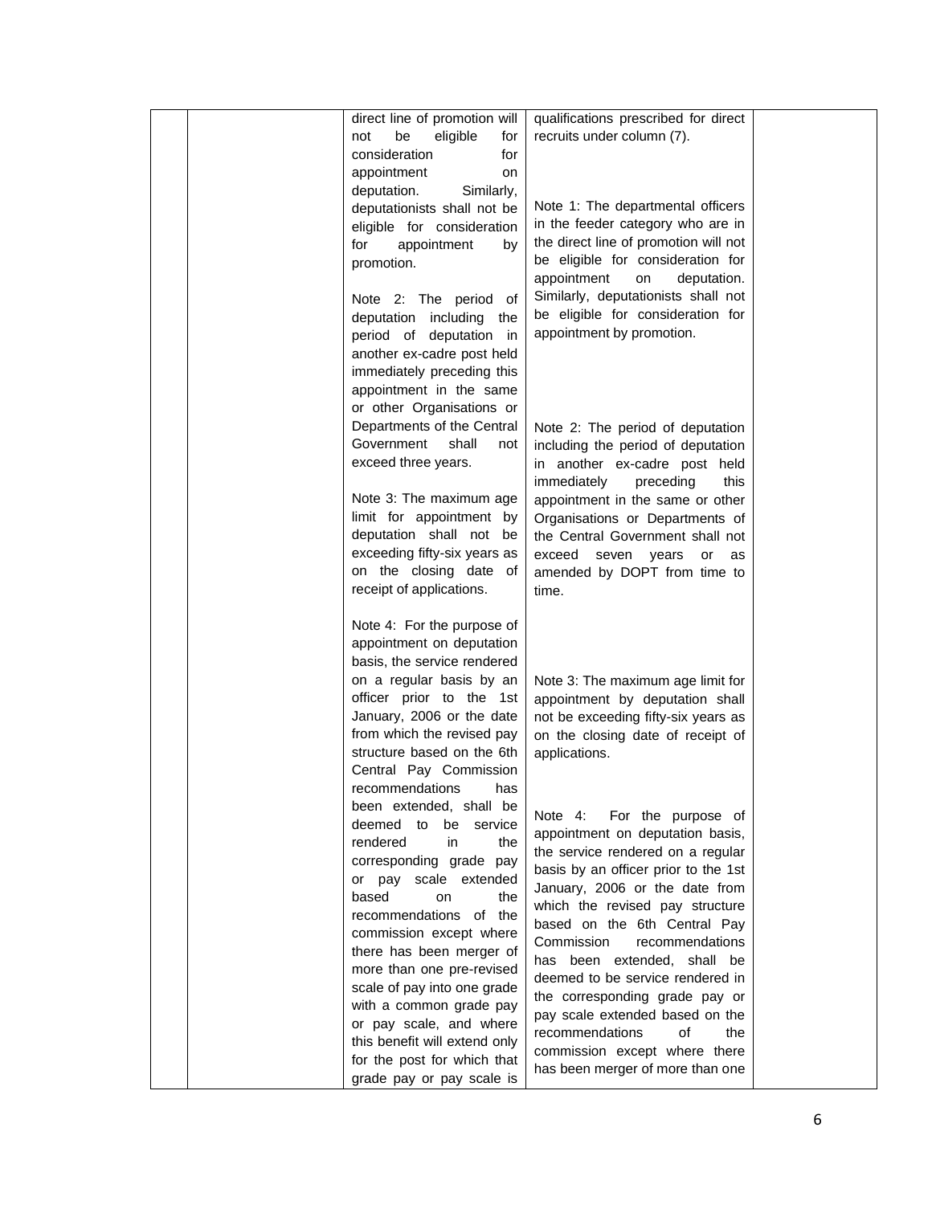| | | | | |
|---|---|---|---|---|
| | | direct line of promotion will not be eligible for consideration for appointment on deputation. Similarly, deputationists shall not be eligible for consideration for appointment by promotion.<br><br>Note 2: The period of deputation including the period of deputation in another ex-cadre post held immediately preceding this appointment in the same or other Organisations or Departments of the Central Government shall not exceed three years.<br><br>Note 3: The maximum age limit for appointment by deputation shall not be exceeding fifty-six years as on the closing date of receipt of applications.<br><br>Note 4: For the purpose of appointment on deputation basis, the service rendered on a regular basis by an officer prior to the 1st January, 2006 or the date from which the revised pay structure based on the 6th Central Pay Commission recommendations has been extended, shall be deemed to be service rendered in the corresponding grade pay or pay scale extended based on the recommendations of the commission except where there has been merger of more than one pre-revised scale of pay into one grade with a common grade pay or pay scale, and where this benefit will extend only for the post for which that grade pay or pay scale is | qualifications prescribed for direct recruits under column (7).<br><br>Note 1: The departmental officers in the feeder category who are in the direct line of promotion will not be eligible for consideration for appointment on deputation. Similarly, deputationists shall not be eligible for consideration for appointment by promotion.<br><br>Note 2: The period of deputation including the period of deputation in another ex-cadre post held immediately preceding this appointment in the same or other Organisations or Departments of the Central Government shall not exceed seven years or as amended by DOPT from time to time.<br><br>Note 3: The maximum age limit for appointment by deputation shall not be exceeding fifty-six years as on the closing date of receipt of applications.<br><br>Note 4: For the purpose of appointment on deputation basis, the service rendered on a regular basis by an officer prior to the 1st January, 2006 or the date from which the revised pay structure based on the 6th Central Pay Commission recommendations has been extended, shall be deemed to be service rendered in the corresponding grade pay or pay scale extended based on the recommendations of the commission except where there has been merger of more than one | |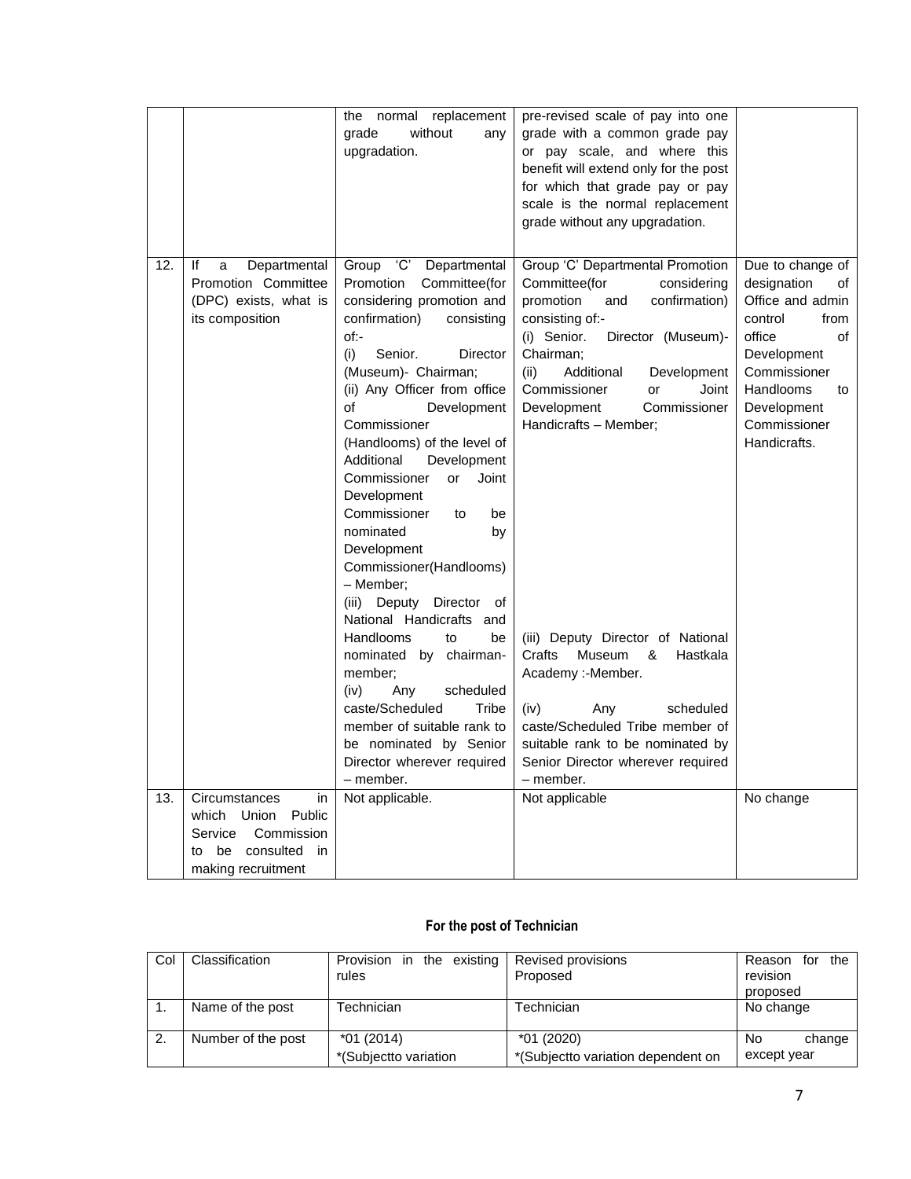| | | the normal replacement grade without any upgradation. | pre-revised scale of pay into one grade with a common grade pay or pay scale, and where this benefit will extend only for the post for which that grade pay or pay scale is the normal replacement grade without any upgradation. | |
|---|---|---|---|---|
| 12. | If a Departmental Promotion Committee (DPC) exists, what is its composition | Group 'C' Departmental Promotion Committee(for considering promotion and confirmation) consisting of:-<br>(i) Senior. Director (Museum)- Chairman;<br>(ii) Any Officer from office of Development Commissioner (Handlooms) of the level of Additional Development Commissioner or Joint Development Commissioner to be nominated by Development Commissioner(Handlooms) – Member;<br>(iii) Deputy Director of National Handicrafts and Handlooms to be nominated by chairman-member;<br>(iv) Any scheduled caste/Scheduled Tribe member of suitable rank to be nominated by Senior Director wherever required – member. | Group 'C' Departmental Promotion Committee(for considering promotion and confirmation) consisting of:-<br>(i) Senior. Director (Museum)- Chairman;<br>(ii) Additional Development Commissioner or Joint Development Commissioner Handicrafts – Member;<br>(iii) Deputy Director of National Crafts Museum & Hastkala Academy :-Member.<br>(iv) Any scheduled caste/Scheduled Tribe member of suitable rank to be nominated by Senior Director wherever required – member. | Due to change of designation of Office and admin control from office of Development Commissioner Handlooms to Development Commissioner Handicrafts. |
| 13. | Circumstances in which Union Public Service Commission to be consulted in making recruitment | Not applicable. | Not applicable | No change |

**For the post of Technician**

| Col | Classification | Provision in the existing rules | Revised provisions Proposed | Reason for the revision proposed |
|---|---|---|---|---|
| 1. | Name of the post | Technician | Technician | No change |
| 2. | Number of the post | *01 (2014)<br>*(Subjectto variation | *01 (2020)<br>*(Subjectto variation dependent on | No change except year |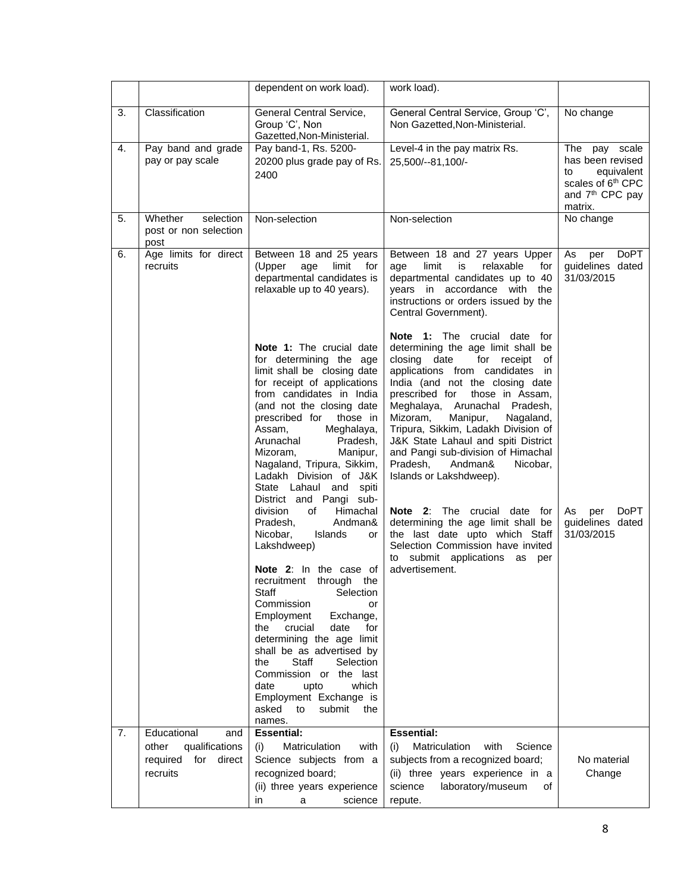| | | dependent on work load). | work load). | |
|---|---|---|---|---|
| 3. | Classification | General Central Service, Group 'C', Non Gazetted,Non-Ministerial. | General Central Service, Group 'C', Non Gazetted,Non-Ministerial. | No change |
| 4. | Pay band and grade pay or pay scale | Pay band-1, Rs. 5200-20200 plus grade pay of Rs. 2400 | Level-4 in the pay matrix Rs. 25,500/--81,100/- | The pay scale has been revised to equivalent scales of 6th CPC and 7th CPC pay matrix. |
| 5. | Whether selection post or non selection post | Non-selection | Non-selection | No change |
| 6. | Age limits for direct recruits | Between 18 and 25 years (Upper age limit for departmental candidates is relaxable up to 40 years).<br><br>**Note 1:** The crucial date for determining the age limit shall be closing date for receipt of applications from candidates in India (and not the closing date prescribed for those in Assam, Meghalaya, Arunachal Pradesh, Mizoram, Manipur, Nagaland, Tripura, Sikkim, Ladakh Division of J&K State Lahaul and spiti District and Pangi sub-division of Himachal Pradesh, Andman& Nicobar, Islands or Lakshdweep)<br><br>**Note 2**: In the case of recruitment through the Staff Selection Commission or Employment Exchange, the crucial date for determining the age limit shall be as advertised by the Staff Selection Commission or the last date upto which Employment Exchange is asked to submit the names. | Between 18 and 27 years Upper age limit is relaxable for departmental candidates up to 40 years in accordance with the instructions or orders issued by the Central Government).<br><br>**Note 1:** The crucial date for determining the age limit shall be closing date for receipt of applications from candidates in India (and not the closing date prescribed for those in Assam, Meghalaya, Arunachal Pradesh, Mizoram, Manipur, Nagaland, Tripura, Sikkim, Ladakh Division of J&K State Lahaul and spiti District and Pangi sub-division of Himachal Pradesh, Andman& Nicobar, Islands or Lakshdweep).<br><br>**Note 2**: The crucial date for determining the age limit shall be the last date upto which Staff Selection Commission have invited to submit applications as per advertisement. | As per DoPT guidelines dated 31/03/2015<br><br>As per DoPT guidelines dated 31/03/2015 |
| 7. | Educational and other qualifications required for direct recruits | **Essential:**<br>(i) Matriculation with Science subjects from a recognized board;<br>(ii) three years experience in a science | **Essential:**<br>(i) Matriculation with Science subjects from a recognized board;<br>(ii) three years experience in a science laboratory/museum of repute. | No material Change |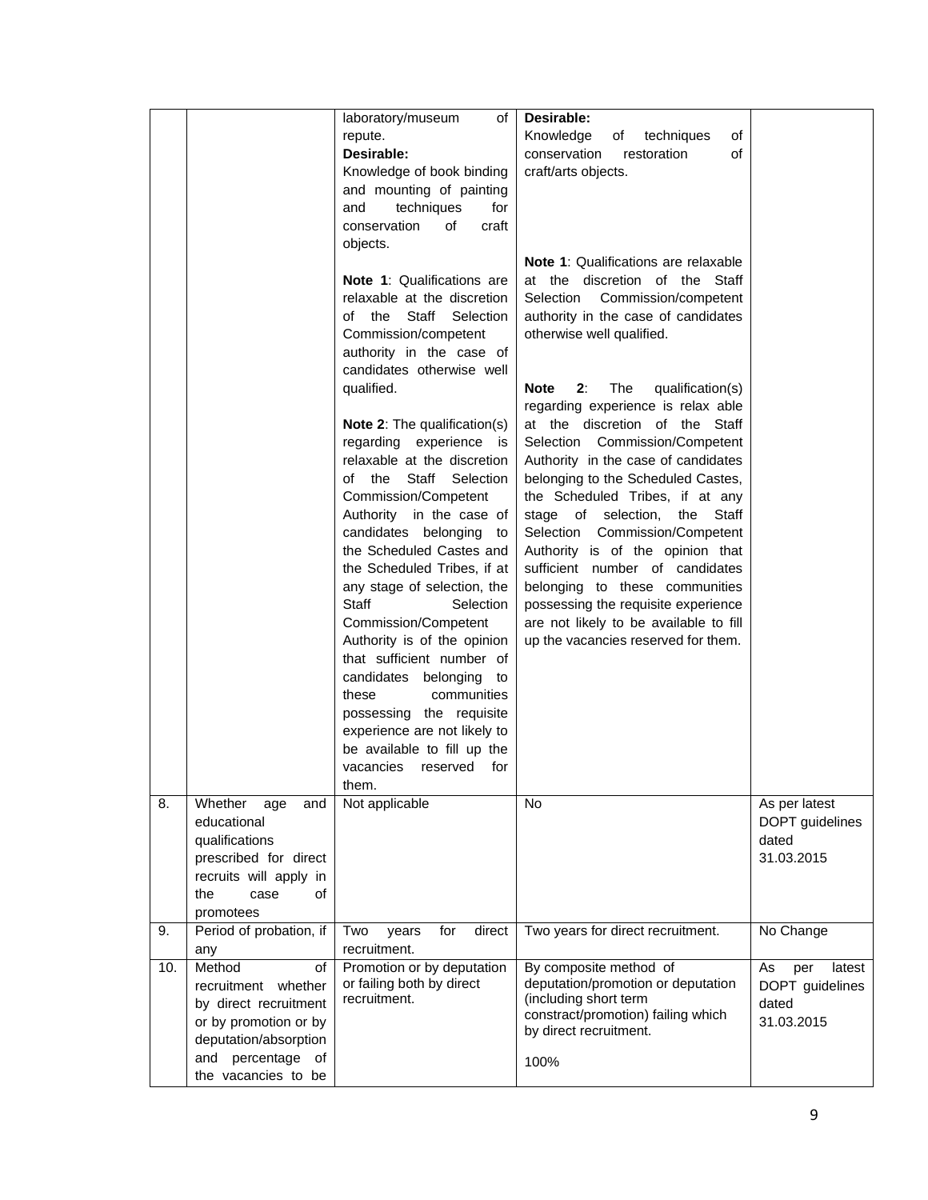| | | | | |
|---|---|---|---|---|
| | | laboratory/museum of repute.<br>**Desirable:**<br>Knowledge of book binding and mounting of painting and techniques for conservation of craft objects.<br><br>**Note 1**: Qualifications are relaxable at the discretion of the Staff Selection Commission/competent authority in the case of candidates otherwise well qualified.<br><br>**Note 2**: The qualification(s) regarding experience is relaxable at the discretion of the Staff Selection Commission/Competent Authority in the case of candidates belonging to the Scheduled Castes and the Scheduled Tribes, if at any stage of selection, the Staff Selection Commission/Competent Authority is of the opinion that sufficient number of candidates belonging to these communities possessing the requisite experience are not likely to be available to fill up the vacancies reserved for them. | **Desirable:**<br>Knowledge of techniques of conservation restoration of craft/arts objects.<br><br>**Note 1**: Qualifications are relaxable at the discretion of the Staff Selection Commission/competent authority in the case of candidates otherwise well qualified.<br><br>**Note 2**: The qualification(s) regarding experience is relax able at the discretion of the Staff Selection Commission/Competent Authority in the case of candidates belonging to the Scheduled Castes, the Scheduled Tribes, if at any stage of selection, the Staff Selection Commission/Competent Authority is of the opinion that sufficient number of candidates belonging to these communities possessing the requisite experience are not likely to be available to fill up the vacancies reserved for them. | |
| 8. | Whether age and educational qualifications prescribed for direct recruits will apply in the case of promotees | Not applicable | No | As per latest DOPT guidelines dated 31.03.2015 |
| 9. | Period of probation, if any | Two years for direct recruitment. | Two years for direct recruitment. | No Change |
| 10. | Method of recruitment whether by direct recruitment or by promotion or by deputation/absorption and percentage of the vacancies to be | Promotion or by deputation or failing both by direct recruitment. | By composite method of deputation/promotion or deputation (including short term constract/promotion) failing which by direct recruitment.<br><br>100% | As per latest DOPT guidelines dated 31.03.2015 |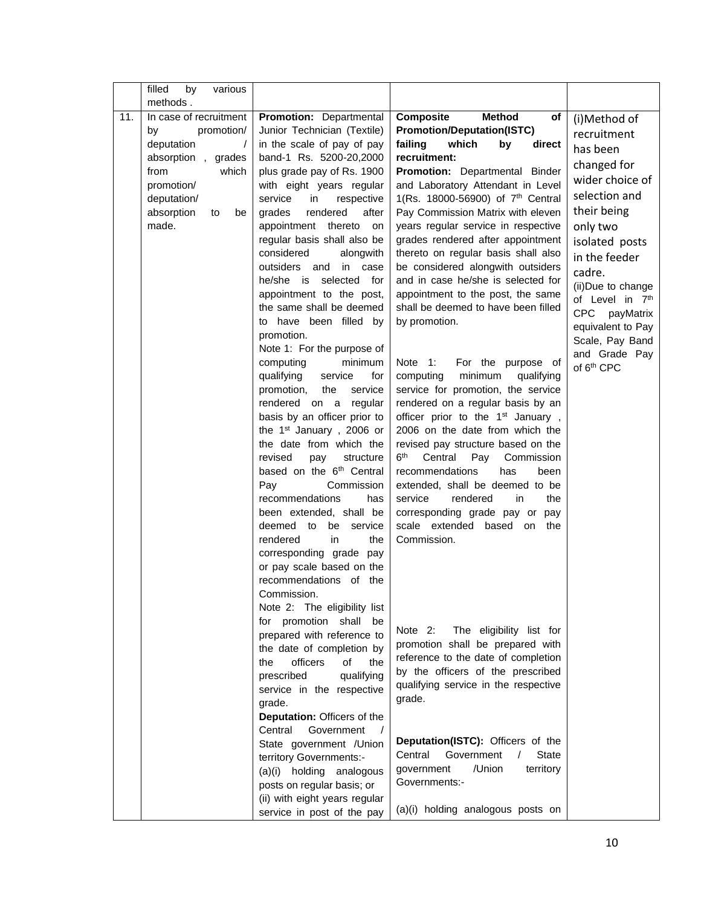|  | filled by various methods . |  |  |  |
|---|---|---|---|---|
| 11. | In case of recruitment by promotion/ deputation / absorption , grades from which promotion/ deputation/ absorption to be made. | **Promotion:** Departmental Junior Technician (Textile) in the scale of pay of pay band-1 Rs. 5200-20,2000 plus grade pay of Rs. 1900 with eight years regular service in respective grades rendered after appointment thereto on regular basis shall also be considered alongwith outsiders and in case he/she is selected for appointment to the post, the same shall be deemed to have been filled by promotion.<br>Note 1: For the purpose of computing minimum qualifying service for promotion, the service rendered on a regular basis by an officer prior to the 1st January , 2006 or the date from which the revised pay structure based on the 6th Central Pay Commission recommendations has been extended, shall be deemed to be service rendered in the corresponding grade pay or pay scale based on the recommendations of the Commission.<br>Note 2: The eligibility list for promotion shall be prepared with reference to the date of completion by the officers of the prescribed qualifying service in the respective grade.<br>**Deputation:** Officers of the Central Government / State government /Union territory Governments:-<br>(a)(i) holding analogous posts on regular basis; or<br>(ii) with eight years regular service in post of the pay | **Composite Method of Promotion/Deputation(ISTC) failing which by direct recruitment:**<br>**Promotion:** Departmental Binder and Laboratory Attendant in Level 1(Rs. 18000-56900) of 7th Central Pay Commission Matrix with eleven years regular service in respective grades rendered after appointment thereto on regular basis shall also be considered alongwith outsiders and in case he/she is selected for appointment to the post, the same shall be deemed to have been filled by promotion.<br>Note 1: For the purpose of computing minimum qualifying service for promotion, the service rendered on a regular basis by an officer prior to the 1st January , 2006 on the date from which the revised pay structure based on the 6th Central Pay Commission recommendations has been extended, shall be deemed to be service rendered in the corresponding grade pay or pay scale extended based on the Commission.<br>Note 2: The eligibility list for promotion shall be prepared with reference to the date of completion by the officers of the prescribed qualifying service in the respective grade.<br>**Deputation(ISTC):** Officers of the Central Government / State government /Union territory Governments:-<br>(a)(i) holding analogous posts on | (i)Method of recruitment has been changed for wider choice of selection and their being only two isolated posts in the feeder cadre.<br>(ii)Due to change of Level in 7th CPC payMatrix equivalent to Pay Scale, Pay Band and Grade Pay of 6th CPC |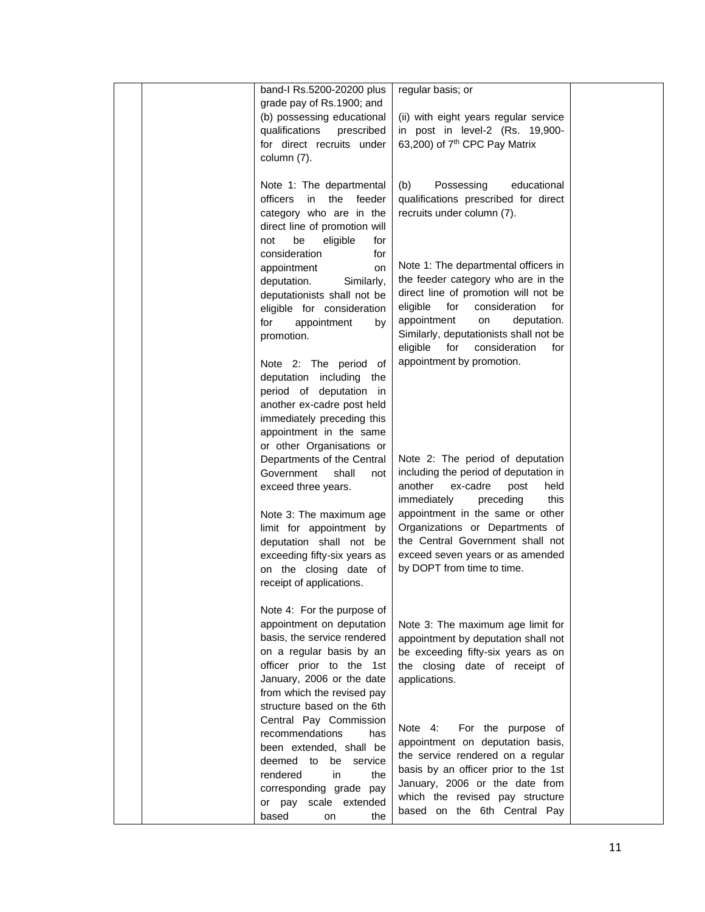| | | | | |
|---|---|---|---|---|
| | | band-I Rs.5200-20200 plus grade pay of Rs.1900; and<br>(b) possessing educational qualifications prescribed for direct recruits under column (7).<br><br>Note 1: The departmental officers in the feeder category who are in the direct line of promotion will not be eligible for consideration for appointment on deputation. Similarly, deputationists shall not be eligible for consideration for appointment by promotion.<br><br>Note 2: The period of deputation including the period of deputation in another ex-cadre post held immediately preceding this appointment in the same or other Organisations or Departments of the Central Government shall not exceed three years.<br><br>Note 3: The maximum age limit for appointment by deputation shall not be exceeding fifty-six years as on the closing date of receipt of applications.<br><br>Note 4: For the purpose of appointment on deputation basis, the service rendered on a regular basis by an officer prior to the 1st January, 2006 or the date from which the revised pay structure based on the 6th Central Pay Commission recommendations has been extended, shall be deemed to be service rendered in the corresponding grade pay or pay scale extended based on the | regular basis; or<br><br>(ii) with eight years regular service in post in level-2 (Rs. 19,900-63,200) of 7th CPC Pay Matrix<br><br>(b) Possessing educational qualifications prescribed for direct recruits under column (7).<br><br>Note 1: The departmental officers in the feeder category who are in the direct line of promotion will not be eligible for consideration for appointment on deputation. Similarly, deputationists shall not be eligible for consideration for appointment by promotion.<br><br>Note 2: The period of deputation including the period of deputation in another ex-cadre post held immediately preceding this appointment in the same or other Organizations or Departments of the Central Government shall not exceed seven years or as amended by DOPT from time to time.<br><br>Note 3: The maximum age limit for appointment by deputation shall not be exceeding fifty-six years as on the closing date of receipt of applications.<br><br>Note 4: For the purpose of appointment on deputation basis, the service rendered on a regular basis by an officer prior to the 1st January, 2006 or the date from which the revised pay structure based on the 6th Central Pay | |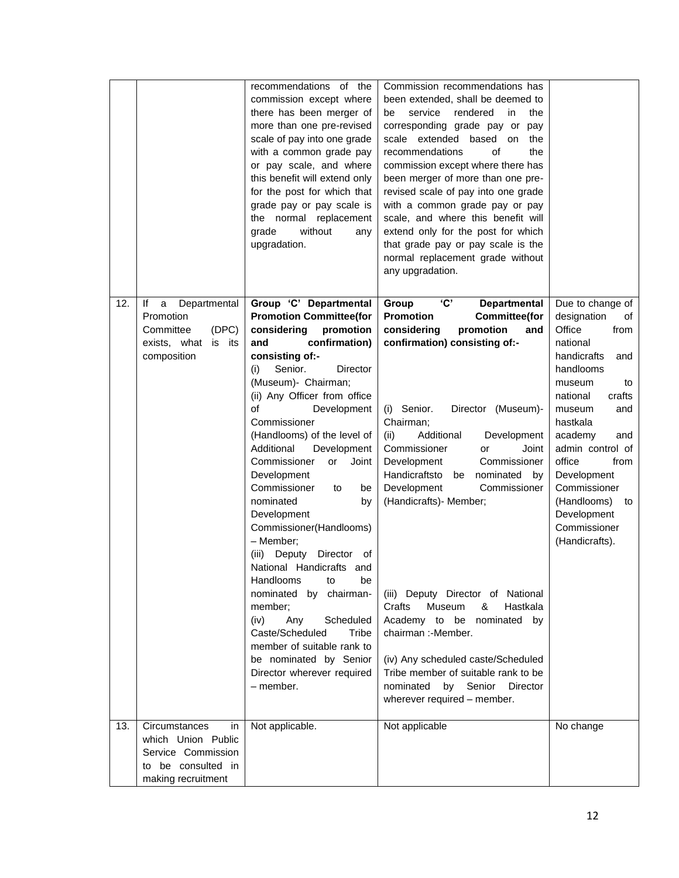| | | | | |
|---|---|---|---|---|
| | | recommendations of the commission except where there has been merger of more than one pre-revised scale of pay into one grade with a common grade pay or pay scale, and where this benefit will extend only for the post for which that grade pay or pay scale is the normal replacement grade without any upgradation. | Commission recommendations has been extended, shall be deemed to be service rendered in the corresponding grade pay or pay scale extended based on the recommendations of the commission except where there has been merger of more than one pre-revised scale of pay into one grade with a common grade pay or pay scale, and where this benefit will extend only for the post for which that grade pay or pay scale is the normal replacement grade without any upgradation. | |
| 12. | If a Departmental Promotion Committee (DPC) exists, what is its composition | **Group 'C' Departmental Promotion Committee(for considering promotion and confirmation) consisting of:-**<br>(i) Senior. Director (Museum)- Chairman;<br>(ii) Any Officer from office of Development Commissioner (Handlooms) of the level of Additional Development Commissioner or Joint Development Commissioner to be nominated by Development Commissioner(Handlooms) – Member;<br>(iii) Deputy Director of National Handicrafts and Handlooms to be nominated by chairman-member;<br>(iv) Any Scheduled Caste/Scheduled Tribe member of suitable rank to be nominated by Senior Director wherever required – member. | **Group 'C' Departmental Promotion Committee(for considering promotion and confirmation) consisting of:-**<br>(i) Senior. Director (Museum)- Chairman;<br>(ii) Additional Development Commissioner or Joint Development Commissioner Handicraftsto be nominated by Development Commissioner (Handicrafts)- Member;<br>(iii) Deputy Director of National Crafts Museum & Hastkala Academy to be nominated by chairman :-Member.<br>(iv) Any scheduled caste/Scheduled Tribe member of suitable rank to be nominated by Senior Director wherever required – member. | Due to change of designation of Office from national handicrafts and handlooms museum to national crafts museum and hastkala academy and admin control of office from Development Commissioner (Handlooms) to Development Commissioner (Handicrafts). |
| 13. | Circumstances in which Union Public Service Commission to be consulted in making recruitment | Not applicable. | Not applicable | No change |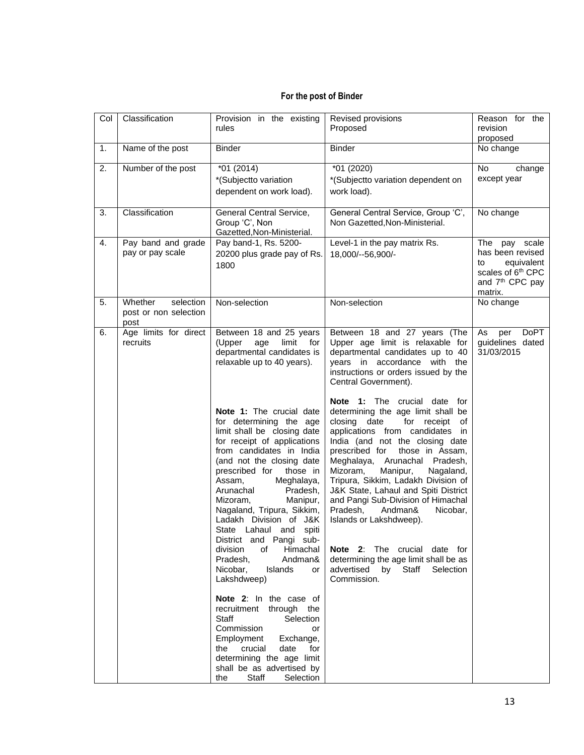**For the post of Binder**

| Col | Classification | Provision in the existing rules | Revised provisions Proposed | Reason for the revision proposed |
|---|---|---|---|---|
| 1. | Name of the post | Binder | Binder | No change |
| 2. | Number of the post | *01 (2014)<br>*(Subjectto variation dependent on work load). | *01 (2020)<br>*(Subjectto variation dependent on work load). | No change except year |
| 3. | Classification | General Central Service, Group 'C', Non Gazetted,Non-Ministerial. | General Central Service, Group 'C', Non Gazetted,Non-Ministerial. | No change |
| 4. | Pay band and grade pay or pay scale | Pay band-1, Rs. 5200-20200 plus grade pay of Rs. 1800 | Level-1 in the pay matrix Rs. 18,000/--56,900/- | The pay scale has been revised to equivalent scales of 6th CPC and 7th CPC pay matrix. |
| 5. | Whether selection post or non selection post | Non-selection | Non-selection | No change |
| 6. | Age limits for direct recruits | Between 18 and 25 years (Upper age limit for departmental candidates is relaxable up to 40 years).<br><br>**Note 1:** The crucial date for determining the age limit shall be closing date for receipt of applications from candidates in India (and not the closing date prescribed for those in Assam, Meghalaya, Arunachal Pradesh, Mizoram, Manipur, Nagaland, Tripura, Sikkim, Ladakh Division of J&K State Lahaul and spiti District and Pangi sub-division of Himachal Pradesh, Andman& Nicobar, Islands or Lakshdweep)<br><br>**Note 2**: In the case of recruitment through the Staff Selection Commission or Employment Exchange, the crucial date for determining the age limit shall be as advertised by the Staff Selection | Between 18 and 27 years (The Upper age limit is relaxable for departmental candidates up to 40 years in accordance with the instructions or orders issued by the Central Government).<br><br>**Note 1:** The crucial date for determining the age limit shall be closing date for receipt of applications from candidates in India (and not the closing date prescribed for those in Assam, Meghalaya, Arunachal Pradesh, Mizoram, Manipur, Nagaland, Tripura, Sikkim, Ladakh Division of J&K State, Lahaul and Spiti District and Pangi Sub-Division of Himachal Pradesh, Andman& Nicobar, Islands or Lakshdweep).<br><br>**Note 2**: The crucial date for determining the age limit shall be as advertised by Staff Selection Commission. | As per DoPT guidelines dated 31/03/2015 |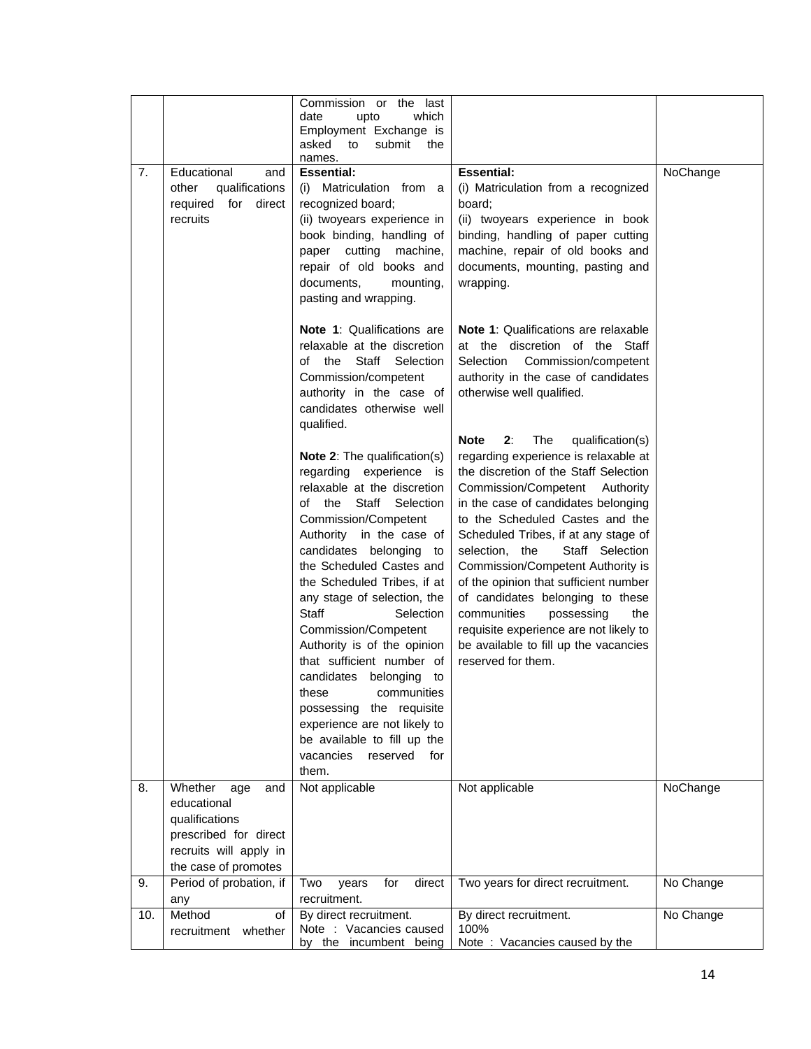| | | Commission or the last date upto which Employment Exchange is asked to submit the names. | | |
|---|---|---|---|---|
| 7. | Educational and other qualifications required for direct recruits | **Essential:**<br>(i) Matriculation from a recognized board;<br>(ii) twoyears experience in book binding, handling of paper cutting machine, repair of old books and documents, mounting, pasting and wrapping.<br><br>**Note 1**: Qualifications are relaxable at the discretion of the Staff Selection Commission/competent authority in the case of candidates otherwise well qualified.<br><br>**Note 2**: The qualification(s) regarding experience is relaxable at the discretion of the Staff Selection Commission/Competent Authority in the case of candidates belonging to the Scheduled Castes and the Scheduled Tribes, if at any stage of selection, the Staff Selection Commission/Competent Authority is of the opinion that sufficient number of candidates belonging to these communities possessing the requisite experience are not likely to be available to fill up the vacancies reserved for them. | **Essential:**<br>(i) Matriculation from a recognized board;<br>(ii) twoyears experience in book binding, handling of paper cutting machine, repair of old books and documents, mounting, pasting and wrapping.<br><br>**Note 1**: Qualifications are relaxable at the discretion of the Staff Selection Commission/competent authority in the case of candidates otherwise well qualified.<br><br>**Note 2**: The qualification(s) regarding experience is relaxable at the discretion of the Staff Selection Commission/Competent Authority in the case of candidates belonging to the Scheduled Castes and the Scheduled Tribes, if at any stage of selection, the Staff Selection Commission/Competent Authority is of the opinion that sufficient number of candidates belonging to these communities possessing the requisite experience are not likely to be available to fill up the vacancies reserved for them. | NoChange |
| 8. | Whether age and educational qualifications prescribed for direct recruits will apply in the case of promotes | Not applicable | Not applicable | NoChange |
| 9. | Period of probation, if any | Two years for direct recruitment. | Two years for direct recruitment. | No Change |
| 10. | Method of recruitment whether | By direct recruitment.<br>Note : Vacancies caused by the incumbent being | By direct recruitment.<br>100%<br>Note : Vacancies caused by the | No Change |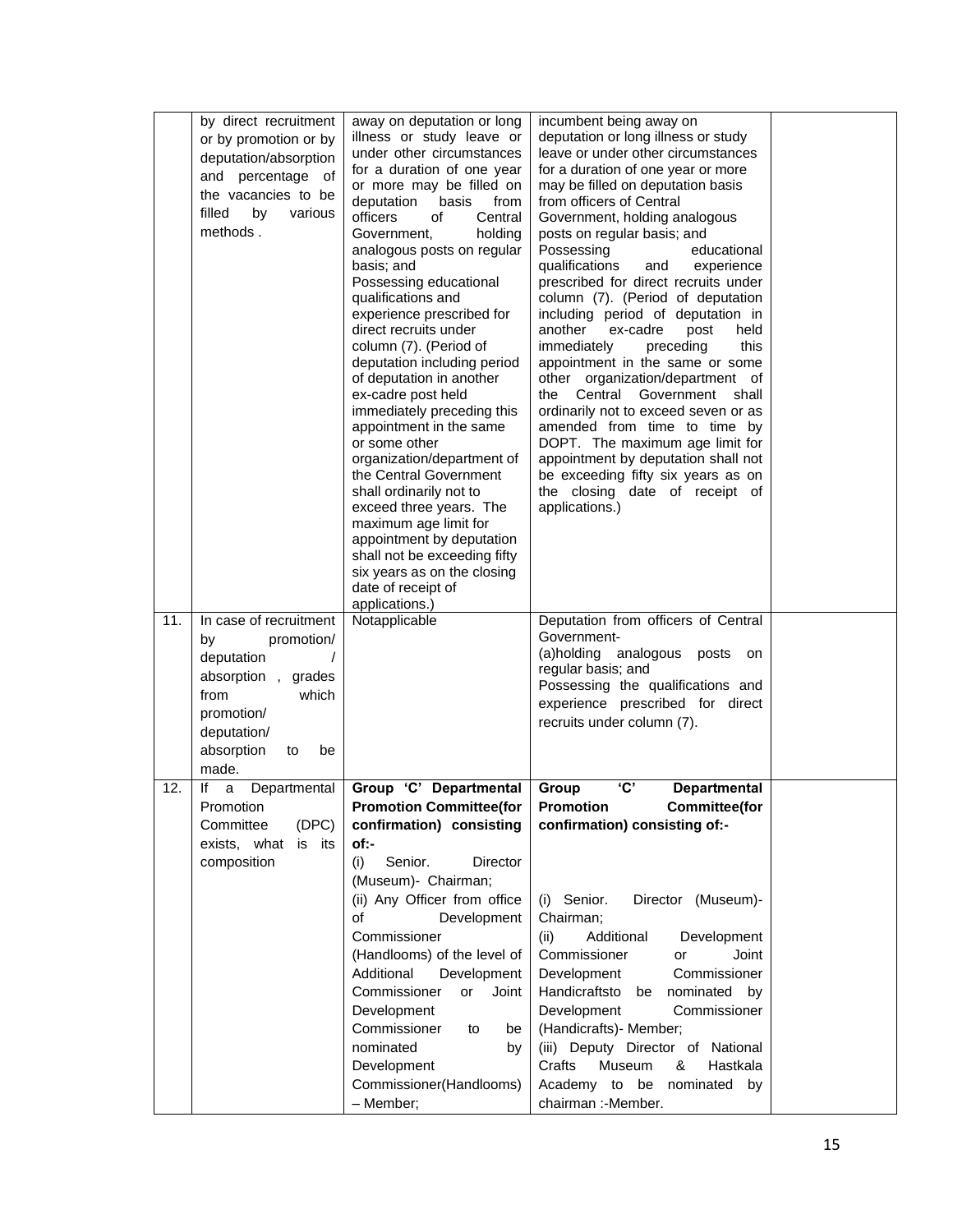| | | | | |
|---|---|---|---|---|
| | by direct recruitment or by promotion or by deputation/absorption and percentage of the vacancies to be filled by various methods . | away on deputation or long illness or study leave or under other circumstances for a duration of one year or more may be filled on deputation basis from officers of Central Government, holding analogous posts on regular basis; and Possessing educational qualifications and experience prescribed for direct recruits under column (7). (Period of deputation including period of deputation in another ex-cadre post held immediately preceding this appointment in the same or some other organization/department of the Central Government shall ordinarily not to exceed three years. The maximum age limit for appointment by deputation shall not be exceeding fifty six years as on the closing date of receipt of applications.) | incumbent being away on deputation or long illness or study leave or under other circumstances for a duration of one year or more may be filled on deputation basis from officers of Central Government, holding analogous posts on regular basis; and Possessing educational qualifications and experience prescribed for direct recruits under column (7). (Period of deputation including period of deputation in another ex-cadre post held immediately preceding this appointment in the same or some other organization/department of the Central Government shall ordinarily not to exceed seven or as amended from time to time by DOPT. The maximum age limit for appointment by deputation shall not be exceeding fifty six years as on the closing date of receipt of applications.) | |
| 11. | In case of recruitment by promotion/ deputation / absorption , grades from which promotion/ deputation/ absorption to be made. | Notapplicable | Deputation from officers of Central Government- (a)holding analogous posts on regular basis; and Possessing the qualifications and experience prescribed for direct recruits under column (7). | |
| 12. | If a Departmental Promotion Committee (DPC) exists, what is its composition | **Group 'C' Departmental Promotion Committee(for confirmation) consisting of:-** (i) Senior. Director (Museum)- Chairman; (ii) Any Officer from office of Development Commissioner (Handlooms) of the level of Additional Development Commissioner or Joint Development Commissioner to be nominated by Development Commissioner(Handlooms) – Member; | **Group 'C' Departmental Promotion Committee(for confirmation) consisting of:-** (i) Senior. Director (Museum)- Chairman; (ii) Additional Development Commissioner or Joint Development Commissioner Handicraftsto be nominated by Development Commissioner (Handicrafts)- Member; (iii) Deputy Director of National Crafts Museum & Hastkala Academy to be nominated by chairman :-Member. | |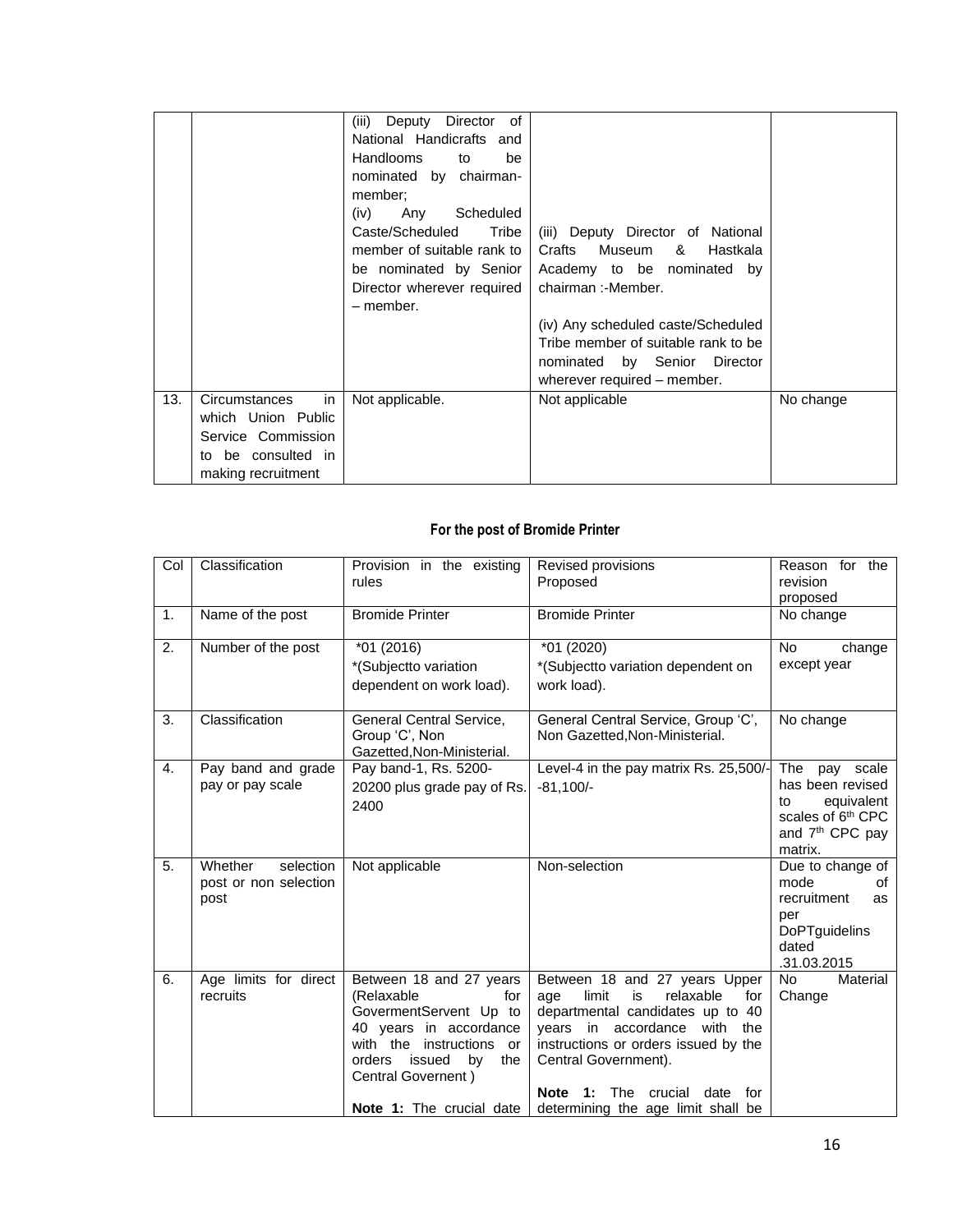| | | | | |
|---|---|---|---|---|
| | | (iii) Deputy Director of National Handicrafts and Handlooms to be nominated by chairman-member;<br>(iv) Any Scheduled Caste/Scheduled Tribe member of suitable rank to be nominated by Senior Director wherever required – member. | (iii) Deputy Director of National Crafts Museum & Hastkala Academy to be nominated by chairman :-Member.<br><br>(iv) Any scheduled caste/Scheduled Tribe member of suitable rank to be nominated by Senior Director wherever required – member. | |
| 13. | Circumstances in which Union Public Service Commission to be consulted in making recruitment | Not applicable. | Not applicable | No change |

**For the post of Bromide Printer**

| Col | Classification | Provision in the existing rules | Revised provisions Proposed | Reason for the revision proposed |
|---|---|---|---|---|
| 1. | Name of the post | Bromide Printer | Bromide Printer | No change |
| 2. | Number of the post | *01 (2016)<br>*(Subjectto variation dependent on work load). | *01 (2020)<br>*(Subjectto variation dependent on work load). | No change except year |
| 3. | Classification | General Central Service, Group 'C', Non Gazetted,Non-Ministerial. | General Central Service, Group 'C', Non Gazetted,Non-Ministerial. | No change |
| 4. | Pay band and grade pay or pay scale | Pay band-1, Rs. 5200-20200 plus grade pay of Rs. 2400 | Level-4 in the pay matrix Rs. 25,500/--81,100/- | The pay scale has been revised to equivalent scales of 6th CPC and 7th CPC pay matrix. |
| 5. | Whether selection post or non selection post | Not applicable | Non-selection | Due to change of mode of recruitment as per DoPTguidelins dated .31.03.2015 |
| 6. | Age limits for direct recruits | Between 18 and 27 years (Relaxable for GovermentServent Up to 40 years in accordance with the instructions or orders issued by the Central Governent )<br><br>**Note 1:** The crucial date | Between 18 and 27 years Upper age limit is relaxable for departmental candidates up to 40 years in accordance with the instructions or orders issued by the Central Government).<br><br>**Note 1:** The crucial date for determining the age limit shall be | No Material Change |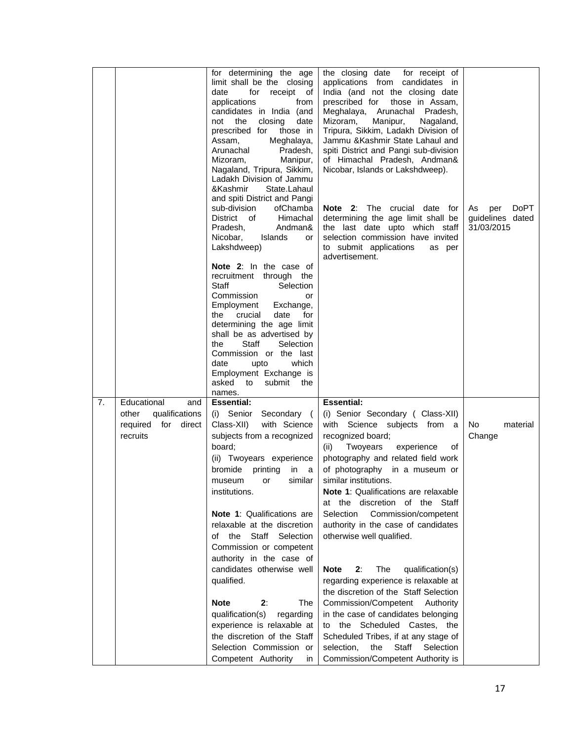|  |  |  |  |  |
|---|---|---|---|---|
|  |  | for determining the age limit shall be the closing date for receipt of applications from candidates in India (and not the closing date prescribed for those in Assam, Meghalaya, Arunachal Pradesh, Mizoram, Manipur, Nagaland, Tripura, Sikkim, Ladakh Division of Jammu &Kashmir State.Lahaul and spiti District and Pangi sub-division ofChamba District of Himachal Pradesh, Andman& Nicobar, Islands or Lakshdweep)<br><br>**Note 2**: In the case of recruitment through the Staff Selection Commission or Employment Exchange, the crucial date for determining the age limit shall be as advertised by the Staff Selection Commission or the last date upto which Employment Exchange is asked to submit the names. | the closing date for receipt of applications from candidates in India (and not the closing date prescribed for those in Assam, Meghalaya, Arunachal Pradesh, Mizoram, Manipur, Nagaland, Tripura, Sikkim, Ladakh Division of Jammu &Kashmir State Lahaul and spiti District and Pangi sub-division of Himachal Pradesh, Andman& Nicobar, Islands or Lakshdweep).<br><br>**Note 2**: The crucial date for determining the age limit shall be the last date upto which staff selection commission have invited to submit applications as per advertisement. | As per DoPT guidelines dated 31/03/2015 |
| 7. | Educational and other qualifications required for direct recruits | **Essential:**<br>(i) Senior Secondary ( Class-XII) with Science subjects from a recognized board;<br>(ii) Twoyears experience bromide printing in a museum or similar institutions.<br><br>**Note 1**: Qualifications are relaxable at the discretion of the Staff Selection Commission or competent authority in the case of candidates otherwise well qualified.<br><br>**Note 2**: The qualification(s) regarding experience is relaxable at the discretion of the Staff Selection Commission or Competent Authority in | **Essential:**<br>(i) Senior Secondary ( Class-XII) with Science subjects from a recognized board;<br>(ii) Twoyears experience of photography and related field work of photography in a museum or similar institutions.<br>**Note 1**: Qualifications are relaxable at the discretion of the Staff Selection Commission/competent authority in the case of candidates otherwise well qualified.<br><br>**Note 2**: The qualification(s) regarding experience is relaxable at the discretion of the Staff Selection Commission/Competent Authority in the case of candidates belonging to the Scheduled Castes, the Scheduled Tribes, if at any stage of selection, the Staff Selection Commission/Competent Authority is | No material Change |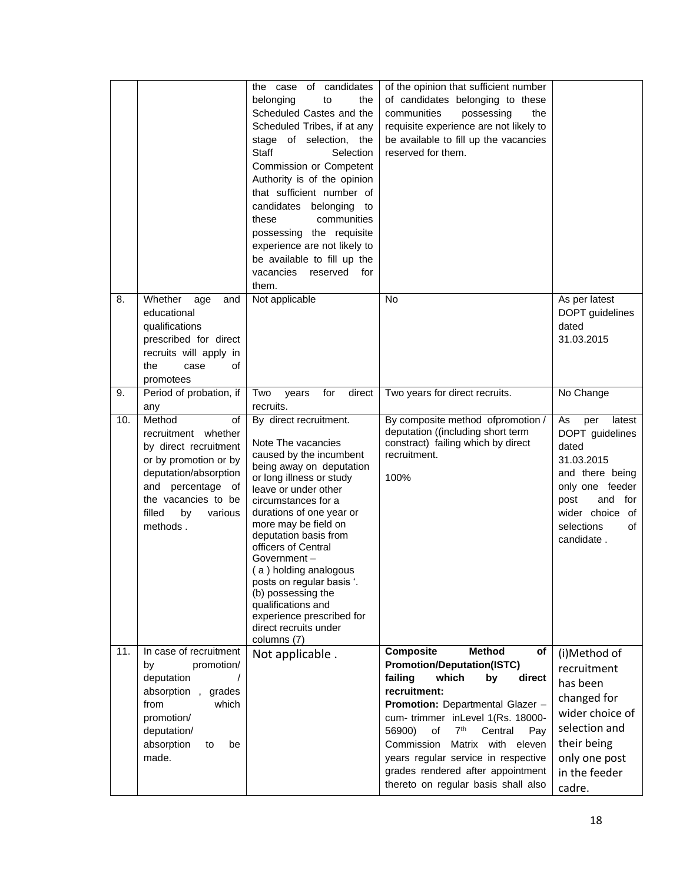| | | | | |
|---|---|---|---|---|
| | | the case of candidates belonging to the Scheduled Castes and the Scheduled Tribes, if at any stage of selection, the Staff Selection Commission or Competent Authority is of the opinion that sufficient number of candidates belonging to these communities possessing the requisite experience are not likely to be available to fill up the vacancies reserved for them. | of the opinion that sufficient number of candidates belonging to these communities possessing the requisite experience are not likely to be available to fill up the vacancies reserved for them. | |
| 8. | Whether age and educational qualifications prescribed for direct recruits will apply in the case of promotees | Not applicable | No | As per latest DOPT guidelines dated 31.03.2015 |
| 9. | Period of probation, if any | Two years for direct recruits. | Two years for direct recruits. | No Change |
| 10. | Method of recruitment whether by direct recruitment or by promotion or by deputation/absorption and percentage of the vacancies to be filled by various methods . | By direct recruitment.<br><br>Note The vacancies caused by the incumbent being away on deputation or long illness or study leave or under other circumstances for a durations of one year or more may be field on deputation basis from officers of Central Government –<br>( a ) holding analogous posts on regular basis '.<br>(b) possessing the qualifications and experience prescribed for direct recruits under columns (7) | By composite method ofpromotion / deputation ((including short term constract) failing which by direct recruitment.<br><br>100% | As per latest DOPT guidelines dated 31.03.2015 and there being only one feeder post and for wider choice of selections of candidate . |
| 11. | In case of recruitment by promotion/ deputation / absorption , grades from which promotion/ deputation/ absorption to be made. | Not applicable . | **Composite Method of Promotion/Deputation(ISTC) failing which by direct recruitment:**<br>**Promotion:** Departmental Glazer – cum- trimmer inLevel 1(Rs. 18000-56900) of 7th Central Pay Commission Matrix with eleven years regular service in respective grades rendered after appointment thereto on regular basis shall also | (i)Method of recruitment has been changed for wider choice of selection and their being only one post in the feeder cadre. |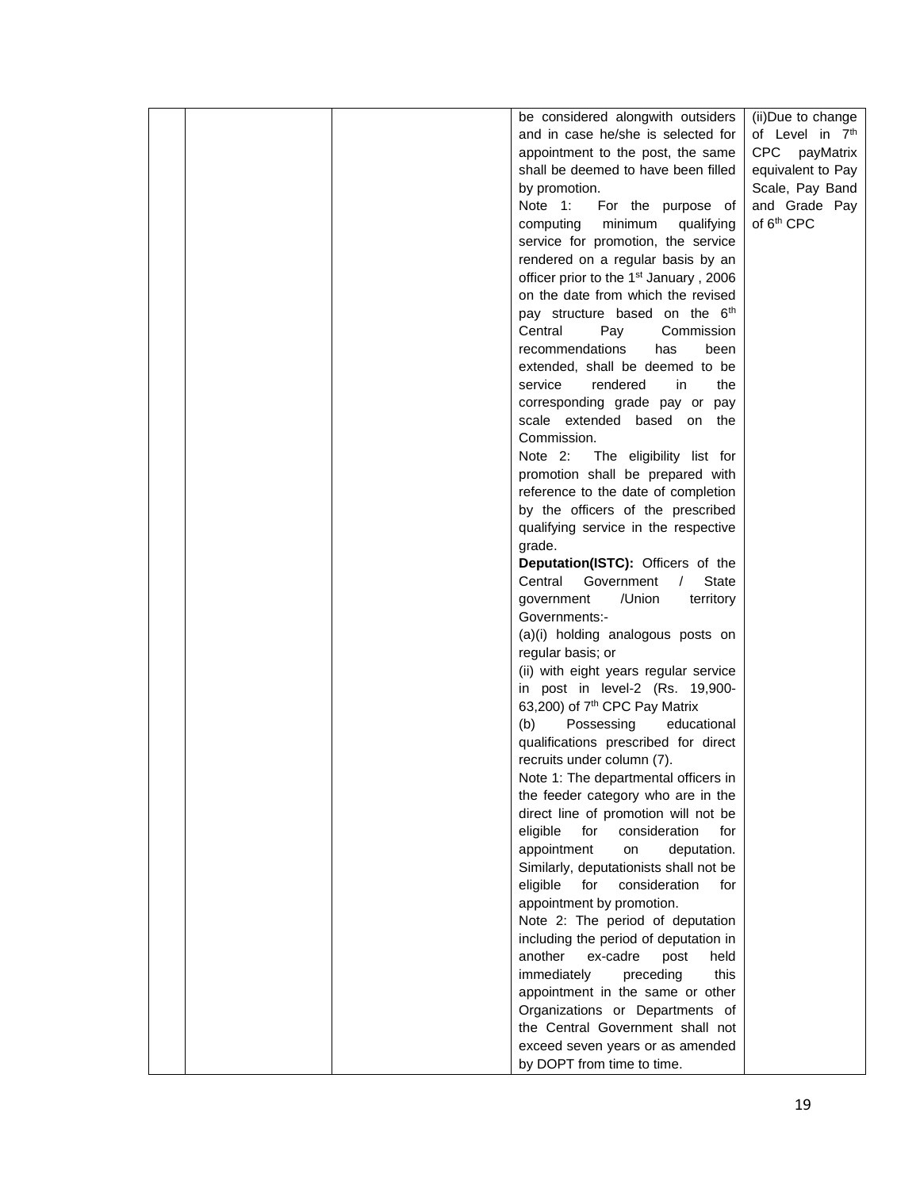|  |  |  | be considered alongwith outsiders and in case he/she is selected for appointment to the post, the same shall be deemed to have been filled by promotion.<br>Note 1: For the purpose of computing minimum qualifying service for promotion, the service rendered on a regular basis by an officer prior to the 1st January , 2006 on the date from which the revised pay structure based on the 6th Central Pay Commission recommendations has been extended, shall be deemed to be service rendered in the corresponding grade pay or pay scale extended based on the Commission.<br>Note 2: The eligibility list for promotion shall be prepared with reference to the date of completion by the officers of the prescribed qualifying service in the respective grade.<br>**Deputation(ISTC):** Officers of the Central Government / State government /Union territory Governments:-<br>(a)(i) holding analogous posts on regular basis; or<br>(ii) with eight years regular service in post in level-2 (Rs. 19,900-63,200) of 7th CPC Pay Matrix<br>(b) Possessing educational qualifications prescribed for direct recruits under column (7).<br>Note 1: The departmental officers in the feeder category who are in the direct line of promotion will not be eligible for consideration for appointment on deputation. Similarly, deputationists shall not be eligible for consideration for appointment by promotion.<br>Note 2: The period of deputation including the period of deputation in another ex-cadre post held immediately preceding this appointment in the same or other Organizations or Departments of the Central Government shall not exceed seven years or as amended by DOPT from time to time. | (ii)Due to change of Level in 7th CPC payMatrix equivalent to Pay Scale, Pay Band and Grade Pay of 6th CPC |
|---|---|---|---|---|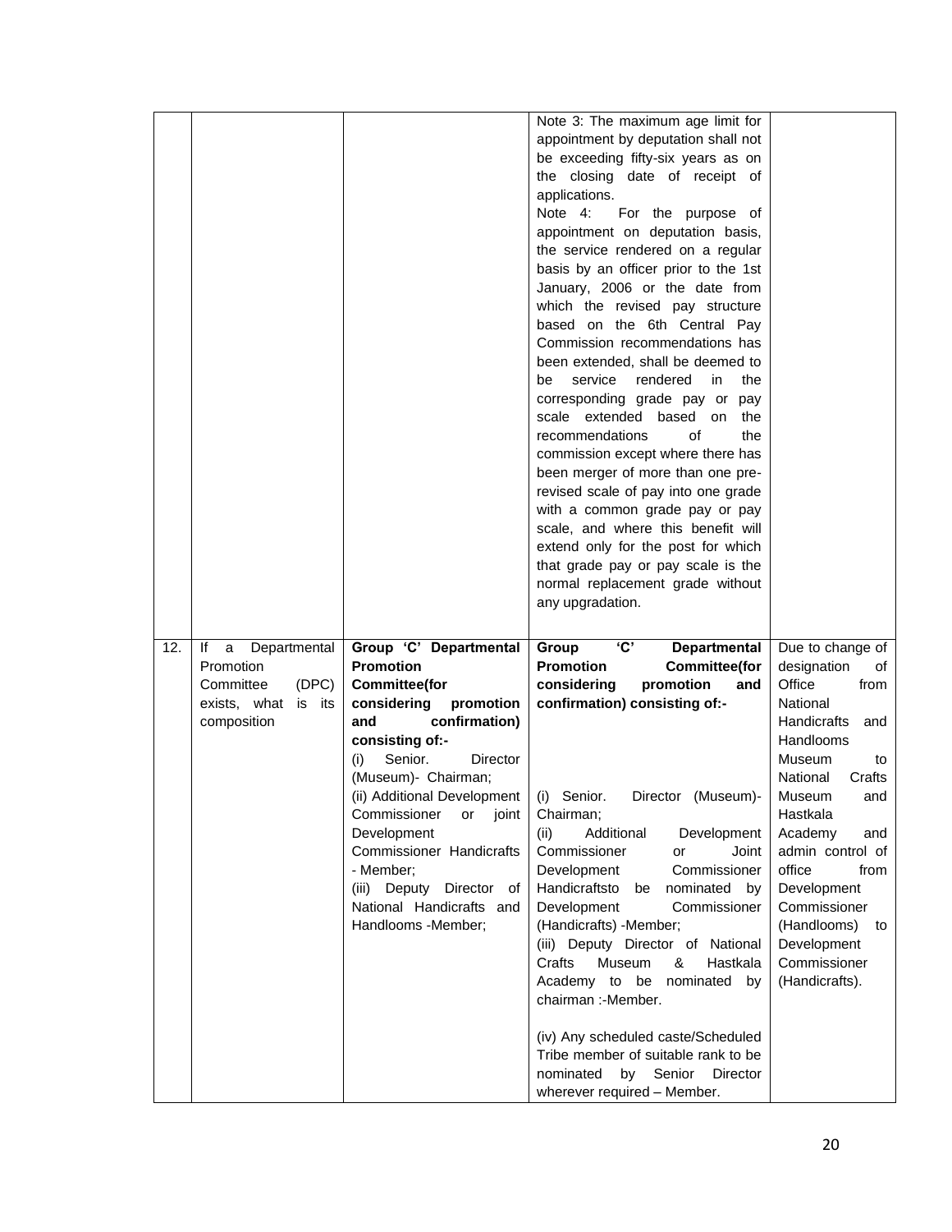| | | | | |
|---|---|---|---|---|
| | | | Note 3: The maximum age limit for appointment by deputation shall not be exceeding fifty-six years as on the closing date of receipt of applications.<br>Note 4: For the purpose of appointment on deputation basis, the service rendered on a regular basis by an officer prior to the 1st January, 2006 or the date from which the revised pay structure based on the 6th Central Pay Commission recommendations has been extended, shall be deemed to be service rendered in the corresponding grade pay or pay scale extended based on the recommendations of the commission except where there has been merger of more than one pre-revised scale of pay into one grade with a common grade pay or pay scale, and where this benefit will extend only for the post for which that grade pay or pay scale is the normal replacement grade without any upgradation. | |
| 12. | If a Departmental Promotion Committee (DPC) exists, what is its composition | **Group 'C' Departmental Promotion Committee(for considering promotion and confirmation) consisting of:-**<br>(i) Senior. Director (Museum)- Chairman;<br>(ii) Additional Development Commissioner or joint Development Commissioner Handicrafts - Member;<br>(iii) Deputy Director of National Handicrafts and Handlooms -Member; | **Group 'C' Departmental Promotion Committee(for considering promotion and confirmation) consisting of:-**<br>(i) Senior. Director (Museum)- Chairman;<br>(ii) Additional Development Commissioner or Joint Development Commissioner Handicraftsto be nominated by Development Commissioner (Handicrafts) -Member;<br>(iii) Deputy Director of National Crafts Museum & Hastkala Academy to be nominated by chairman :-Member.<br><br>(iv) Any scheduled caste/Scheduled Tribe member of suitable rank to be nominated by Senior Director wherever required – Member. | Due to change of designation of Office from National Handicrafts and Handlooms Museum to National Crafts Museum and Hastkala Academy and admin control of office from Development Commissioner (Handlooms) to Development Commissioner (Handicrafts). |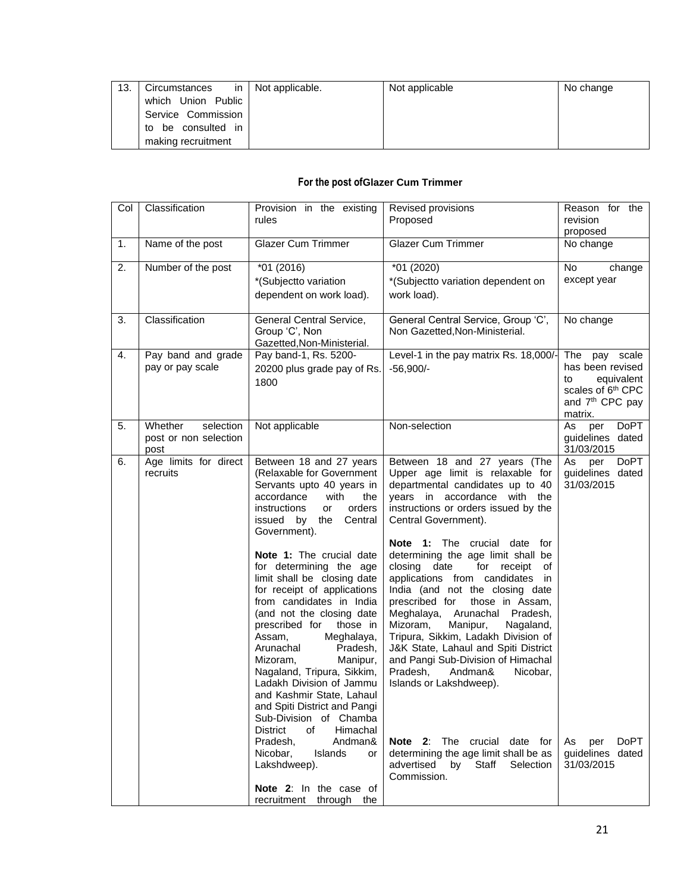| 13. | Circumstances in which Union Public Service Commission to be consulted in making recruitment | Not applicable. | Not applicable | No change |
|---|---|---|---|---|

**For the post ofGlazer Cum Trimmer**

| Col | Classification | Provision in the existing rules | Revised provisions Proposed | Reason for the revision proposed |
|---|---|---|---|---|
| 1. | Name of the post | Glazer Cum Trimmer | Glazer Cum Trimmer | No change |
| 2. | Number of the post | *01 (2016) *(Subjectto variation dependent on work load). | *01 (2020) *(Subjectto variation dependent on work load). | No change except year |
| 3. | Classification | General Central Service, Group 'C', Non Gazetted,Non-Ministerial. | General Central Service, Group 'C', Non Gazetted,Non-Ministerial. | No change |
| 4. | Pay band and grade pay or pay scale | Pay band-1, Rs. 5200-20200 plus grade pay of Rs. 1800 | Level-1 in the pay matrix Rs. 18,000/- -56,900/- | The pay scale has been revised to equivalent scales of 6th CPC and 7th CPC pay matrix. |
| 5. | Whether selection post or non selection post | Not applicable | Non-selection | As per DoPT guidelines dated 31/03/2015 |
| 6. | Age limits for direct recruits | Between 18 and 27 years (Relaxable for Government Servants upto 40 years in accordance with the instructions or orders issued by the Central Government).<br><br>**Note 1:** The crucial date for determining the age limit shall be closing date for receipt of applications from candidates in India (and not the closing date prescribed for those in Assam, Meghalaya, Arunachal Pradesh, Mizoram, Manipur, Nagaland, Tripura, Sikkim, Ladakh Division of Jammu and Kashmir State, Lahaul and Spiti District and Pangi Sub-Division of Chamba District of Himachal Pradesh, Andman& Nicobar, Islands or Lakshdweep).<br><br>**Note 2**: In the case of recruitment through the | Between 18 and 27 years (The Upper age limit is relaxable for departmental candidates up to 40 years in accordance with the instructions or orders issued by the Central Government).<br><br>**Note 1:** The crucial date for determining the age limit shall be closing date for receipt of applications from candidates in India (and not the closing date prescribed for those in Assam, Meghalaya, Arunachal Pradesh, Mizoram, Manipur, Nagaland, Tripura, Sikkim, Ladakh Division of J&K State, Lahaul and Spiti District and Pangi Sub-Division of Himachal Pradesh, Andman& Nicobar, Islands or Lakshdweep).<br><br>**Note 2**: The crucial date for determining the age limit shall be as advertised by Staff Selection Commission. | As per DoPT guidelines dated 31/03/2015<br><br>As per DoPT guidelines dated 31/03/2015 |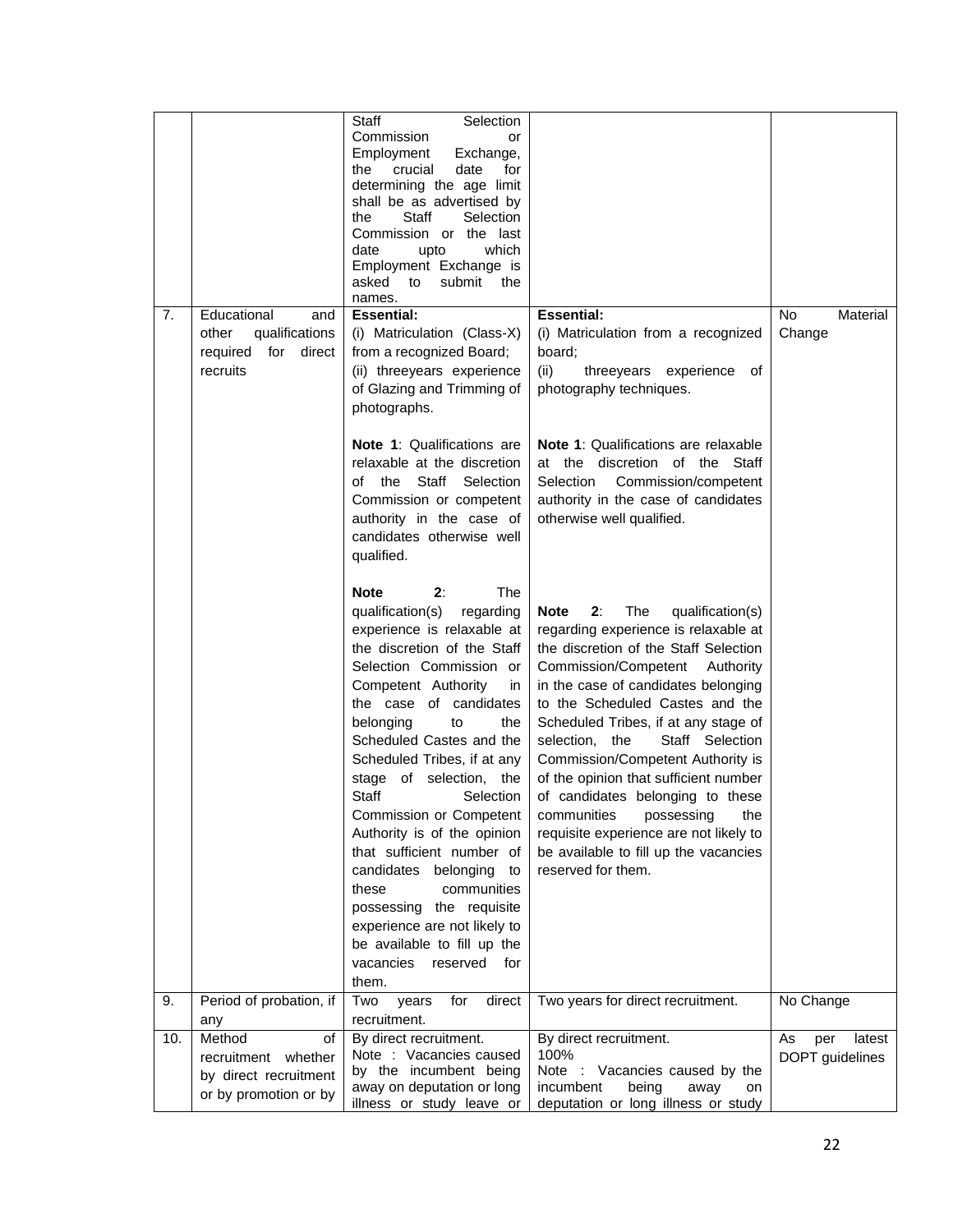| | | | | |
|---|---|---|---|---|
| | | Staff Selection Commission or Employment Exchange, the crucial date for determining the age limit shall be as advertised by the Staff Selection Commission or the last date upto which Employment Exchange is asked to submit the names. | | |
| 7. | Educational and other qualifications required for direct recruits | **Essential:**<br>(i) Matriculation (Class-X) from a recognized Board;<br>(ii) threeyears experience of Glazing and Trimming of photographs.<br><br>**Note 1**: Qualifications are relaxable at the discretion of the Staff Selection Commission or competent authority in the case of candidates otherwise well qualified.<br><br>**Note 2**: The qualification(s) regarding experience is relaxable at the discretion of the Staff Selection Commission or Competent Authority in the case of candidates belonging to the Scheduled Castes and the Scheduled Tribes, if at any stage of selection, the Staff Selection Commission or Competent Authority is of the opinion that sufficient number of candidates belonging to these communities possessing the requisite experience are not likely to be available to fill up the vacancies reserved for them. | **Essential:**<br>(i) Matriculation from a recognized board;<br>(ii) threeyears experience of photography techniques.<br><br>**Note 1**: Qualifications are relaxable at the discretion of the Staff Selection Commission/competent authority in the case of candidates otherwise well qualified.<br><br>**Note 2**: The qualification(s) regarding experience is relaxable at the discretion of the Staff Selection Commission/Competent Authority in the case of candidates belonging to the Scheduled Castes and the Scheduled Tribes, if at any stage of selection, the Staff Selection Commission/Competent Authority is of the opinion that sufficient number of candidates belonging to these communities possessing the requisite experience are not likely to be available to fill up the vacancies reserved for them. | No Material Change |
| 9. | Period of probation, if any | Two years for direct recruitment. | Two years for direct recruitment. | No Change |
| 10. | Method of recruitment whether by direct recruitment or by promotion or by | By direct recruitment.<br>Note : Vacancies caused by the incumbent being away on deputation or long illness or study leave or | By direct recruitment.<br>100%<br>Note : Vacancies caused by the incumbent being away on deputation or long illness or study | As per latest DOPT guidelines |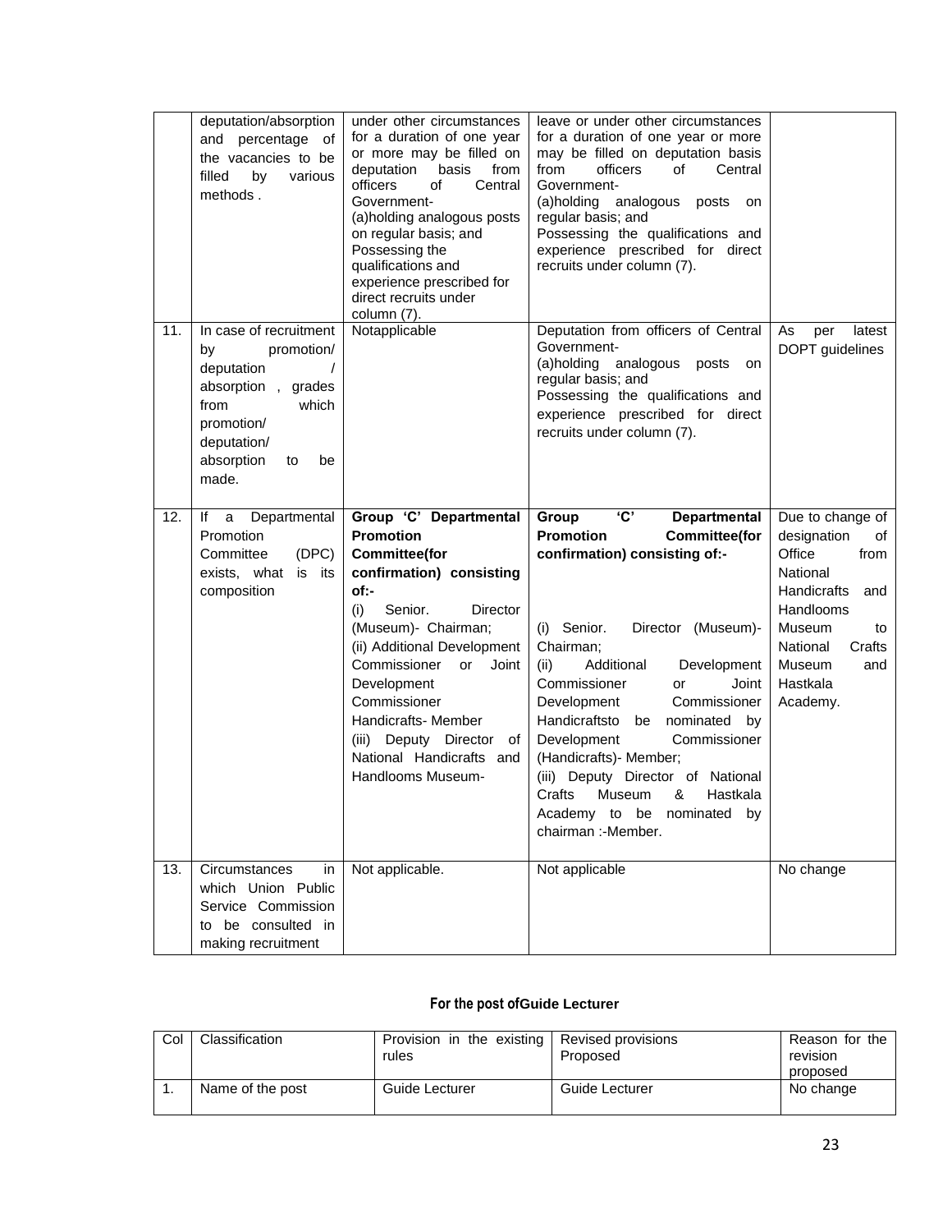| | | | | |
|---|---|---|---|---|
| | deputation/absorption and percentage of the vacancies to be filled by various methods . | under other circumstances for a duration of one year or more may be filled on deputation basis from officers of Central Government-<br>(a)holding analogous posts on regular basis; and<br>Possessing the qualifications and experience prescribed for direct recruits under column (7). | leave or under other circumstances for a duration of one year or more may be filled on deputation basis from officers of Central Government-<br>(a)holding analogous posts on regular basis; and<br>Possessing the qualifications and experience prescribed for direct recruits under column (7). | |
| 11. | In case of recruitment by promotion/ deputation / absorption , grades from which promotion/ deputation/ absorption to be made. | Notapplicable | Deputation from officers of Central Government-<br>(a)holding analogous posts on regular basis; and<br>Possessing the qualifications and experience prescribed for direct recruits under column (7). | As per latest DOPT guidelines |
| 12. | If a Departmental Promotion Committee (DPC) exists, what is its composition | **Group 'C' Departmental Promotion Committee(for confirmation) consisting of:-**<br>(i) Senior. Director (Museum)- Chairman;<br>(ii) Additional Development Commissioner or Joint Development Commissioner Handicrafts- Member<br>(iii) Deputy Director of National Handicrafts and Handlooms Museum- | **Group 'C' Departmental Promotion Committee(for confirmation) consisting of:-**<br>(i) Senior. Director (Museum)- Chairman;<br>(ii) Additional Development Commissioner or Joint Development Commissioner Handicraftsto be nominated by Development Commissioner (Handicrafts)- Member;<br>(iii) Deputy Director of National Crafts Museum & Hastkala Academy to be nominated by chairman :-Member. | Due to change of designation of Office from National Handicrafts and Handlooms Museum to National Crafts Museum and Hastkala Academy. |
| 13. | Circumstances in which Union Public Service Commission to be consulted in making recruitment | Not applicable. | Not applicable | No change |

**For the post ofGuide Lecturer**

| Col | Classification | Provision in the existing rules | Revised provisions Proposed | Reason for the revision proposed |
|---|---|---|---|---|
| 1. | Name of the post | Guide Lecturer | Guide Lecturer | No change |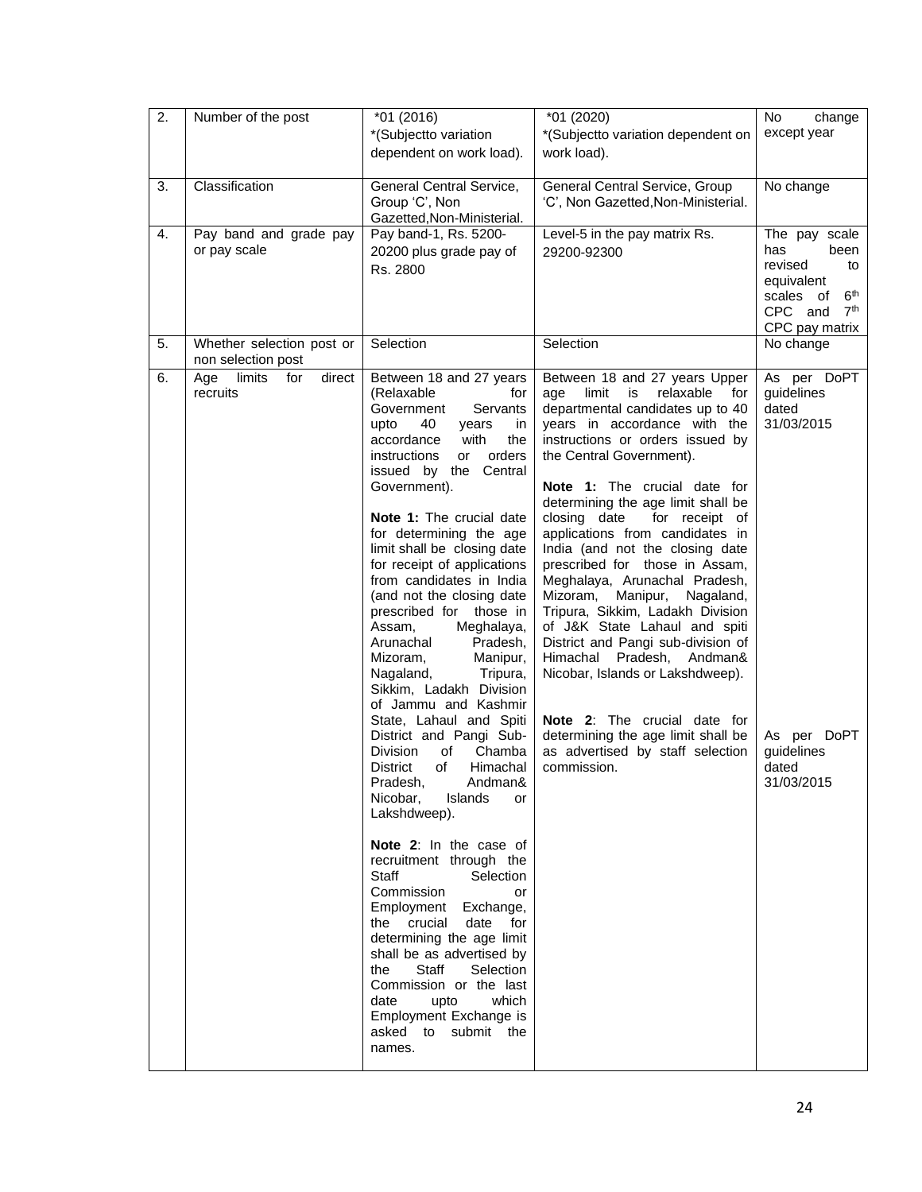| 2. | Number of the post | *01 (2016)<br>*(Subjectto variation dependent on work load). | *01 (2020)<br>*(Subjectto variation dependent on work load). | No change except year |
|---|---|---|---|---|
| 3. | Classification | General Central Service, Group 'C', Non Gazetted,Non-Ministerial. | General Central Service, Group 'C', Non Gazetted,Non-Ministerial. | No change |
| 4. | Pay band and grade pay or pay scale | Pay band-1, Rs. 5200-20200 plus grade pay of Rs. 2800 | Level-5 in the pay matrix Rs. 29200-92300 | The pay scale has been revised to equivalent scales of 6th CPC and 7th CPC pay matrix |
| 5. | Whether selection post or non selection post | Selection | Selection | No change |
| 6. | Age limits for direct recruits | Between 18 and 27 years (Relaxable for Government Servants upto 40 years in accordance with the instructions or orders issued by the Central Government).<br><br>**Note 1:** The crucial date for determining the age limit shall be closing date for receipt of applications from candidates in India (and not the closing date prescribed for those in Assam, Meghalaya, Arunachal Pradesh, Mizoram, Manipur, Nagaland, Tripura, Sikkim, Ladakh Division of Jammu and Kashmir State, Lahaul and Spiti District and Pangi Sub-Division of Chamba District of Himachal Pradesh, Andman& Nicobar, Islands or Lakshdweep).<br><br>**Note 2**: In the case of recruitment through the Staff Selection Commission or Employment Exchange, the crucial date for determining the age limit shall be as advertised by the Staff Selection Commission or the last date upto which Employment Exchange is asked to submit the names. | Between 18 and 27 years Upper age limit is relaxable for departmental candidates up to 40 years in accordance with the instructions or orders issued by the Central Government).<br><br>**Note 1:** The crucial date for determining the age limit shall be closing date for receipt of applications from candidates in India (and not the closing date prescribed for those in Assam, Meghalaya, Arunachal Pradesh, Mizoram, Manipur, Nagaland, Tripura, Sikkim, Ladakh Division of J&K State Lahaul and spiti District and Pangi sub-division of Himachal Pradesh, Andman& Nicobar, Islands or Lakshdweep).<br><br>**Note 2**: The crucial date for determining the age limit shall be as advertised by staff selection commission. | As per DoPT guidelines dated 31/03/2015<br><br>As per DoPT guidelines dated 31/03/2015 |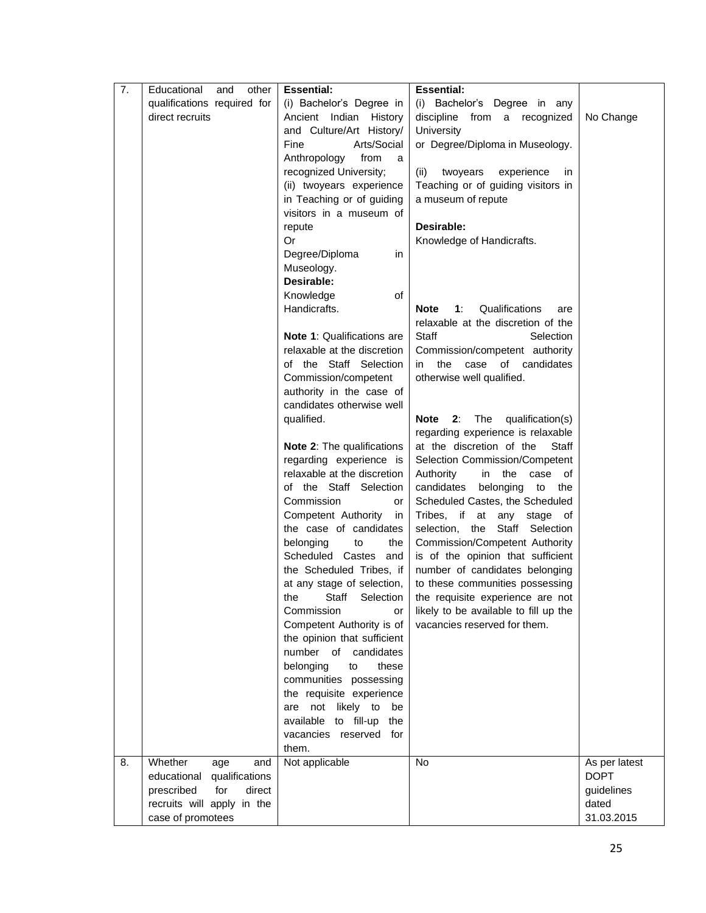| 7. | Educational and other qualifications required for direct recruits | **Essential:**<br>(i) Bachelor's Degree in Ancient Indian History and Culture/Art History/ Fine Arts/Social Anthropology from a recognized University;<br>(ii) twoyears experience in Teaching or of guiding visitors in a museum of repute<br>Or<br>Degree/Diploma in Museology.<br>**Desirable:**<br>Knowledge of Handicrafts.<br><br>**Note 1**: Qualifications are relaxable at the discretion of the Staff Selection Commission/competent authority in the case of candidates otherwise well qualified.<br><br>**Note 2**: The qualifications regarding experience is relaxable at the discretion of the Staff Selection Commission or Competent Authority in the case of candidates belonging to the Scheduled Castes and the Scheduled Tribes, if at any stage of selection, the Staff Selection Commission or Competent Authority is of the opinion that sufficient number of candidates belonging to these communities possessing the requisite experience are not likely to be available to fill-up the vacancies reserved for them. | **Essential:**<br>(i) Bachelor's Degree in any discipline from a recognized University<br>or Degree/Diploma in Museology.<br><br>(ii) twoyears experience in Teaching or of guiding visitors in a museum of repute<br><br>**Desirable:**<br>Knowledge of Handicrafts.<br><br>**Note 1**: Qualifications are relaxable at the discretion of the Staff Selection Commission/competent authority in the case of candidates otherwise well qualified.<br><br>**Note 2**: The qualification(s) regarding experience is relaxable at the discretion of the Staff Selection Commission/Competent Authority in the case of candidates belonging to the Scheduled Castes, the Scheduled Tribes, if at any stage of selection, the Staff Selection Commission/Competent Authority is of the opinion that sufficient number of candidates belonging to these communities possessing the requisite experience are not likely to be available to fill up the vacancies reserved for them. | No Change |
|---|---|---|---|---|
| 8. | Whether age and educational qualifications prescribed for direct recruits will apply in the case of promotees | Not applicable | No | As per latest DOPT guidelines dated 31.03.2015 |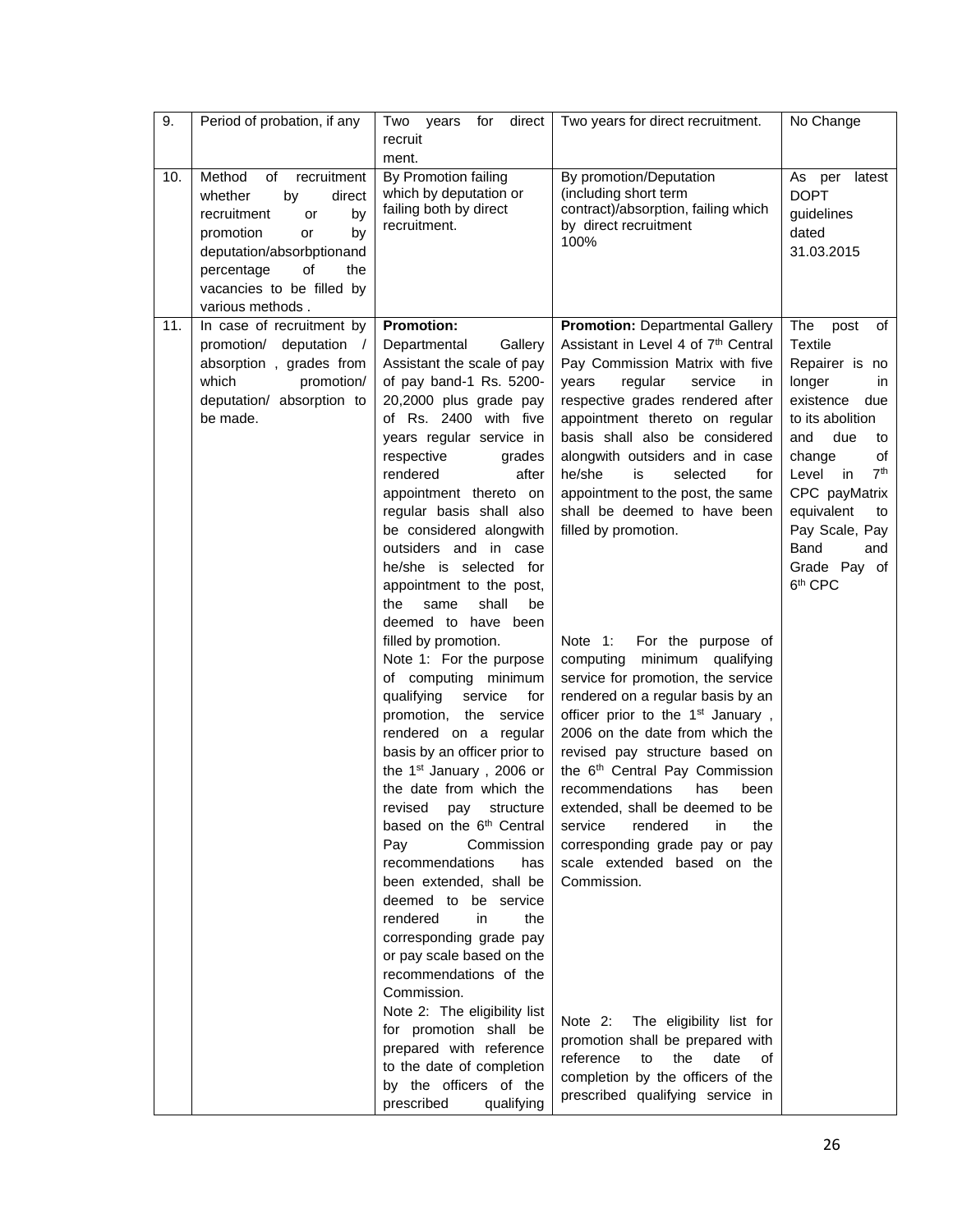| 9. | Period of probation, if any | Two years for direct recruit ment. | Two years for direct recruitment. | No Change |
|---|---|---|---|---|
| 10. | Method of recruitment whether by direct recruitment or by promotion or by deputation/absorbptionand percentage of the vacancies to be filled by various methods . | By Promotion failing which by deputation or failing both by direct recruitment. | By promotion/Deputation (including short term contract)/absorption, failing which by direct recruitment 100% | As per latest DOPT guidelines dated 31.03.2015 |
| 11. | In case of recruitment by promotion/ deputation / absorption , grades from which promotion/ deputation/ absorption to be made. | **Promotion:** Departmental Gallery Assistant the scale of pay of pay band-1 Rs. 5200-20,2000 plus grade pay of Rs. 2400 with five years regular service in respective grades rendered after appointment thereto on regular basis shall also be considered alongwith outsiders and in case he/she is selected for appointment to the post, the same shall be deemed to have been filled by promotion.<br>Note 1: For the purpose of computing minimum qualifying service for promotion, the service rendered on a regular basis by an officer prior to the 1st January , 2006 or the date from which the revised pay structure based on the 6th Central Pay Commission recommendations has been extended, shall be deemed to be service rendered in the corresponding grade pay or pay scale based on the recommendations of the Commission.<br>Note 2: The eligibility list for promotion shall be prepared with reference to the date of completion by the officers of the prescribed qualifying | **Promotion:** Departmental Gallery Assistant in Level 4 of 7th Central Pay Commission Matrix with five years regular service in respective grades rendered after appointment thereto on regular basis shall also be considered alongwith outsiders and in case he/she is selected for appointment to the post, the same shall be deemed to have been filled by promotion.<br>Note 1: For the purpose of computing minimum qualifying service for promotion, the service rendered on a regular basis by an officer prior to the 1st January , 2006 on the date from which the revised pay structure based on the 6th Central Pay Commission recommendations has been extended, shall be deemed to be service rendered in the corresponding grade pay or pay scale extended based on the Commission.<br>Note 2: The eligibility list for promotion shall be prepared with reference to the date of completion by the officers of the prescribed qualifying service in | The post of Textile Repairer is no longer in existence due to its abolition and due to change of Level in 7th CPC payMatrix equivalent to Pay Scale, Pay Band and Grade Pay of 6th CPC |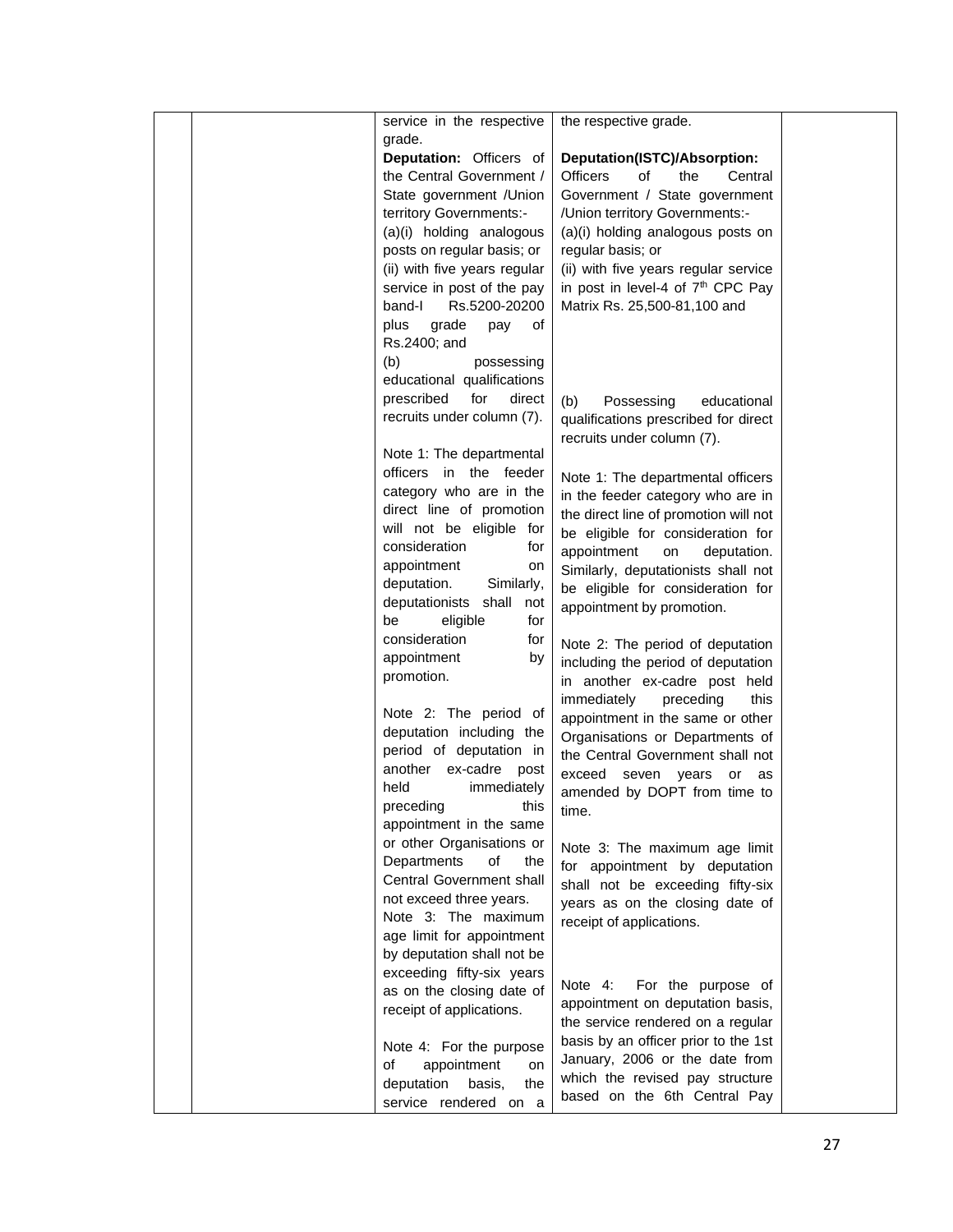|  |  | service in the respective grade.<br><br>**Deputation:** Officers of the Central Government / State government /Union territory Governments:-<br>(a)(i) holding analogous posts on regular basis; or<br>(ii) with five years regular service in post of the pay band-I Rs.5200-20200 plus grade pay of Rs.2400; and<br>(b) possessing educational qualifications prescribed for direct recruits under column (7).<br><br>Note 1: The departmental officers in the feeder category who are in the direct line of promotion will not be eligible for consideration for appointment on deputation. Similarly, deputationists shall not be eligible for consideration for appointment by promotion.<br><br>Note 2: The period of deputation including the period of deputation in another ex-cadre post held immediately preceding this appointment in the same or other Organisations or Departments of the Central Government shall not exceed three years.<br>Note 3: The maximum age limit for appointment by deputation shall not be exceeding fifty-six years as on the closing date of receipt of applications.<br><br>Note 4: For the purpose of appointment on deputation basis, the service rendered on a | the respective grade.<br><br>**Deputation(ISTC)/Absorption:** Officers of the Central Government / State government /Union territory Governments:-<br>(a)(i) holding analogous posts on regular basis; or<br>(ii) with five years regular service in post in level-4 of 7th CPC Pay Matrix Rs. 25,500-81,100 and<br><br>(b) Possessing educational qualifications prescribed for direct recruits under column (7).<br><br>Note 1: The departmental officers in the feeder category who are in the direct line of promotion will not be eligible for consideration for appointment on deputation. Similarly, deputationists shall not be eligible for consideration for appointment by promotion.<br><br>Note 2: The period of deputation including the period of deputation in another ex-cadre post held immediately preceding this appointment in the same or other Organisations or Departments of the Central Government shall not exceed seven years or as amended by DOPT from time to time.<br><br>Note 3: The maximum age limit for appointment by deputation shall not be exceeding fifty-six years as on the closing date of receipt of applications.<br><br>Note 4: For the purpose of appointment on deputation basis, the service rendered on a regular basis by an officer prior to the 1st January, 2006 or the date from which the revised pay structure based on the 6th Central Pay |  |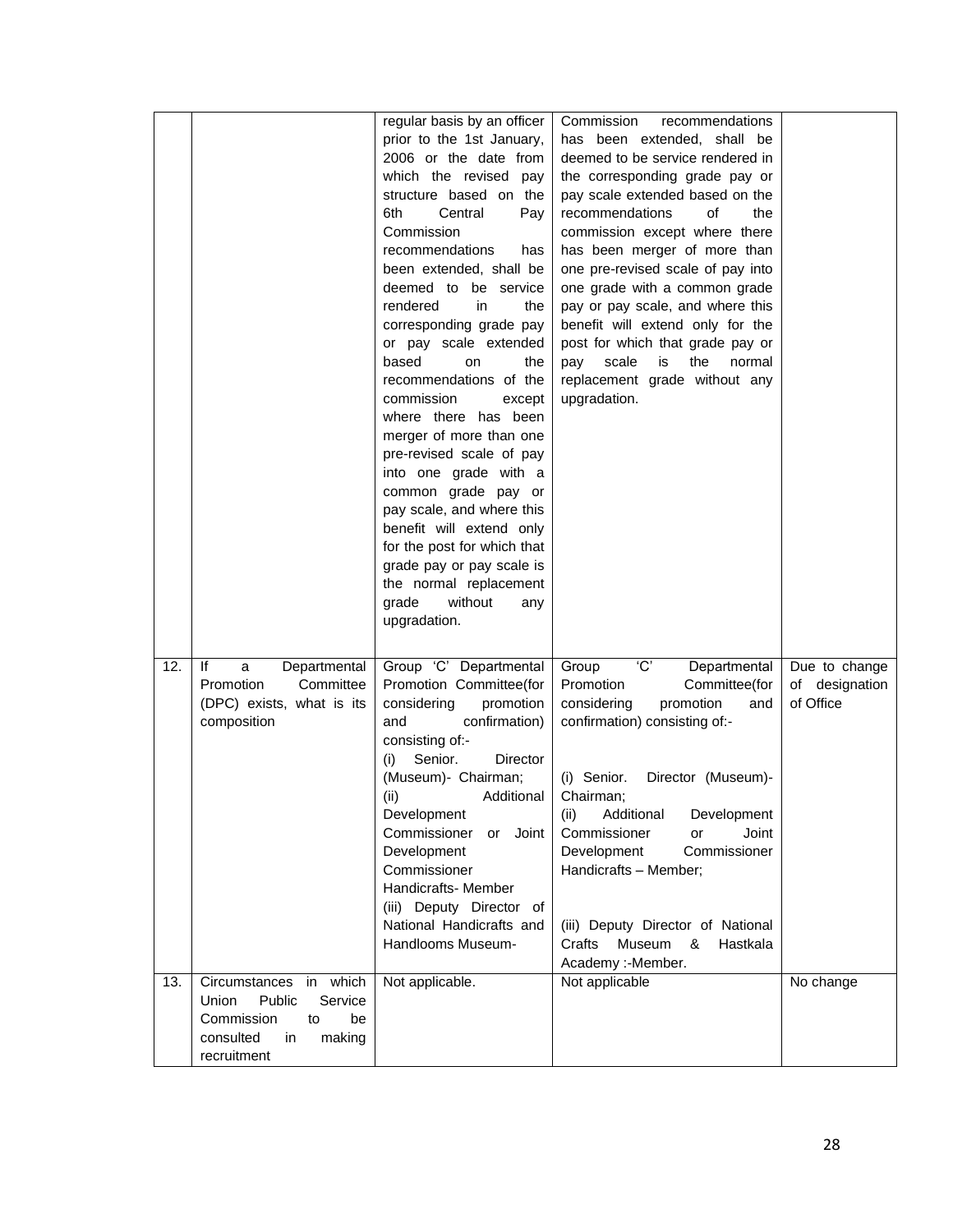| | | | | |
|---|---|---|---|---|
| | | regular basis by an officer prior to the 1st January, 2006 or the date from which the revised pay structure based on the 6th Central Pay Commission recommendations has been extended, shall be deemed to be service rendered in the corresponding grade pay or pay scale extended based on the recommendations of the commission except where there has been merger of more than one pre-revised scale of pay into one grade with a common grade pay or pay scale, and where this benefit will extend only for the post for which that grade pay or pay scale is the normal replacement grade without any upgradation. | Commission recommendations has been extended, shall be deemed to be service rendered in the corresponding grade pay or pay scale extended based on the recommendations of the commission except where there has been merger of more than one pre-revised scale of pay into one grade with a common grade pay or pay scale, and where this benefit will extend only for the post for which that grade pay or pay scale is the normal replacement grade without any upgradation. | |
| 12. | If a Departmental Promotion Committee (DPC) exists, what is its composition | Group 'C' Departmental Promotion Committee(for considering promotion and confirmation) consisting of:-<br>(i) Senior. Director (Museum)- Chairman;<br>(ii) Additional Development Commissioner or Joint Development Commissioner Handicrafts- Member<br>(iii) Deputy Director of National Handicrafts and Handlooms Museum- | Group 'C' Departmental Promotion Committee(for considering promotion and confirmation) consisting of:-<br>(i) Senior. Director (Museum)- Chairman;<br>(ii) Additional Development Commissioner or Joint Development Commissioner Handicrafts – Member;<br>(iii) Deputy Director of National Crafts Museum & Hastkala Academy :-Member. | Due to change of designation of Office |
| 13. | Circumstances in which Union Public Service Commission to be consulted in making recruitment | Not applicable. | Not applicable | No change |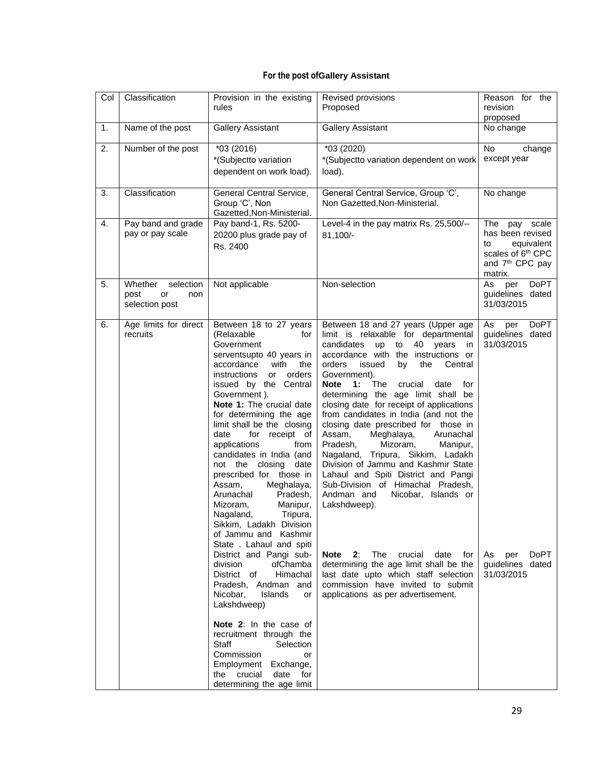**For the post ofGallery Assistant**

| Col | Classification | Provision in the existing rules | Revised provisions Proposed | Reason for the revision proposed |
|---|---|---|---|---|
| 1. | Name of the post | Gallery Assistant | Gallery Assistant | No change |
| 2. | Number of the post | *03 (2016)<br>*(Subjectto variation dependent on work load). | *03 (2020)<br>*(Subjectto variation dependent on work load). | No change except year |
| 3. | Classification | General Central Service, Group 'C', Non Gazetted,Non-Ministerial. | General Central Service, Group 'C', Non Gazetted,Non-Ministerial. | No change |
| 4. | Pay band and grade pay or pay scale | Pay band-1, Rs. 5200-20200 plus grade pay of Rs. 2400 | Level-4 in the pay matrix Rs. 25,500/-- 81,100/- | The pay scale has been revised to equivalent scales of 6th CPC and 7th CPC pay matrix. |
| 5. | Whether selection post or non selection post | Not applicable | Non-selection | As per DoPT guidelines dated 31/03/2015 |
| 6. | Age limits for direct recruits | Between 18 to 27 years (Relaxable for Government serventsupto 40 years in accordance with the instructions or orders issued by the Central Government ).<br>**Note 1:** The crucial date for determining the age limit shall be the closing date for receipt of applications from candidates in India (and not the closing date prescribed for those in Assam, Meghalaya, Arunachal Pradesh, Mizoram, Manipur, Nagaland, Tripura, Sikkim, Ladakh Division of Jammu and Kashmir State . Lahaul and spiti District and Pangi sub-division ofChamba District of Himachal Pradesh, Andman and Nicobar, Islands or Lakshdweep)<br><br>**Note 2**: In the case of recruitment through the Staff Selection Commission or Employment Exchange, the crucial date for determining the age limit | Between 18 and 27 years (Upper age limit is relaxable for departmental candidates up to 40 years in accordance with the instructions or orders issued by the Central Government).<br>**Note 1:** The crucial date for determining the age limit shall be closing date for receipt of applications from candidates in India (and not the closing date prescribed for those in Assam, Meghalaya, Arunachal Pradesh, Mizoram, Manipur, Nagaland, Tripura, Sikkim, Ladakh Division of Jammu and Kashmir State Lahaul and Spiti District and Pangi Sub-Division of Himachal Pradesh, Andman and Nicobar, Islands or Lakshdweep).<br><br>**Note 2**: The crucial date for determining the age limit shall be the last date upto which staff selection commission have invited to submit applications as per advertisement. | As per DoPT guidelines dated 31/03/2015<br><br>As per DoPT guidelines dated 31/03/2015 |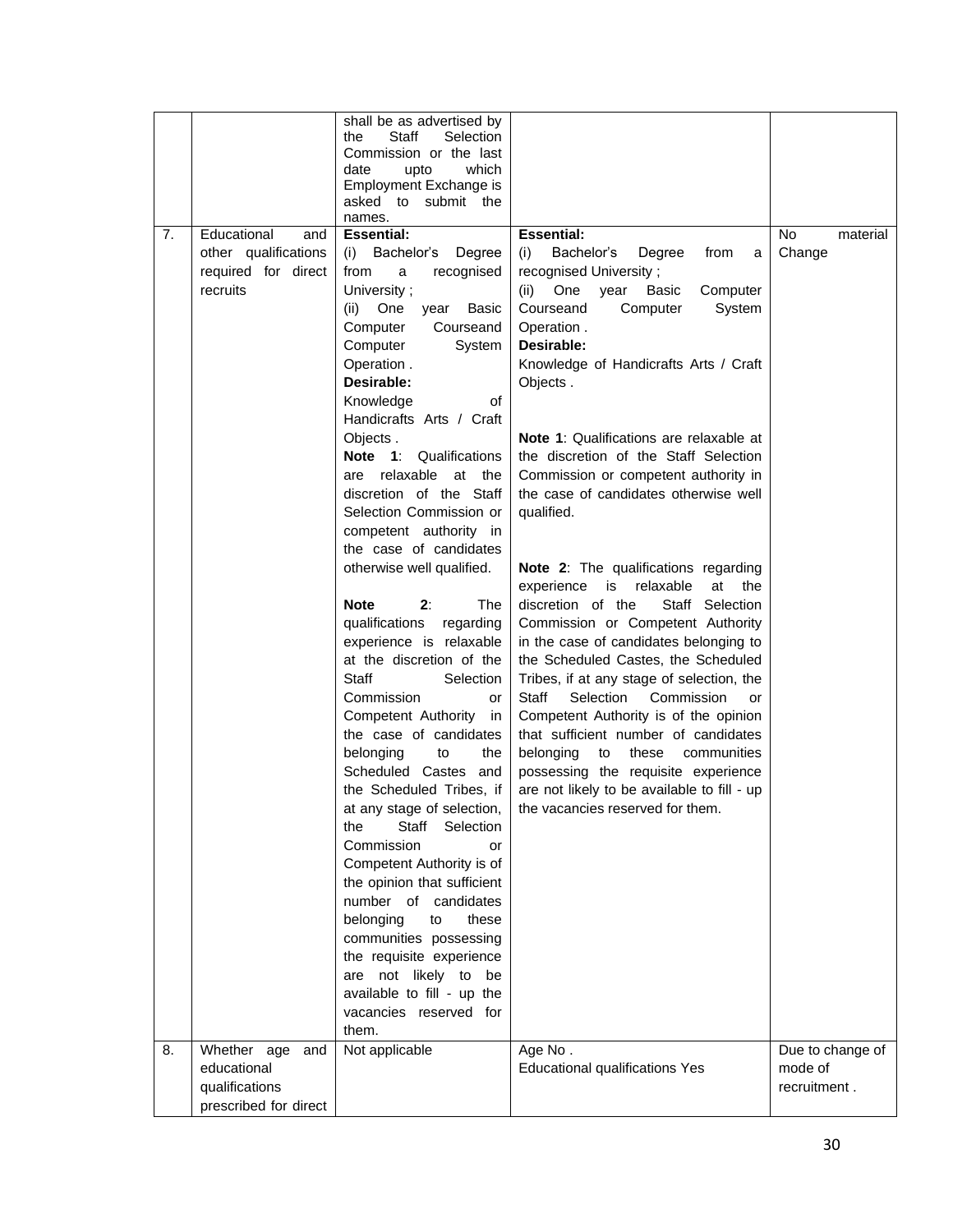| | | | | |
|---|---|---|---|---|
| | | shall be as advertised by the Staff Selection Commission or the last date upto which Employment Exchange is asked to submit the names. | | |
| 7. | Educational and other qualifications required for direct recruits | **Essential:**<br>(i) Bachelor's Degree from a recognised University ;<br>(ii) One year Basic Computer Courseand Computer System Operation .<br>**Desirable:**<br>Knowledge of Handicrafts Arts / Craft Objects .<br>**Note 1**: Qualifications are relaxable at the discretion of the Staff Selection Commission or competent authority in the case of candidates otherwise well qualified.<br><br>**Note 2**: The qualifications regarding experience is relaxable at the discretion of the Staff Selection Commission or Competent Authority in the case of candidates belonging to the Scheduled Castes and the Scheduled Tribes, if at any stage of selection, the Staff Selection Commission or Competent Authority is of the opinion that sufficient number of candidates belonging to these communities possessing the requisite experience are not likely to be available to fill - up the vacancies reserved for them. | **Essential:**<br>(i) Bachelor's Degree from a recognised University ;<br>(ii) One year Basic Computer Courseand Computer System Operation .<br>**Desirable:**<br>Knowledge of Handicrafts Arts / Craft Objects .<br><br>**Note 1**: Qualifications are relaxable at the discretion of the Staff Selection Commission or competent authority in the case of candidates otherwise well qualified.<br><br>**Note 2**: The qualifications regarding experience is relaxable at the discretion of the Staff Selection Commission or Competent Authority in the case of candidates belonging to the Scheduled Castes, the Scheduled Tribes, if at any stage of selection, the Staff Selection Commission or Competent Authority is of the opinion that sufficient number of candidates belonging to these communities possessing the requisite experience are not likely to be available to fill - up the vacancies reserved for them. | No material Change |
| 8. | Whether age and educational qualifications prescribed for direct | Not applicable | Age No .<br>Educational qualifications Yes | Due to change of mode of recruitment . |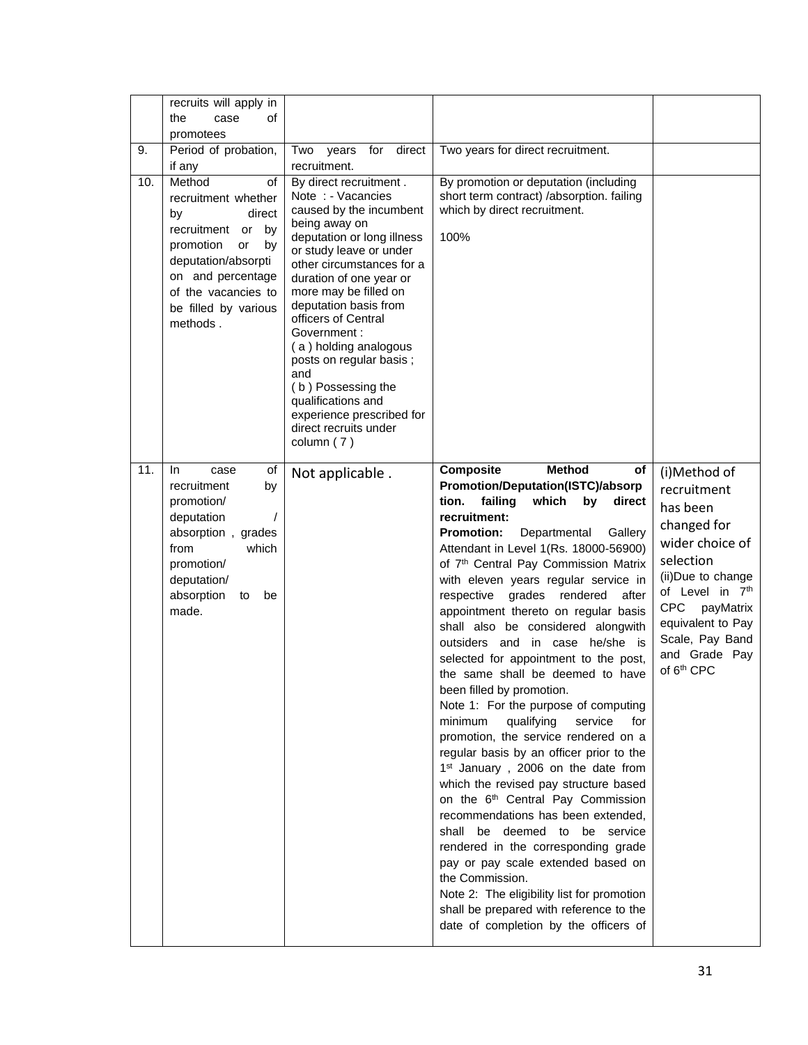|  | recruits will apply in the case of promotees |  |  |  |
|---|---|---|---|---|
| 9. | Period of probation, if any | Two years for direct recruitment. | Two years for direct recruitment. |  |
| 10. | Method of recruitment whether by direct recruitment or by promotion or by deputation/absorption and percentage of the vacancies to be filled by various methods . | By direct recruitment . Note : - Vacancies caused by the incumbent being away on deputation or long illness or study leave or under other circumstances for a duration of one year or more may be filled on deputation basis from officers of Central Government : ( a ) holding analogous posts on regular basis ; and ( b ) Possessing the qualifications and experience prescribed for direct recruits under column ( 7 ) | By promotion or deputation (including short term contract) /absorption. failing which by direct recruitment.<br><br>100% |  |
| 11. | In case of recruitment by promotion/ deputation / absorption , grades from which promotion/ deputation/ absorption to be made. | Not applicable . | **Composite Method of Promotion/Deputation(ISTC)/absorption. failing which by direct recruitment:**<br>**Promotion:** Departmental Gallery Attendant in Level 1(Rs. 18000-56900) of 7th Central Pay Commission Matrix with eleven years regular service in respective grades rendered after appointment thereto on regular basis shall also be considered alongwith outsiders and in case he/she is selected for appointment to the post, the same shall be deemed to have been filled by promotion.<br>Note 1: For the purpose of computing minimum qualifying service for promotion, the service rendered on a regular basis by an officer prior to the 1st January , 2006 on the date from which the revised pay structure based on the 6th Central Pay Commission recommendations has been extended, shall be deemed to be service rendered in the corresponding grade pay or pay scale extended based on the Commission.<br>Note 2: The eligibility list for promotion shall be prepared with reference to the date of completion by the officers of | (i)Method of recruitment has been changed for wider choice of selection<br>(ii)Due to change of Level in 7th CPC payMatrix equivalent to Pay Scale, Pay Band and Grade Pay of 6th CPC |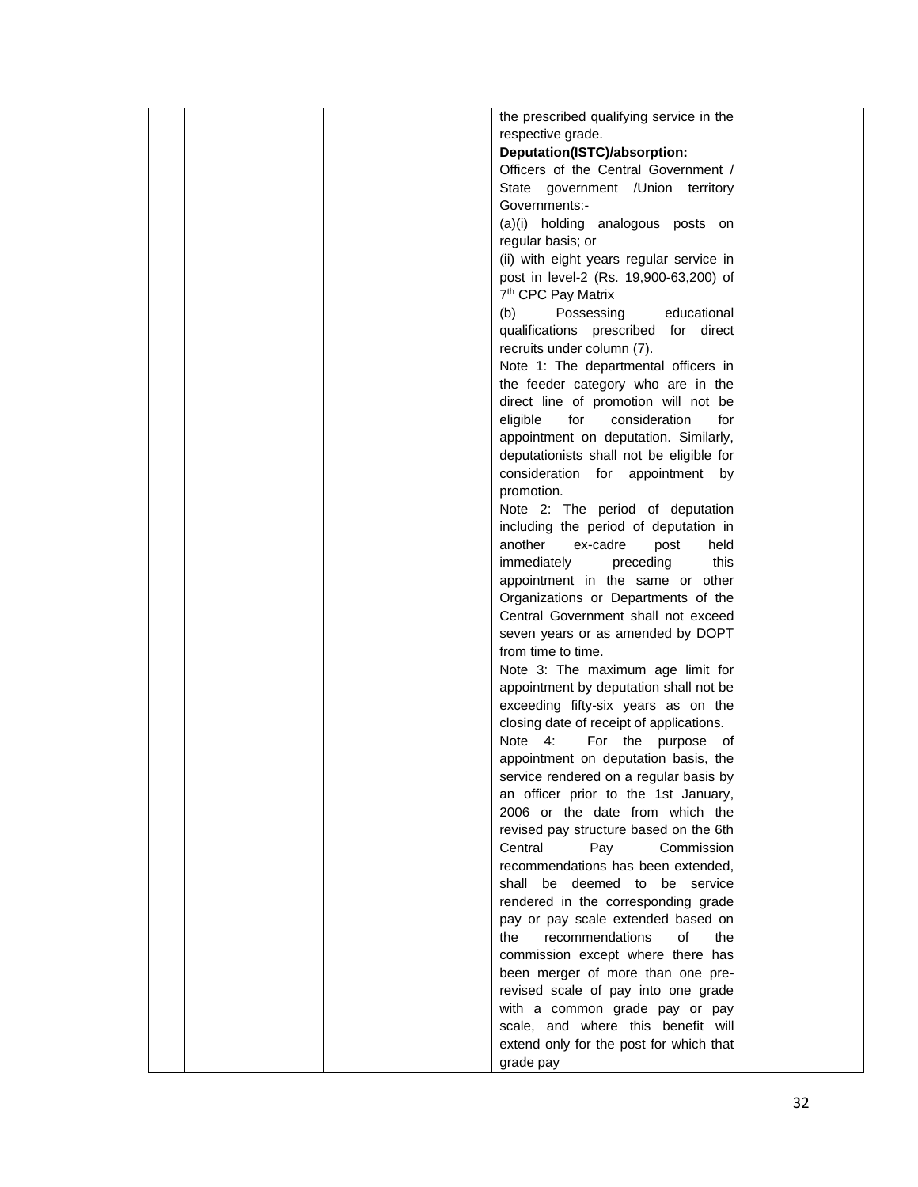|  |  |  | the prescribed qualifying service in the respective grade.<br>**Deputation(ISTC)/absorption:**<br>Officers of the Central Government / State government /Union territory Governments:-<br>(a)(i) holding analogous posts on regular basis; or<br>(ii) with eight years regular service in post in level-2 (Rs. 19,900-63,200) of 7th CPC Pay Matrix<br>(b) Possessing educational qualifications prescribed for direct recruits under column (7).<br>Note 1: The departmental officers in the feeder category who are in the direct line of promotion will not be eligible for consideration for appointment on deputation. Similarly, deputationists shall not be eligible for consideration for appointment by promotion.<br>Note 2: The period of deputation including the period of deputation in another ex-cadre post held immediately preceding this appointment in the same or other Organizations or Departments of the Central Government shall not exceed seven years or as amended by DOPT from time to time.<br>Note 3: The maximum age limit for appointment by deputation shall not be exceeding fifty-six years as on the closing date of receipt of applications.<br>Note 4: For the purpose of appointment on deputation basis, the service rendered on a regular basis by an officer prior to the 1st January, 2006 or the date from which the revised pay structure based on the 6th Central Pay Commission recommendations has been extended, shall be deemed to be service rendered in the corresponding grade pay or pay scale extended based on the recommendations of the commission except where there has been merger of more than one pre-revised scale of pay into one grade with a common grade pay or pay scale, and where this benefit will extend only for the post for which that grade pay |  |
|---|---|---|---|---|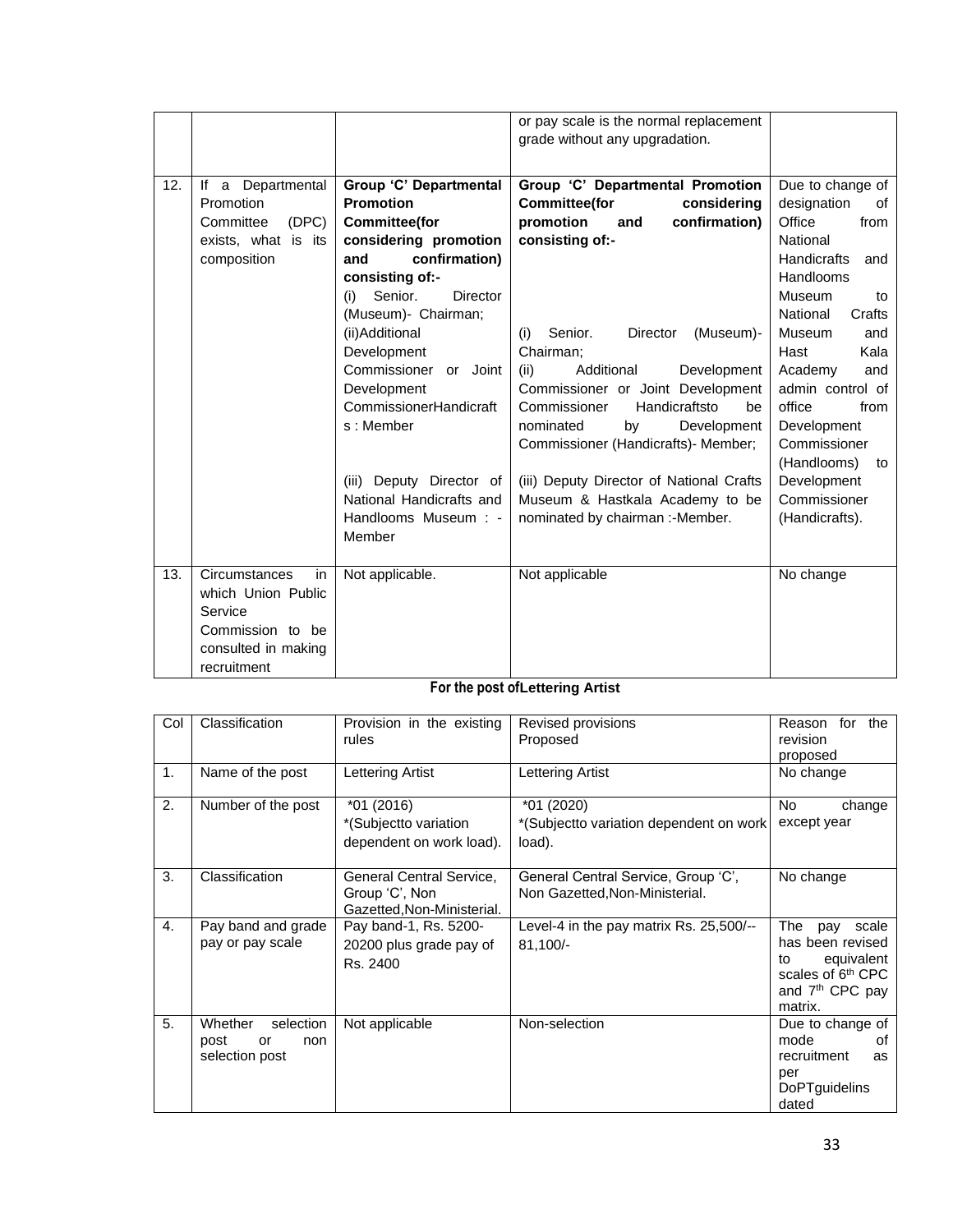| | | | or pay scale is the normal replacement grade without any upgradation. | |
|---|---|---|---|---|
| 12. | If a Departmental Promotion Committee (DPC) exists, what is its composition | **Group 'C' Departmental Promotion Committee(for considering promotion and confirmation) consisting of:-**<br>(i) Senior. Director (Museum)- Chairman;<br>(ii)Additional Development Commissioner or Joint Development CommissionerHandicrafts : Member<br>(iii) Deputy Director of National Handicrafts and Handlooms Museum : -Member | **Group 'C' Departmental Promotion Committee(for considering promotion and confirmation) consisting of:-**<br>(i) Senior. Director (Museum)-Chairman;<br>(ii) Additional Development Commissioner or Joint Development Commissioner Handicraftsto be nominated by Development Commissioner (Handicrafts)- Member;<br>(iii) Deputy Director of National Crafts Museum & Hastkala Academy to be nominated by chairman :-Member. | Due to change of designation of Office from National Handicrafts and Handlooms Museum to National Crafts Museum and Hast Kala Academy and admin control of office from Development Commissioner (Handlooms) to Development Commissioner (Handicrafts). |
| 13. | Circumstances in which Union Public Service Commission to be consulted in making recruitment | Not applicable. | Not applicable | No change |

**For the post ofLettering Artist**

| Col | Classification | Provision in the existing rules | Revised provisions Proposed | Reason for the revision proposed |
|---|---|---|---|---|
| 1. | Name of the post | Lettering Artist | Lettering Artist | No change |
| 2. | Number of the post | *01 (2016)<br>*(Subjectto variation dependent on work load). | *01 (2020)<br>*(Subjectto variation dependent on work load). | No change except year |
| 3. | Classification | General Central Service, Group 'C', Non Gazetted,Non-Ministerial. | General Central Service, Group 'C', Non Gazetted,Non-Ministerial. | No change |
| 4. | Pay band and grade pay or pay scale | Pay band-1, Rs. 5200-20200 plus grade pay of Rs. 2400 | Level-4 in the pay matrix Rs. 25,500/--81,100/- | The pay scale has been revised to equivalent scales of 6th CPC and 7th CPC pay matrix. |
| 5. | Whether selection post or non selection post | Not applicable | Non-selection | Due to change of mode of recruitment as per DoPTguidelins dated |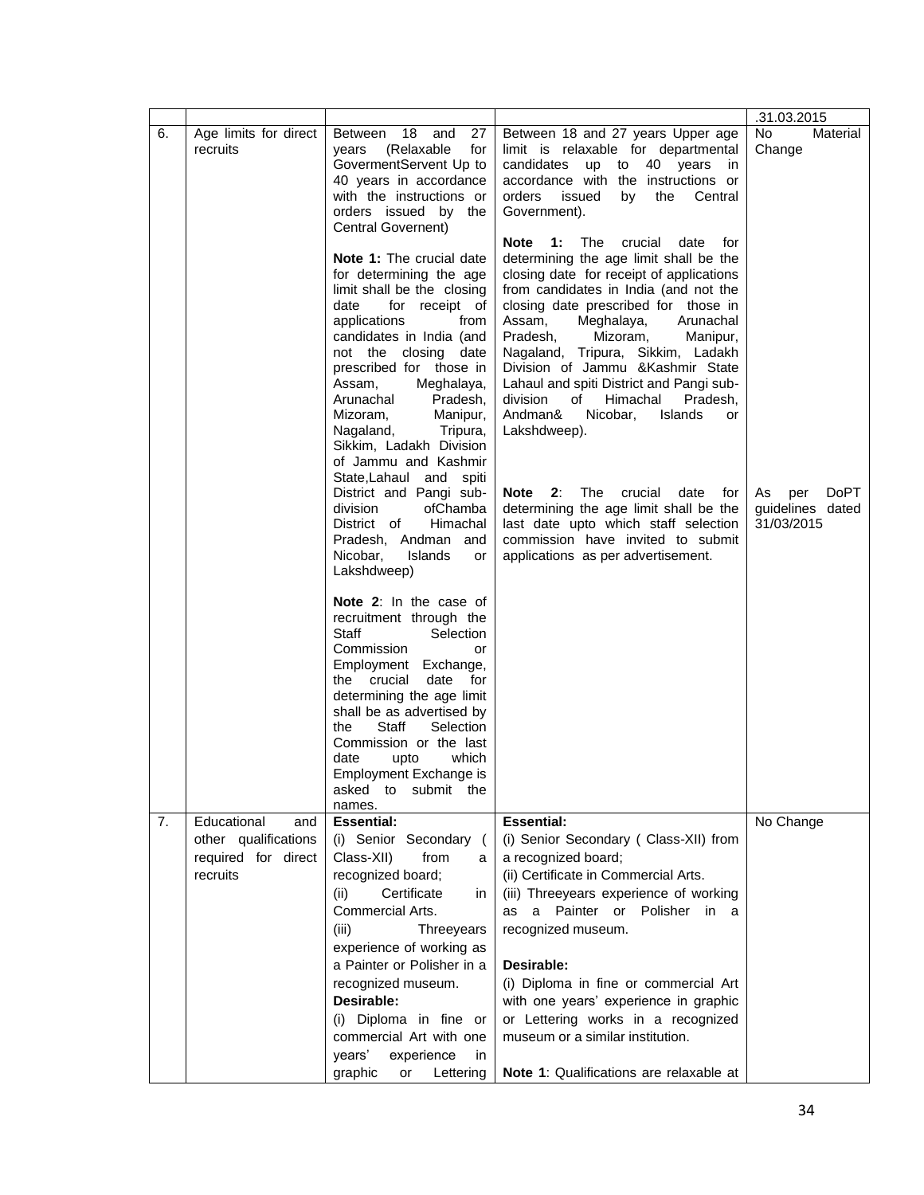|  |  |  |  | .31.03.2015 |
|---|---|---|---|---|
| 6. | Age limits for direct recruits | Between 18 and 27 years (Relaxable for GovermentServent Up to 40 years in accordance with the instructions or orders issued by the Central Governent)<br><br>**Note 1:** The crucial date for determining the age limit shall be the closing date for receipt of applications from candidates in India (and not the closing date prescribed for those in Assam, Meghalaya, Arunachal Pradesh, Mizoram, Manipur, Nagaland, Tripura, Sikkim, Ladakh Division of Jammu and Kashmir State,Lahaul and spiti District and Pangi sub-division ofChamba District of Himachal Pradesh, Andman and Nicobar, Islands or Lakshdweep)<br><br>**Note 2**: In the case of recruitment through the Staff Selection Commission or Employment Exchange, the crucial date for determining the age limit shall be as advertised by the Staff Selection Commission or the last date upto which Employment Exchange is asked to submit the names. | Between 18 and 27 years Upper age limit is relaxable for departmental candidates up to 40 years in accordance with the instructions or orders issued by the Central Government).<br><br>**Note 1:** The crucial date for determining the age limit shall be the closing date for receipt of applications from candidates in India (and not the closing date prescribed for those in Assam, Meghalaya, Arunachal Pradesh, Mizoram, Manipur, Nagaland, Tripura, Sikkim, Ladakh Division of Jammu &Kashmir State Lahaul and spiti District and Pangi sub-division of Himachal Pradesh, Andman& Nicobar, Islands or Lakshdweep).<br><br>**Note 2**: The crucial date for determining the age limit shall be the last date upto which staff selection commission have invited to submit applications as per advertisement. | No Material Change<br><br>As per DoPT guidelines dated 31/03/2015 |
| 7. | Educational and other qualifications required for direct recruits | **Essential:**<br>(i) Senior Secondary ( Class-XII) from a recognized board;<br>(ii) Certificate in Commercial Arts.<br>(iii) Threeyears experience of working as a Painter or Polisher in a recognized museum.<br>**Desirable:**<br>(i) Diploma in fine or commercial Art with one years' experience in graphic or Lettering | **Essential:**<br>(i) Senior Secondary ( Class-XII) from a recognized board;<br>(ii) Certificate in Commercial Arts.<br>(iii) Threeyears experience of working as a Painter or Polisher in a recognized museum.<br><br>**Desirable:**<br>(i) Diploma in fine or commercial Art with one years' experience in graphic or Lettering works in a recognized museum or a similar institution.<br><br>**Note 1**: Qualifications are relaxable at | No Change |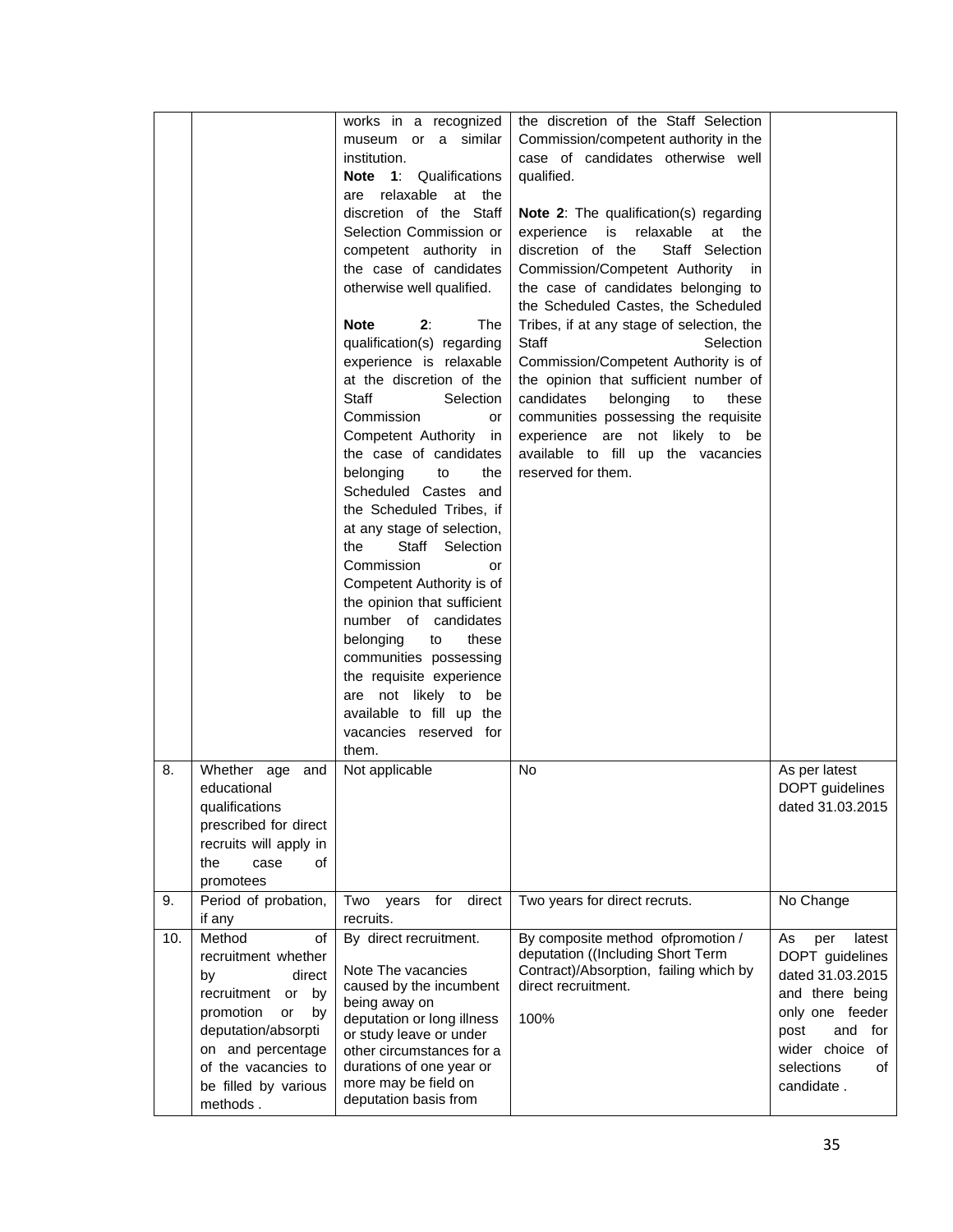| | | | | |
|---|---|---|---|---|
| | | works in a recognized museum or a similar institution.<br><br>**Note 1**: Qualifications are relaxable at the discretion of the Staff Selection Commission or competent authority in the case of candidates otherwise well qualified.<br><br>**Note 2**: The qualification(s) regarding experience is relaxable at the discretion of the Staff Selection Commission or Competent Authority in the case of candidates belonging to the Scheduled Castes and the Scheduled Tribes, if at any stage of selection, the Staff Selection Commission or Competent Authority is of the opinion that sufficient number of candidates belonging to these communities possessing the requisite experience are not likely to be available to fill up the vacancies reserved for them. | the discretion of the Staff Selection Commission/competent authority in the case of candidates otherwise well qualified.<br><br>**Note 2**: The qualification(s) regarding experience is relaxable at the discretion of the Staff Selection Commission/Competent Authority in the case of candidates belonging to the Scheduled Castes, the Scheduled Tribes, if at any stage of selection, the Staff Selection Commission/Competent Authority is of the opinion that sufficient number of candidates belonging to these communities possessing the requisite experience are not likely to be available to fill up the vacancies reserved for them. | |
| 8. | Whether age and educational qualifications prescribed for direct recruits will apply in the case of promotees | Not applicable | No | As per latest DOPT guidelines dated 31.03.2015 |
| 9. | Period of probation, if any | Two years for direct recruits. | Two years for direct recruts. | No Change |
| 10. | Method of recruitment whether by direct recruitment or by promotion or by deputation/absorption and percentage of the vacancies to be filled by various methods . | By direct recruitment.<br><br>Note The vacancies caused by the incumbent being away on deputation or long illness or study leave or under other circumstances for a durations of one year or more may be field on deputation basis from | By composite method ofpromotion / deputation ((Including Short Term Contract)/Absorption, failing which by direct recruitment.<br><br>100% | As per latest DOPT guidelines dated 31.03.2015 and there being only one feeder post and for wider choice of selections of candidate . |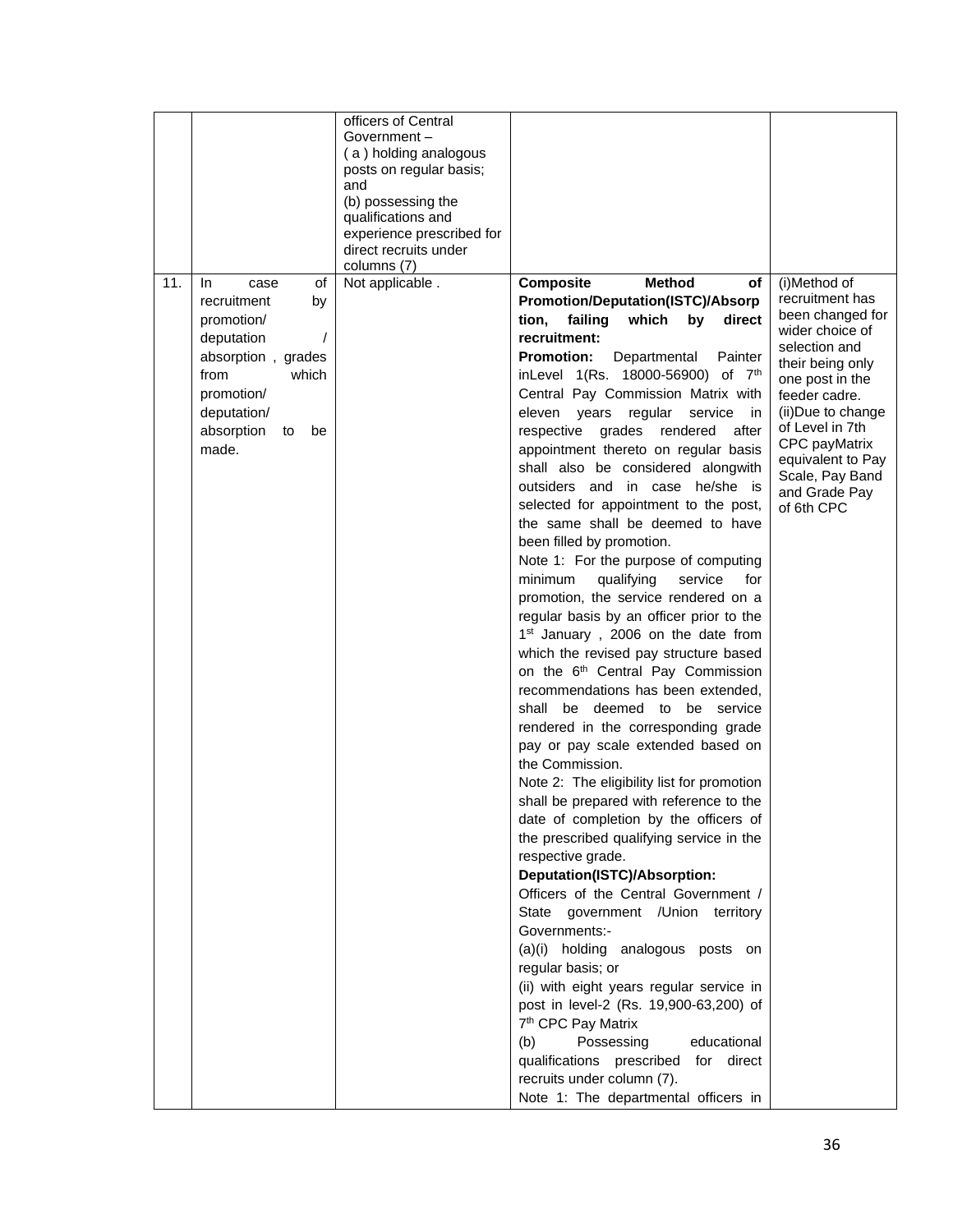| | | | | |
|---|---|---|---|---|
| | | officers of Central Government – ( a ) holding analogous posts on regular basis; and (b) possessing the qualifications and experience prescribed for direct recruits under columns (7) | | |
| 11. | In case of recruitment by promotion/ deputation / absorption , grades from which promotion/ deputation/ absorption to be made. | Not applicable . | **Composite Method of Promotion/Deputation(ISTC)/Absorption, failing which by direct recruitment:**<br>**Promotion:** Departmental Painter inLevel 1(Rs. 18000-56900) of 7th Central Pay Commission Matrix with eleven years regular service in respective grades rendered after appointment thereto on regular basis shall also be considered alongwith outsiders and in case he/she is selected for appointment to the post, the same shall be deemed to have been filled by promotion.<br>Note 1: For the purpose of computing minimum qualifying service for promotion, the service rendered on a regular basis by an officer prior to the 1st January , 2006 on the date from which the revised pay structure based on the 6th Central Pay Commission recommendations has been extended, shall be deemed to be service rendered in the corresponding grade pay or pay scale extended based on the Commission.<br>Note 2: The eligibility list for promotion shall be prepared with reference to the date of completion by the officers of the prescribed qualifying service in the respective grade.<br>**Deputation(ISTC)/Absorption:**<br>Officers of the Central Government / State government /Union territory Governments:-<br>(a)(i) holding analogous posts on regular basis; or<br>(ii) with eight years regular service in post in level-2 (Rs. 19,900-63,200) of 7th CPC Pay Matrix<br>(b) Possessing educational qualifications prescribed for direct recruits under column (7).<br>Note 1: The departmental officers in | (i)Method of recruitment has been changed for wider choice of selection and their being only one post in the feeder cadre.<br>(ii)Due to change of Level in 7th CPC payMatrix equivalent to Pay Scale, Pay Band and Grade Pay of 6th CPC |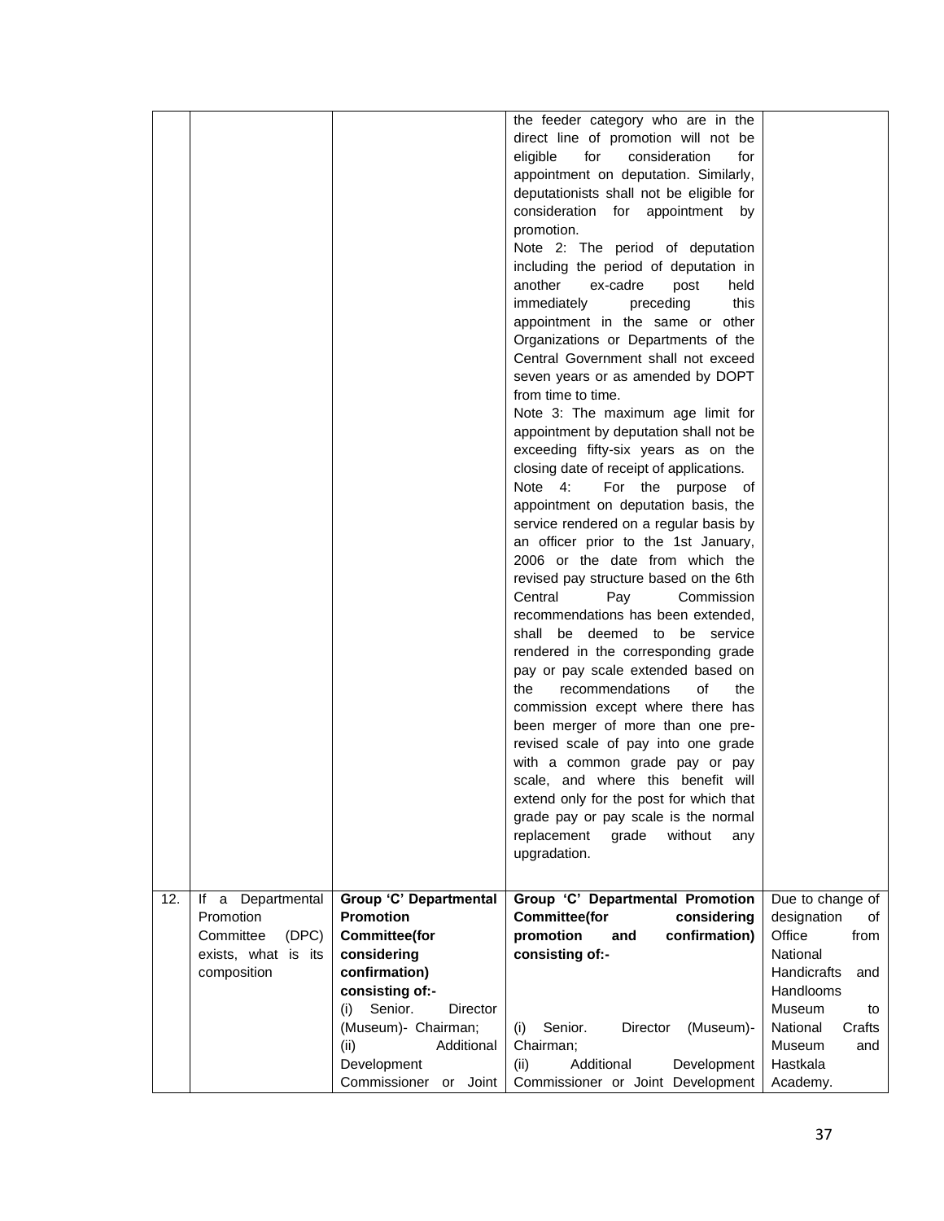| | | | | |
|---|---|---|---|---|
| | | | the feeder category who are in the direct line of promotion will not be eligible for consideration for appointment on deputation. Similarly, deputationists shall not be eligible for consideration for appointment by promotion.<br>Note 2: The period of deputation including the period of deputation in another ex-cadre post held immediately preceding this appointment in the same or other Organizations or Departments of the Central Government shall not exceed seven years or as amended by DOPT from time to time.<br>Note 3: The maximum age limit for appointment by deputation shall not be exceeding fifty-six years as on the closing date of receipt of applications.<br>Note 4: For the purpose of appointment on deputation basis, the service rendered on a regular basis by an officer prior to the 1st January, 2006 or the date from which the revised pay structure based on the 6th Central Pay Commission recommendations has been extended, shall be deemed to be service rendered in the corresponding grade pay or pay scale extended based on the recommendations of the commission except where there has been merger of more than one pre-revised scale of pay into one grade with a common grade pay or pay scale, and where this benefit will extend only for the post for which that grade pay or pay scale is the normal replacement grade without any upgradation. | |
| 12. | If a Departmental Promotion Committee (DPC) exists, what is its composition | **Group 'C' Departmental Promotion Committee(for considering confirmation) consisting of:-**<br>(i) Senior. Director (Museum)- Chairman;<br>(ii) Additional Development Commissioner or Joint | **Group 'C' Departmental Promotion Committee(for considering promotion and confirmation) consisting of:-**<br>(i) Senior. Director (Museum)- Chairman;<br>(ii) Additional Development Commissioner or Joint Development | Due to change of designation of Office from National Handicrafts and Handlooms Museum to National Crafts Museum and Hastkala Academy. |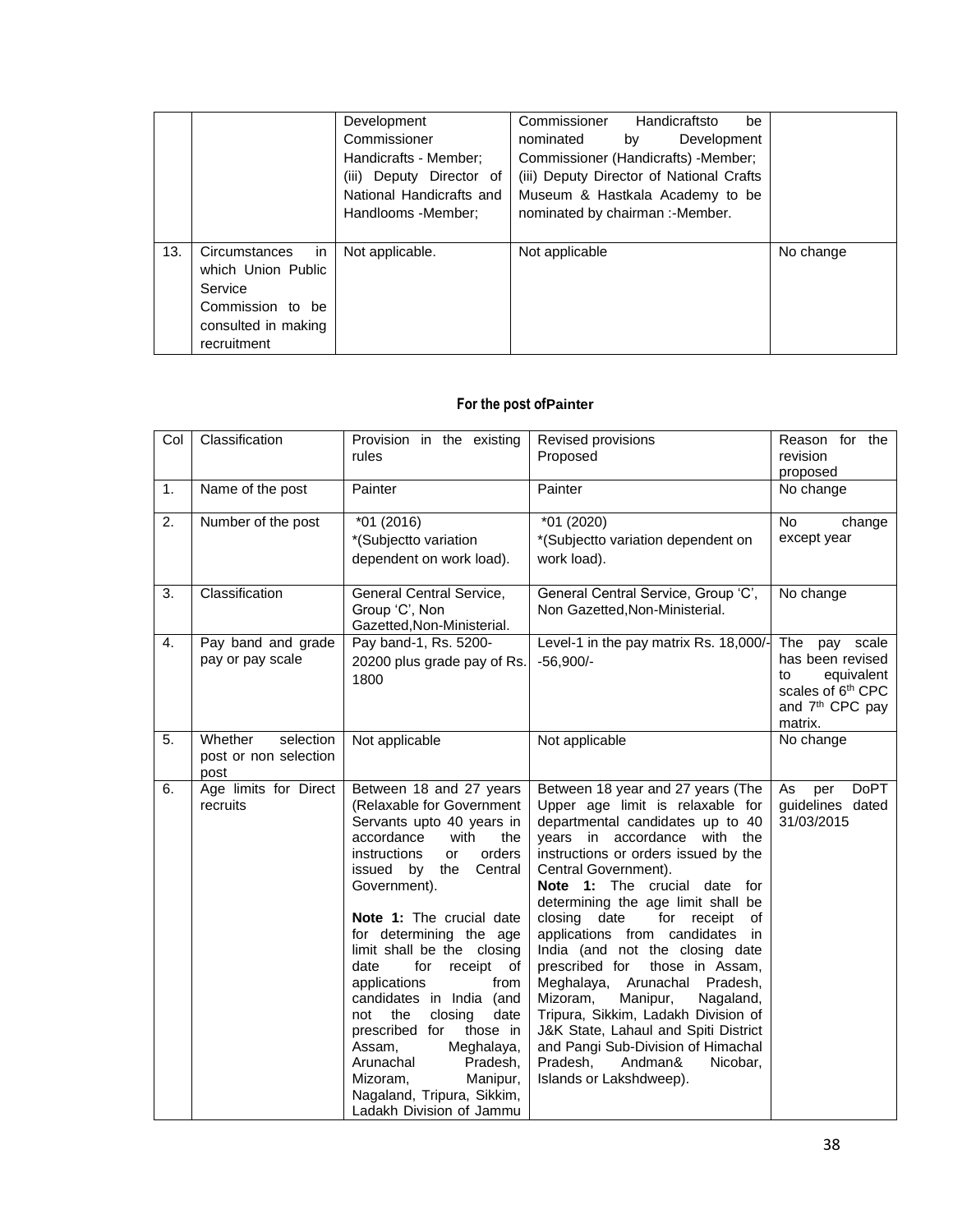| | | Development Commissioner Handicrafts - Member; (iii) Deputy Director of National Handicrafts and Handlooms -Member; | Commissioner Handicraftsto be nominated by Development Commissioner (Handicrafts) -Member; (iii) Deputy Director of National Crafts Museum & Hastkala Academy to be nominated by chairman :-Member. | |
|---|---|---|---|---|
| 13. | Circumstances in which Union Public Service Commission to be consulted in making recruitment | Not applicable. | Not applicable | No change |

**For the post ofPainter**

| Col | Classification | Provision in the existing rules | Revised provisions Proposed | Reason for the revision proposed |
|---|---|---|---|---|
| 1. | Name of the post | Painter | Painter | No change |
| 2. | Number of the post | *01 (2016) *(Subjectto variation dependent on work load). | *01 (2020) *(Subjectto variation dependent on work load). | No change except year |
| 3. | Classification | General Central Service, Group 'C', Non Gazetted,Non-Ministerial. | General Central Service, Group 'C', Non Gazetted,Non-Ministerial. | No change |
| 4. | Pay band and grade pay or pay scale | Pay band-1, Rs. 5200-20200 plus grade pay of Rs. 1800 | Level-1 in the pay matrix Rs. 18,000/- -56,900/- | The pay scale has been revised to equivalent scales of 6th CPC and 7th CPC pay matrix. |
| 5. | Whether selection post or non selection post | Not applicable | Not applicable | No change |
| 6. | Age limits for Direct recruits | Between 18 and 27 years (Relaxable for Government Servants upto 40 years in accordance with the instructions or orders issued by the Central Government).<br><br>**Note 1:** The crucial date for determining the age limit shall be the closing date for receipt of applications from candidates in India (and not the closing date prescribed for those in Assam, Meghalaya, Arunachal Pradesh, Mizoram, Manipur, Nagaland, Tripura, Sikkim, Ladakh Division of Jammu | Between 18 year and 27 years (The Upper age limit is relaxable for departmental candidates up to 40 years in accordance with the instructions or orders issued by the Central Government).<br>**Note 1:** The crucial date for determining the age limit shall be closing date for receipt of applications from candidates in India (and not the closing date prescribed for those in Assam, Meghalaya, Arunachal Pradesh, Mizoram, Manipur, Nagaland, Tripura, Sikkim, Ladakh Division of J&K State, Lahaul and Spiti District and Pangi Sub-Division of Himachal Pradesh, Andman& Nicobar, Islands or Lakshdweep). | As per DoPT guidelines dated 31/03/2015 |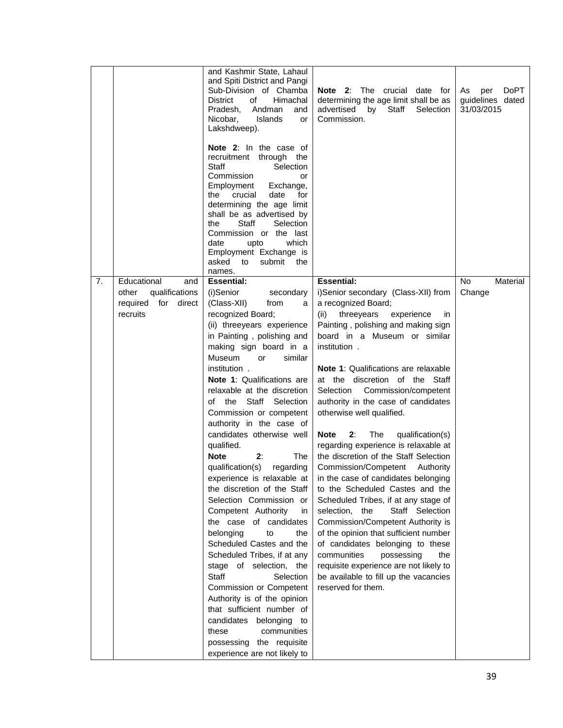|  |  |  |  |  |
|---|---|---|---|---|
|  |  | and Kashmir State, Lahaul and Spiti District and Pangi Sub-Division of Chamba District of Himachal Pradesh, Andman and Nicobar, Islands or Lakshdweep).<br><br>**Note 2**: In the case of recruitment through the Staff Selection Commission or Employment Exchange, the crucial date for determining the age limit shall be as advertised by the Staff Selection Commission or the last date upto which Employment Exchange is asked to submit the names. | **Note 2**: The crucial date for determining the age limit shall be as advertised by Staff Selection Commission. | As per DoPT guidelines dated 31/03/2015 |
| 7. | Educational and other qualifications required for direct recruits | **Essential:**<br>(i)Senior secondary (Class-XII) from a recognized Board;<br>(ii) threeyears experience in Painting , polishing and making sign board in a Museum or similar institution .<br>**Note 1**: Qualifications are relaxable at the discretion of the Staff Selection Commission or competent authority in the case of candidates otherwise well qualified.<br>**Note 2**: The qualification(s) regarding experience is relaxable at the discretion of the Staff Selection Commission or Competent Authority in the case of candidates belonging to the Scheduled Castes and the Scheduled Tribes, if at any stage of selection, the Staff Selection Commission or Competent Authority is of the opinion that sufficient number of candidates belonging to these communities possessing the requisite experience are not likely to | **Essential:**<br>i)Senior secondary (Class-XII) from a recognized Board;<br>(ii) threeyears experience in Painting , polishing and making sign board in a Museum or similar institution .<br><br>**Note 1**: Qualifications are relaxable at the discretion of the Staff Selection Commission/competent authority in the case of candidates otherwise well qualified.<br><br>**Note 2**: The qualification(s) regarding experience is relaxable at the discretion of the Staff Selection Commission/Competent Authority in the case of candidates belonging to the Scheduled Castes and the Scheduled Tribes, if at any stage of selection, the Staff Selection Commission/Competent Authority is of the opinion that sufficient number of candidates belonging to these communities possessing the requisite experience are not likely to be available to fill up the vacancies reserved for them. | No Material Change |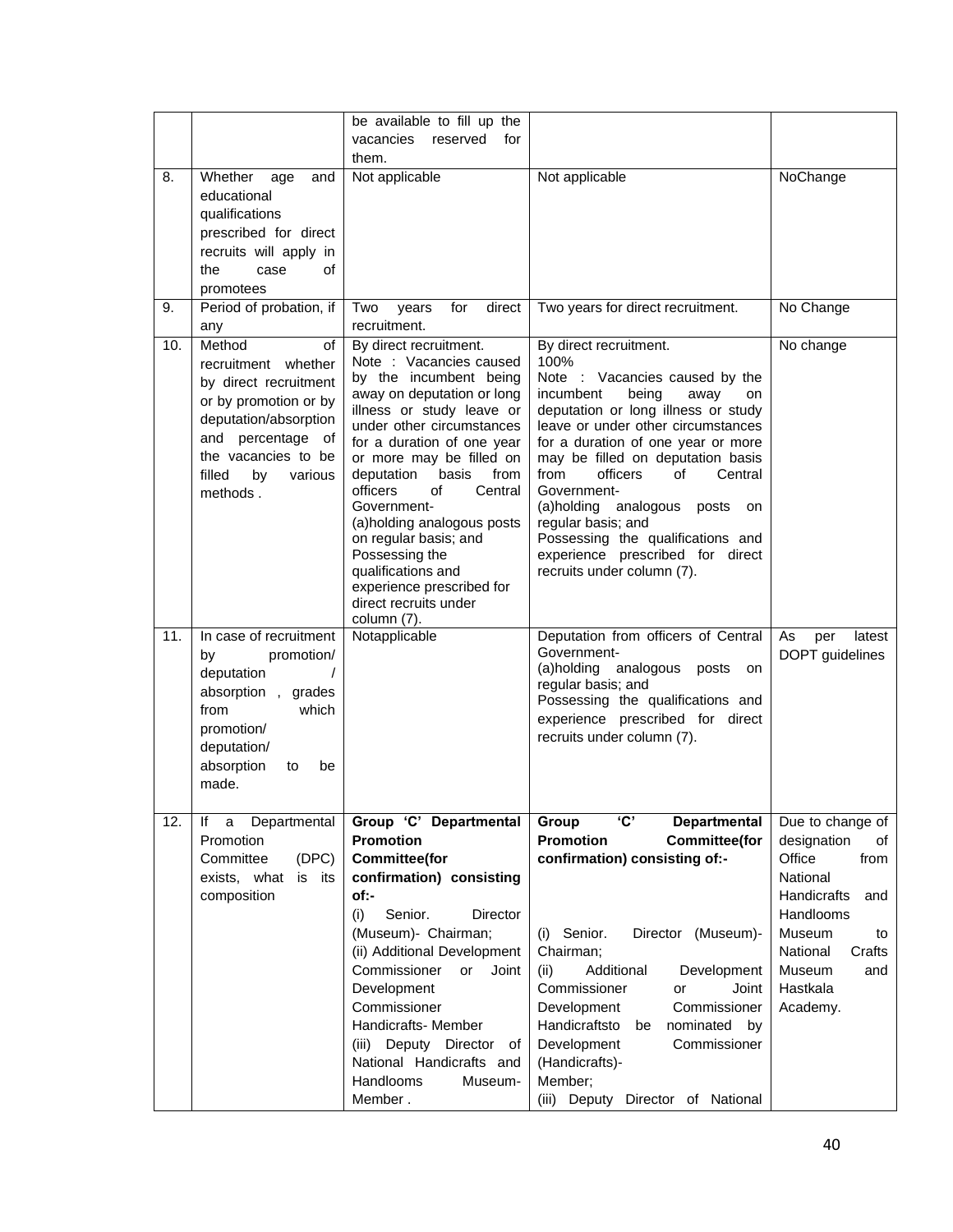| | | | | |
|---|---|---|---|---|
| | | be available to fill up the vacancies reserved for them. | | |
| 8. | Whether age and educational qualifications prescribed for direct recruits will apply in the case of promotees | Not applicable | Not applicable | NoChange |
| 9. | Period of probation, if any | Two years for direct recruitment. | Two years for direct recruitment. | No Change |
| 10. | Method of recruitment whether by direct recruitment or by promotion or by deputation/absorption and percentage of the vacancies to be filled by various methods . | By direct recruitment.<br>Note : Vacancies caused by the incumbent being away on deputation or long illness or study leave or under other circumstances for a duration of one year or more may be filled on deputation basis from officers of Central Government-<br>(a)holding analogous posts on regular basis; and<br>Possessing the qualifications and experience prescribed for direct recruits under column (7). | By direct recruitment.<br>100%<br>Note : Vacancies caused by the incumbent being away on deputation or long illness or study leave or under other circumstances for a duration of one year or more may be filled on deputation basis from officers of Central Government-<br>(a)holding analogous posts on regular basis; and<br>Possessing the qualifications and experience prescribed for direct recruits under column (7). | No change |
| 11. | In case of recruitment by promotion/ deputation / absorption , grades from which promotion/ deputation/ absorption to be made. | Notapplicable | Deputation from officers of Central Government-<br>(a)holding analogous posts on regular basis; and<br>Possessing the qualifications and experience prescribed for direct recruits under column (7). | As per latest DOPT guidelines |
| 12. | If a Departmental Promotion Committee (DPC) exists, what is its composition | **Group 'C' Departmental Promotion Committee(for confirmation) consisting of:-**<br>(i) Senior. Director (Museum)- Chairman;<br>(ii) Additional Development Commissioner or Joint Development Commissioner Handicrafts- Member<br>(iii) Deputy Director of National Handicrafts and Handlooms Museum- Member . | **Group 'C' Departmental Promotion Committee(for confirmation) consisting of:-**<br>(i) Senior. Director (Museum)- Chairman;<br>(ii) Additional Development Commissioner or Joint Development Commissioner Handicraftsto be nominated by Development Commissioner (Handicrafts)- Member;<br>(iii) Deputy Director of National | Due to change of designation of Office from National Handicrafts and Handlooms Museum to National Crafts Museum and Hastkala Academy. |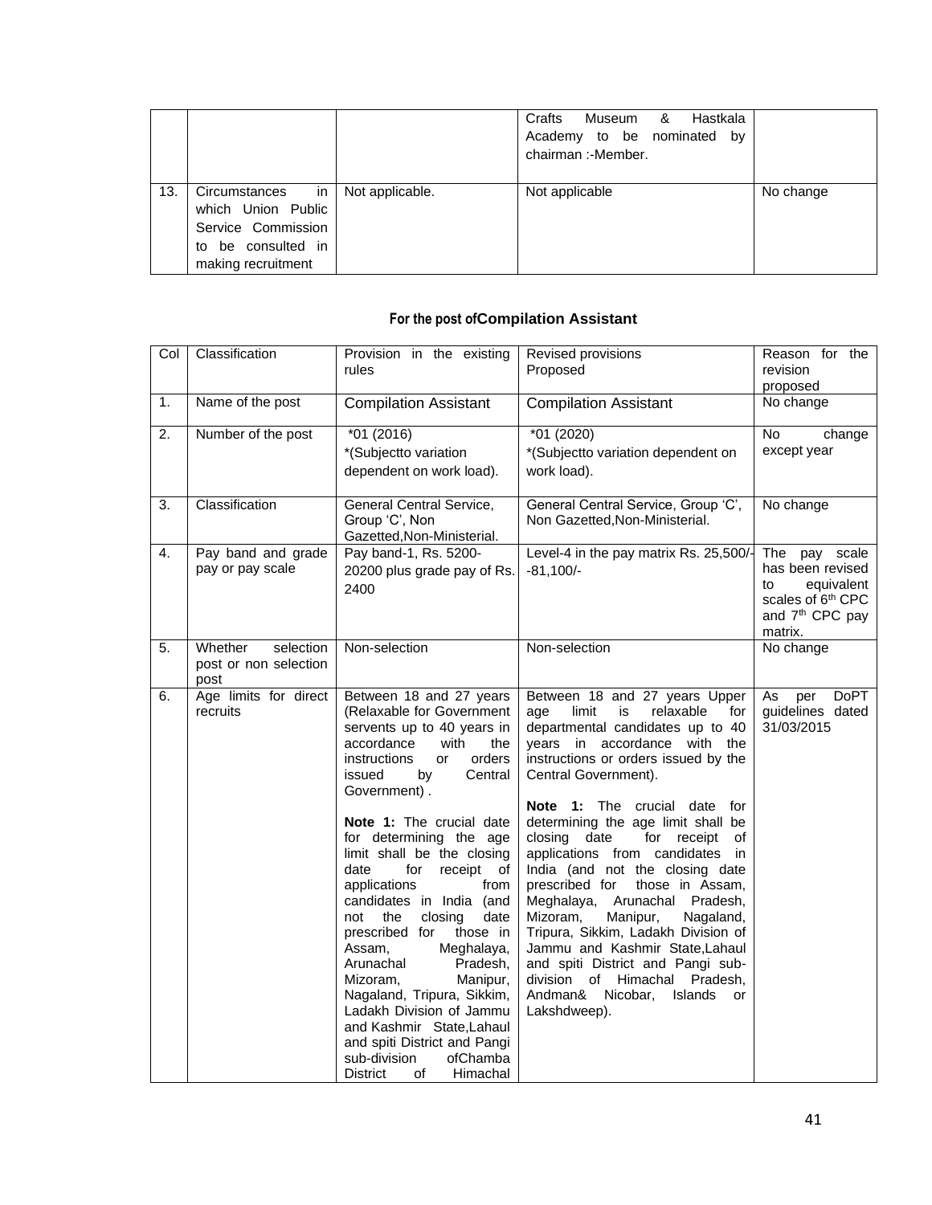|  |  |  | Crafts Museum & Hastkala Academy to be nominated by chairman :-Member. |  |
|---|---|---|---|---|
| 13. | Circumstances in which Union Public Service Commission to be consulted in making recruitment | Not applicable. | Not applicable | No change |

**For the post ofCompilation Assistant**

| Col | Classification | Provision in the existing rules | Revised provisions Proposed | Reason for the revision proposed |
|---|---|---|---|---|
| 1. | Name of the post | Compilation Assistant | Compilation Assistant | No change |
| 2. | Number of the post | *01 (2016)<br>*(Subjectto variation dependent on work load). | *01 (2020)<br>*(Subjectto variation dependent on work load). | No change except year |
| 3. | Classification | General Central Service, Group 'C', Non Gazetted,Non-Ministerial. | General Central Service, Group 'C', Non Gazetted,Non-Ministerial. | No change |
| 4. | Pay band and grade pay or pay scale | Pay band-1, Rs. 5200-20200 plus grade pay of Rs. 2400 | Level-4 in the pay matrix Rs. 25,500/--81,100/- | The pay scale has been revised to equivalent scales of 6th CPC and 7th CPC pay matrix. |
| 5. | Whether selection post or non selection post | Non-selection | Non-selection | No change |
| 6. | Age limits for direct recruits | Between 18 and 27 years (Relaxable for Government servents up to 40 years in accordance with the instructions or orders issued by Central Government) .<br><br>**Note 1:** The crucial date for determining the age limit shall be the closing date for receipt of applications from candidates in India (and not the closing date prescribed for those in Assam, Meghalaya, Arunachal Pradesh, Mizoram, Manipur, Nagaland, Tripura, Sikkim, Ladakh Division of Jammu and Kashmir State,Lahaul and spiti District and Pangi sub-division ofChamba District of Himachal | Between 18 and 27 years Upper age limit is relaxable for departmental candidates up to 40 years in accordance with the instructions or orders issued by the Central Government).<br><br>**Note 1:** The crucial date for determining the age limit shall be closing date for receipt of applications from candidates in India (and not the closing date prescribed for those in Assam, Meghalaya, Arunachal Pradesh, Mizoram, Manipur, Nagaland, Tripura, Sikkim, Ladakh Division of Jammu and Kashmir State,Lahaul and spiti District and Pangi sub-division of Himachal Pradesh, Andman& Nicobar, Islands or Lakshdweep). | As per DoPT guidelines dated 31/03/2015 |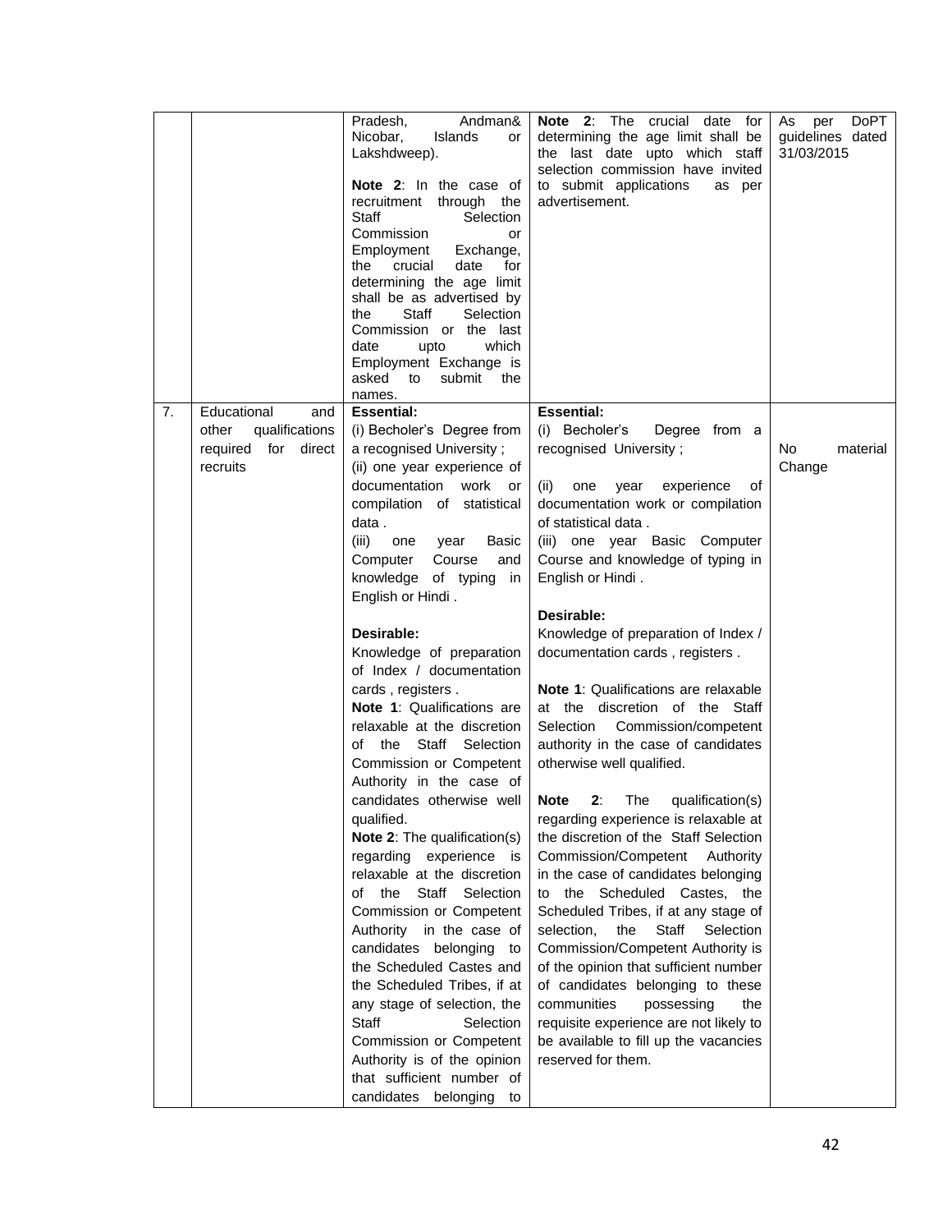| | | | | |
|---|---|---|---|---|
| | | Pradesh, Andman& Nicobar, Islands or Lakshdweep).<br><br>**Note 2**: In the case of recruitment through the Staff Selection Commission or Employment Exchange, the crucial date for determining the age limit shall be as advertised by the Staff Selection Commission or the last date upto which Employment Exchange is asked to submit the names. | **Note 2**: The crucial date for determining the age limit shall be the last date upto which staff selection commission have invited to submit applications as per advertisement. | As per DoPT guidelines dated 31/03/2015 |
| 7. | Educational and other qualifications required for direct recruits | **Essential:**<br>(i) Becholer's Degree from a recognised University ;<br>(ii) one year experience of documentation work or compilation of statistical data .<br>(iii) one year Basic Computer Course and knowledge of typing in English or Hindi .<br><br>**Desirable:**<br>Knowledge of preparation of Index / documentation cards , registers .<br>**Note 1**: Qualifications are relaxable at the discretion of the Staff Selection Commission or Competent Authority in the case of candidates otherwise well qualified.<br>**Note 2**: The qualification(s) regarding experience is relaxable at the discretion of the Staff Selection Commission or Competent Authority in the case of candidates belonging to the Scheduled Castes and the Scheduled Tribes, if at any stage of selection, the Staff Selection Commission or Competent Authority is of the opinion that sufficient number of candidates belonging to | **Essential:**<br>(i) Becholer's Degree from a recognised University ;<br><br>(ii) one year experience of documentation work or compilation of statistical data .<br>(iii) one year Basic Computer Course and knowledge of typing in English or Hindi .<br><br>**Desirable:**<br>Knowledge of preparation of Index / documentation cards , registers .<br><br>**Note 1**: Qualifications are relaxable at the discretion of the Staff Selection Commission/competent authority in the case of candidates otherwise well qualified.<br><br>**Note 2**: The qualification(s) regarding experience is relaxable at the discretion of the Staff Selection Commission/Competent Authority in the case of candidates belonging to the Scheduled Castes, the Scheduled Tribes, if at any stage of selection, the Staff Selection Commission/Competent Authority is of the opinion that sufficient number of candidates belonging to these communities possessing the requisite experience are not likely to be available to fill up the vacancies reserved for them. | No material Change |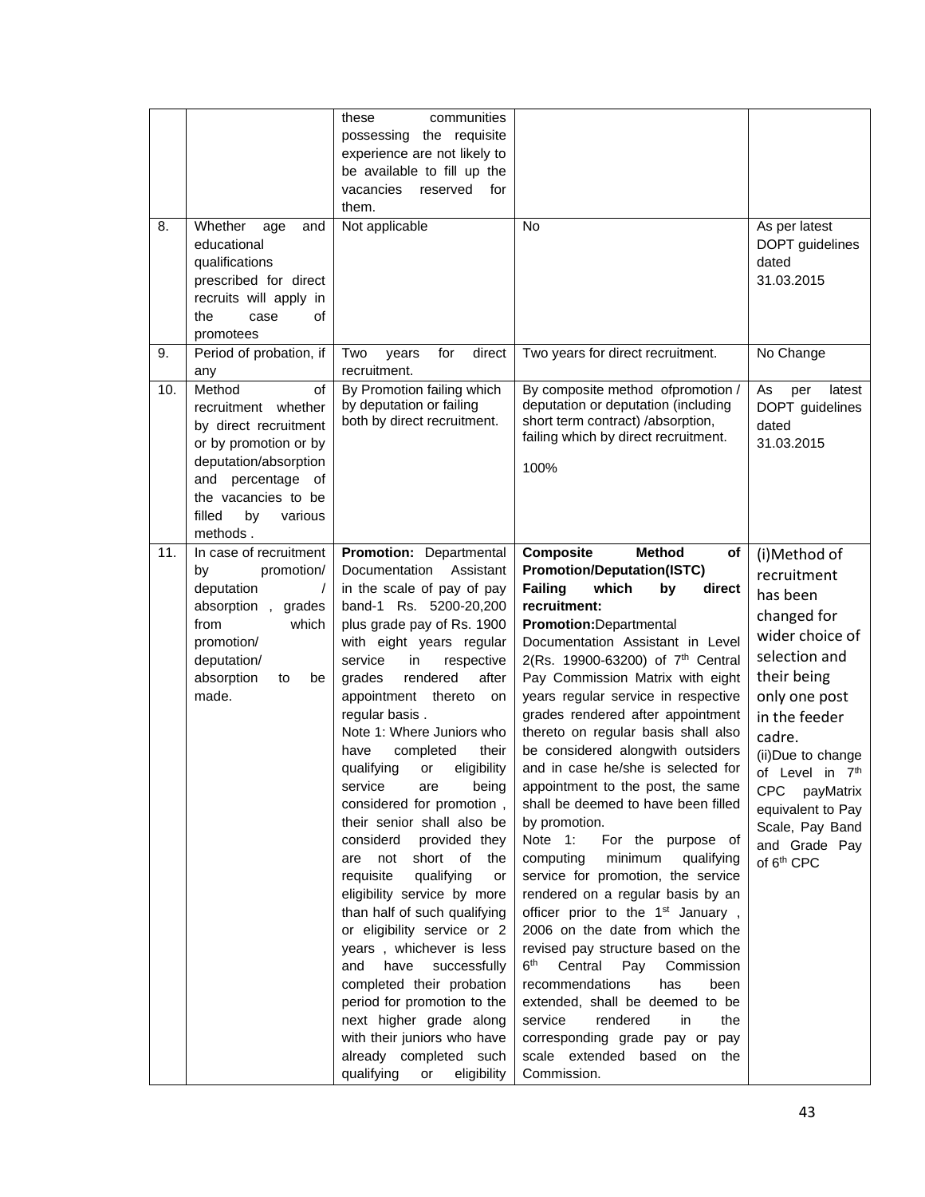| | | | | |
|---|---|---|---|---|
| | | these communities possessing the requisite experience are not likely to be available to fill up the vacancies reserved for them. | | |
| 8. | Whether age and educational qualifications prescribed for direct recruits will apply in the case of promotees | Not applicable | No | As per latest DOPT guidelines dated 31.03.2015 |
| 9. | Period of probation, if any | Two years for direct recruitment. | Two years for direct recruitment. | No Change |
| 10. | Method of recruitment whether by direct recruitment or by promotion or by deputation/absorption and percentage of the vacancies to be filled by various methods . | By Promotion failing which by deputation or failing both by direct recruitment. | By composite method ofpromotion / deputation or deputation (including short term contract) /absorption, failing which by direct recruitment.<br><br>100% | As per latest DOPT guidelines dated 31.03.2015 |
| 11. | In case of recruitment by promotion/ deputation / absorption , grades from which promotion/ deputation/ absorption to be made. | **Promotion:** Departmental Documentation Assistant in the scale of pay of pay band-1 Rs. 5200-20,200 plus grade pay of Rs. 1900 with eight years regular service in respective grades rendered after appointment thereto on regular basis .<br>Note 1: Where Juniors who have completed their qualifying or eligibility service are being considered for promotion , their senior shall also be considerd provided they are not short of the requisite qualifying or eligibility service by more than half of such qualifying or eligibility service or 2 years , whichever is less and have successfully completed their probation period for promotion to the next higher grade along with their juniors who have already completed such qualifying or eligibility | **Composite Method of Promotion/Deputation(ISTC) Failing which by direct recruitment:**<br>**Promotion:**Departmental Documentation Assistant in Level 2(Rs. 19900-63200) of 7th Central Pay Commission Matrix with eight years regular service in respective grades rendered after appointment thereto on regular basis shall also be considered alongwith outsiders and in case he/she is selected for appointment to the post, the same shall be deemed to have been filled by promotion.<br>Note 1: For the purpose of computing minimum qualifying service for promotion, the service rendered on a regular basis by an officer prior to the 1st January , 2006 on the date from which the revised pay structure based on the 6th Central Pay Commission recommendations has been extended, shall be deemed to be service rendered in the corresponding grade pay or pay scale extended based on the Commission. | (i)Method of recruitment has been changed for wider choice of selection and their being only one post in the feeder cadre.<br>(ii)Due to change of Level in 7th CPC payMatrix equivalent to Pay Scale, Pay Band and Grade Pay of 6th CPC |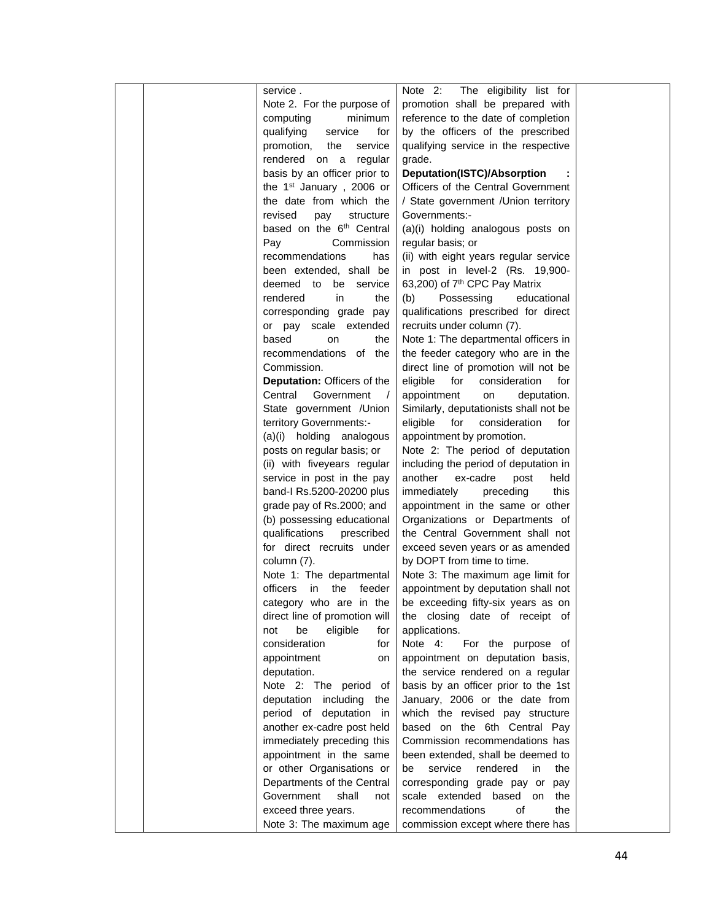|  |  | service .<br>Note 2. For the purpose of computing minimum qualifying service for promotion, the service rendered on a regular basis by an officer prior to the 1st January , 2006 or the date from which the revised pay structure based on the 6th Central Pay Commission recommendations has been extended, shall be deemed to be service rendered in the corresponding grade pay or pay scale extended based on the recommendations of the Commission.<br>**Deputation:** Officers of the Central Government / State government /Union territory Governments:-<br>(a)(i) holding analogous posts on regular basis; or<br>(ii) with fiveyears regular service in post in the pay band-I Rs.5200-20200 plus grade pay of Rs.2000; and<br>(b) possessing educational qualifications prescribed for direct recruits under column (7).<br>Note 1: The departmental officers in the feeder category who are in the direct line of promotion will not be eligible for consideration for appointment on deputation.<br>Note 2: The period of deputation including the period of deputation in another ex-cadre post held immediately preceding this appointment in the same or other Organisations or Departments of the Central Government shall not exceed three years.<br>Note 3: The maximum age | Note 2: The eligibility list for promotion shall be prepared with reference to the date of completion by the officers of the prescribed qualifying service in the respective grade.<br>**Deputation(ISTC)/Absorption :** Officers of the Central Government / State government /Union territory Governments:-<br>(a)(i) holding analogous posts on regular basis; or<br>(ii) with eight years regular service in post in level-2 (Rs. 19,900-63,200) of 7th CPC Pay Matrix<br>(b) Possessing educational qualifications prescribed for direct recruits under column (7).<br>Note 1: The departmental officers in the feeder category who are in the direct line of promotion will not be eligible for consideration for appointment on deputation. Similarly, deputationists shall not be eligible for consideration for appointment by promotion.<br>Note 2: The period of deputation including the period of deputation in another ex-cadre post held immediately preceding this appointment in the same or other Organizations or Departments of the Central Government shall not exceed seven years or as amended by DOPT from time to time.<br>Note 3: The maximum age limit for appointment by deputation shall not be exceeding fifty-six years as on the closing date of receipt of applications.<br>Note 4: For the purpose of appointment on deputation basis, the service rendered on a regular basis by an officer prior to the 1st January, 2006 or the date from which the revised pay structure based on the 6th Central Pay Commission recommendations has been extended, shall be deemed to be service rendered in the corresponding grade pay or pay scale extended based on the recommendations of the commission except where there has |  |
|---|---|---|---|---|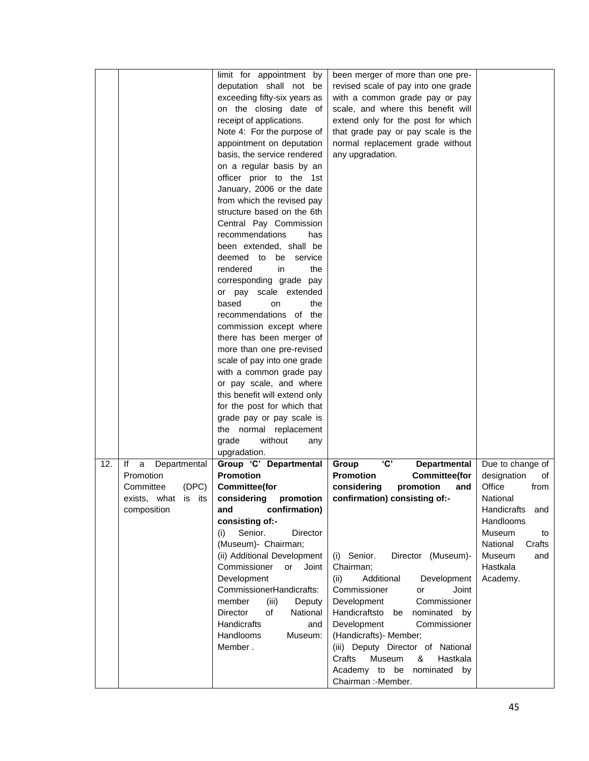| | | | | |
|---|---|---|---|---|
| | | limit for appointment by deputation shall not be exceeding fifty-six years as on the closing date of receipt of applications.<br>Note 4: For the purpose of appointment on deputation basis, the service rendered on a regular basis by an officer prior to the 1st January, 2006 or the date from which the revised pay structure based on the 6th Central Pay Commission recommendations has been extended, shall be deemed to be service rendered in the corresponding grade pay or pay scale extended based on the recommendations of the commission except where there has been merger of more than one pre-revised scale of pay into one grade with a common grade pay or pay scale, and where this benefit will extend only for the post for which that grade pay or pay scale is the normal replacement grade without any upgradation. | been merger of more than one pre-revised scale of pay into one grade with a common grade pay or pay scale, and where this benefit will extend only for the post for which that grade pay or pay scale is the normal replacement grade without any upgradation. | |
| 12. | If a Departmental Promotion Committee (DPC) exists, what is its composition | **Group 'C' Departmental Promotion Committee(for considering promotion and confirmation) consisting of:-**<br>(i) Senior. Director (Museum)- Chairman;<br>(ii) Additional Development Commissioner or Joint Development CommissionerHandicrafts: member (iii) Deputy Director of National Handicrafts and Handlooms Museum: Member . | **Group 'C' Departmental Promotion Committee(for considering promotion and confirmation) consisting of:-**<br>(i) Senior. Director (Museum)- Chairman;<br>(ii) Additional Development Commissioner or Joint Development Commissioner Handicraftsto be nominated by Development Commissioner (Handicrafts)- Member;<br>(iii) Deputy Director of National Crafts Museum & Hastkala Academy to be nominated by Chairman :-Member. | Due to change of designation of Office from National Handicrafts and Handlooms Museum to National Crafts Museum and Hastkala Academy. |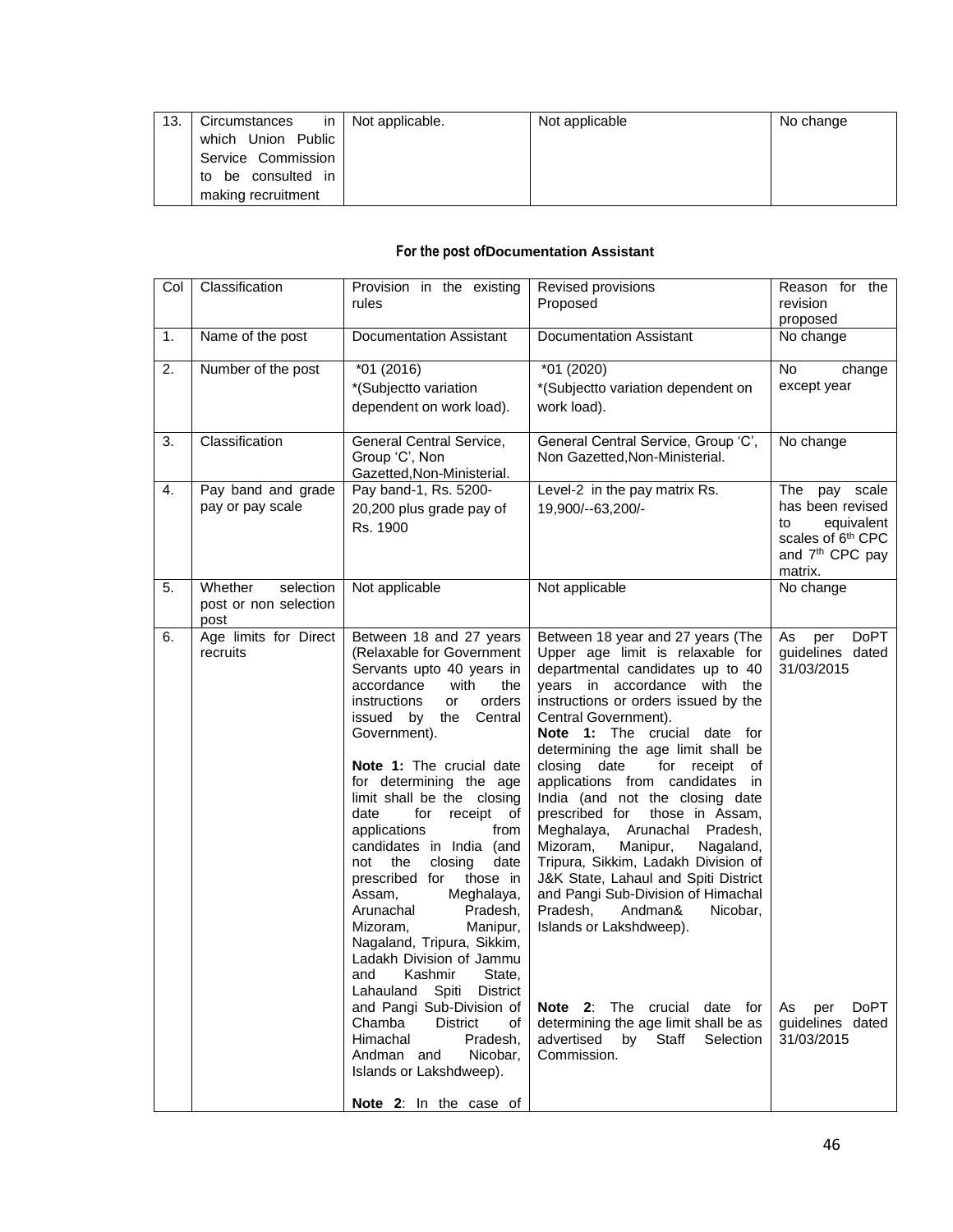| 13. | Circumstances in which Union Public Service Commission to be consulted in making recruitment | Not applicable. | Not applicable | No change |
|---|---|---|---|---|

**For the post ofDocumentation Assistant**

| Col | Classification | Provision in the existing rules | Revised provisions Proposed | Reason for the revision proposed |
|---|---|---|---|---|
| 1. | Name of the post | Documentation Assistant | Documentation Assistant | No change |
| 2. | Number of the post | *01 (2016) *(Subjectto variation dependent on work load). | *01 (2020) *(Subjectto variation dependent on work load). | No change except year |
| 3. | Classification | General Central Service, Group 'C', Non Gazetted,Non-Ministerial. | General Central Service, Group 'C', Non Gazetted,Non-Ministerial. | No change |
| 4. | Pay band and grade pay or pay scale | Pay band-1, Rs. 5200-20,200 plus grade pay of Rs. 1900 | Level-2 in the pay matrix Rs. 19,900/--63,200/- | The pay scale has been revised to equivalent scales of 6th CPC and 7th CPC pay matrix. |
| 5. | Whether selection post or non selection post | Not applicable | Not applicable | No change |
| 6. | Age limits for Direct recruits | Between 18 and 27 years (Relaxable for Government Servants upto 40 years in accordance with the instructions or orders issued by the Central Government).<br><br>**Note 1:** The crucial date for determining the age limit shall be the closing date for receipt of applications from candidates in India (and not the closing date prescribed for those in Assam, Meghalaya, Arunachal Pradesh, Mizoram, Manipur, Nagaland, Tripura, Sikkim, Ladakh Division of Jammu and Kashmir State, Lahauland Spiti District and Pangi Sub-Division of Chamba District of Himachal Pradesh, Andman and Nicobar, Islands or Lakshdweep).<br><br>**Note 2**: In the case of | Between 18 year and 27 years (The Upper age limit is relaxable for departmental candidates up to 40 years in accordance with the instructions or orders issued by the Central Government).<br>**Note 1:** The crucial date for determining the age limit shall be closing date for receipt of applications from candidates in India (and not the closing date prescribed for those in Assam, Meghalaya, Arunachal Pradesh, Mizoram, Manipur, Nagaland, Tripura, Sikkim, Ladakh Division of J&K State, Lahaul and Spiti District and Pangi Sub-Division of Himachal Pradesh, Andman& Nicobar, Islands or Lakshdweep).<br><br>**Note 2**: The crucial date for determining the age limit shall be as advertised by Staff Selection Commission. | As per DoPT guidelines dated 31/03/2015<br><br>As per DoPT guidelines dated 31/03/2015 |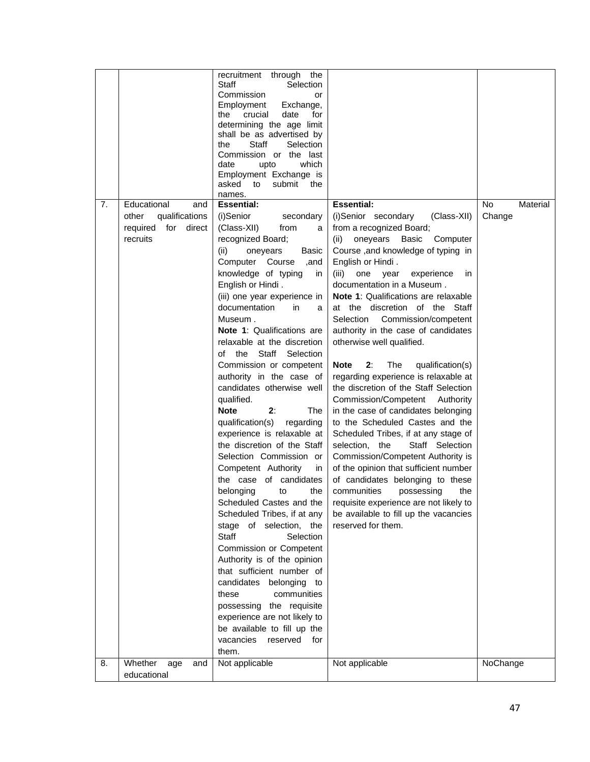| | | | | |
|---|---|---|---|---|
| | | recruitment through the Staff Selection Commission or Employment Exchange, the crucial date for determining the age limit shall be as advertised by the Staff Selection Commission or the last date upto which Employment Exchange is asked to submit the names. | | |
| 7. | Educational and other qualifications required for direct recruits | **Essential:**<br>(i)Senior secondary (Class-XII) from a recognized Board;<br>(ii) oneyears Basic Computer Course ,and knowledge of typing in English or Hindi .<br>(iii) one year experience in documentation in a Museum .<br>**Note 1**: Qualifications are relaxable at the discretion of the Staff Selection Commission or competent authority in the case of candidates otherwise well qualified.<br>**Note 2**: The qualification(s) regarding experience is relaxable at the discretion of the Staff Selection Commission or Competent Authority in the case of candidates belonging to the Scheduled Castes and the Scheduled Tribes, if at any stage of selection, the Staff Selection Commission or Competent Authority is of the opinion that sufficient number of candidates belonging to these communities possessing the requisite experience are not likely to be available to fill up the vacancies reserved for them. | **Essential:**<br>(i)Senior secondary (Class-XII) from a recognized Board;<br>(ii) oneyears Basic Computer Course ,and knowledge of typing in English or Hindi .<br>(iii) one year experience in documentation in a Museum .<br>**Note 1**: Qualifications are relaxable at the discretion of the Staff Selection Commission/competent authority in the case of candidates otherwise well qualified.<br>**Note 2**: The qualification(s) regarding experience is relaxable at the discretion of the Staff Selection Commission/Competent Authority in the case of candidates belonging to the Scheduled Castes and the Scheduled Tribes, if at any stage of selection, the Staff Selection Commission/Competent Authority is of the opinion that sufficient number of candidates belonging to these communities possessing the requisite experience are not likely to be available to fill up the vacancies reserved for them. | No Material Change |
| 8. | Whether age and educational | Not applicable | Not applicable | NoChange |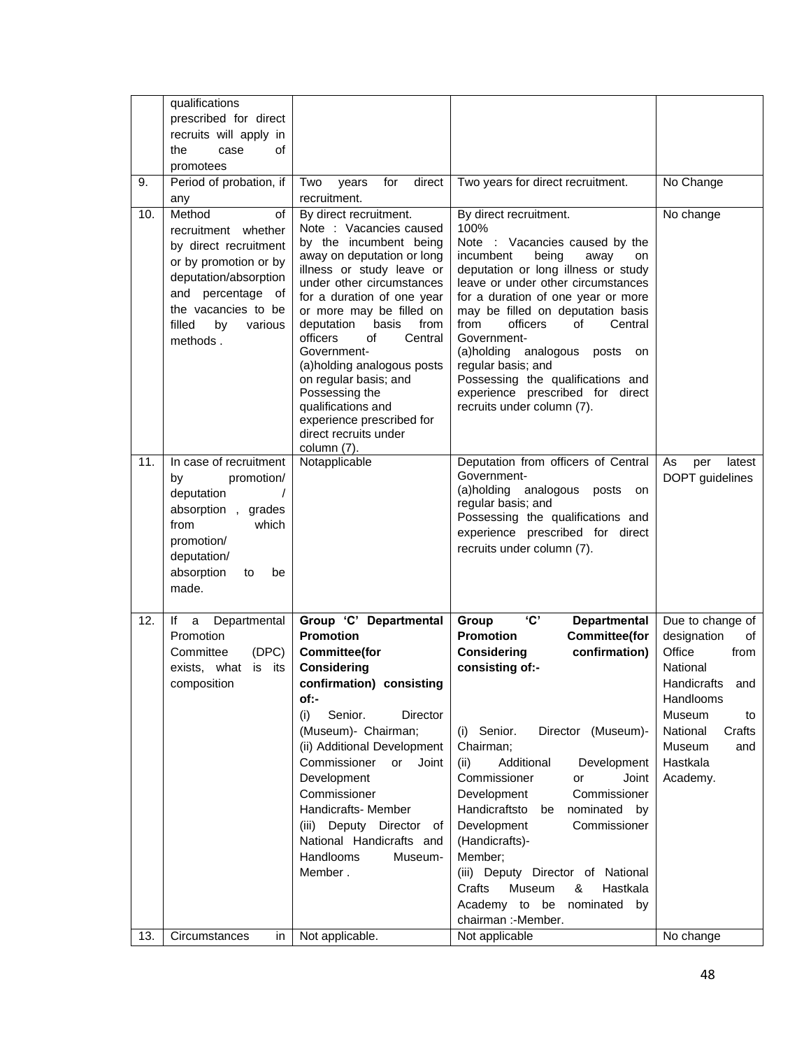| | | | | |
|---|---|---|---|---|
| | qualifications prescribed for direct recruits will apply in the case of promotees | | | |
| 9. | Period of probation, if any | Two years for direct recruitment. | Two years for direct recruitment. | No Change |
| 10. | Method of recruitment whether by direct recruitment or by promotion or by deputation/absorption and percentage of the vacancies to be filled by various methods . | By direct recruitment.<br>Note : Vacancies caused by the incumbent being away on deputation or long illness or study leave or under other circumstances for a duration of one year or more may be filled on deputation basis from officers of Central Government-<br>(a)holding analogous posts on regular basis; and<br>Possessing the qualifications and experience prescribed for direct recruits under column (7). | By direct recruitment.<br>100%<br>Note : Vacancies caused by the incumbent being away on deputation or long illness or study leave or under other circumstances for a duration of one year or more may be filled on deputation basis from officers of Central Government-<br>(a)holding analogous posts on regular basis; and<br>Possessing the qualifications and experience prescribed for direct recruits under column (7). | No change |
| 11. | In case of recruitment by promotion/ deputation / absorption , grades from which promotion/ deputation/ absorption to be made. | Notapplicable | Deputation from officers of Central Government-<br>(a)holding analogous posts on regular basis; and<br>Possessing the qualifications and experience prescribed for direct recruits under column (7). | As per latest DOPT guidelines |
| 12. | If a Departmental Promotion Committee (DPC) exists, what is its composition | **Group 'C' Departmental Promotion Committee(for Considering confirmation) consisting of:-**<br>(i) Senior. Director (Museum)- Chairman;<br>(ii) Additional Development Commissioner or Joint Development Commissioner Handicrafts- Member<br>(iii) Deputy Director of National Handicrafts and Handlooms Museum- Member . | **Group 'C' Departmental Promotion Committee(for Considering confirmation) consisting of:-**<br>(i) Senior. Director (Museum)- Chairman;<br>(ii) Additional Development Commissioner or Joint Development Commissioner Handicraftsto be nominated by Development Commissioner (Handicrafts)- Member;<br>(iii) Deputy Director of National Crafts Museum & Hastkala Academy to be nominated by chairman :-Member. | Due to change of designation of Office from National Handicrafts and Handlooms Museum to National Crafts Museum and Hastkala Academy. |
| 13. | Circumstances in | Not applicable. | Not applicable | No change |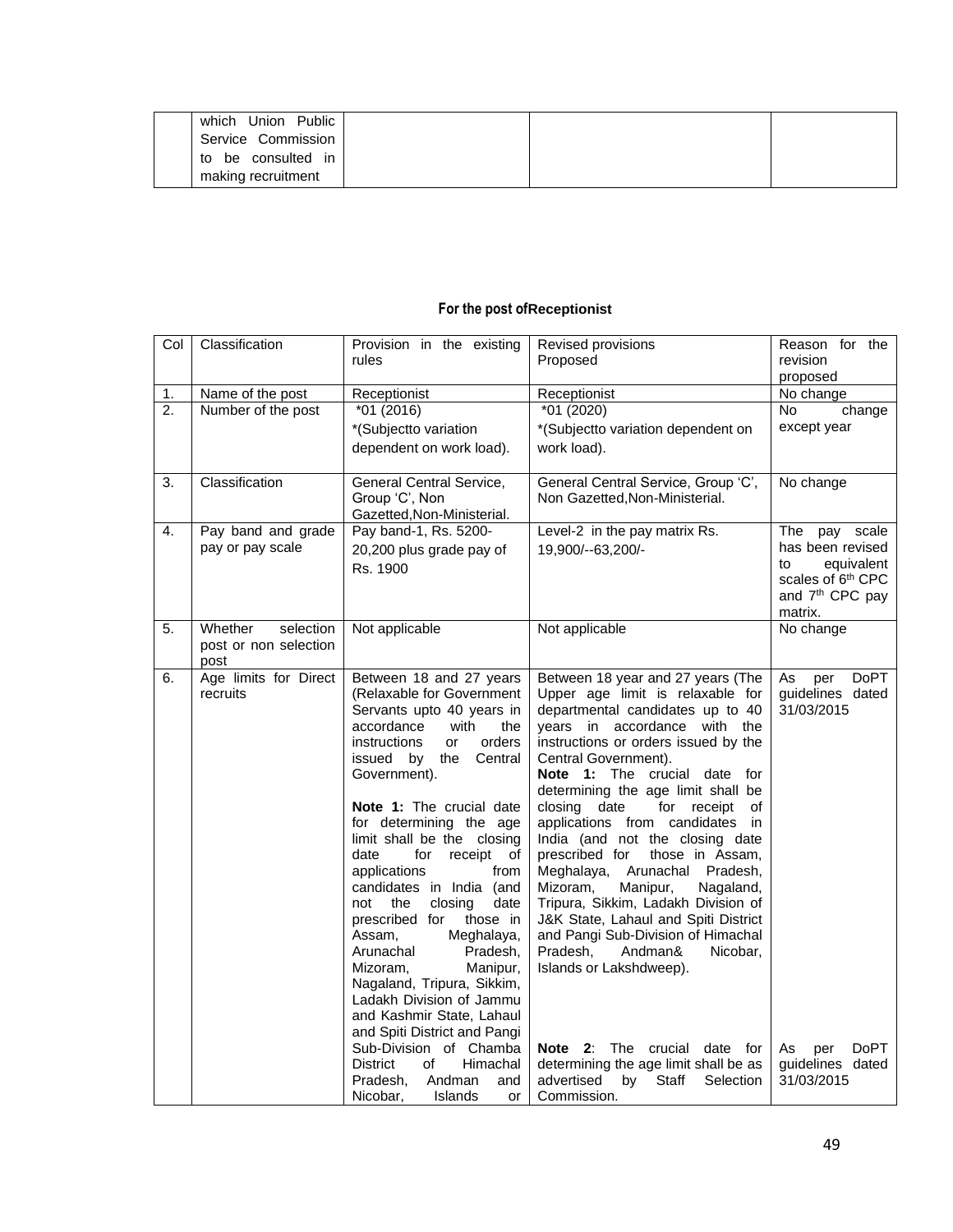|  | which Union Public Service Commission to be consulted in making recruitment |  |  |  |
|---|---|---|---|---|

**For the post ofReceptionist**

| Col | Classification | Provision in the existing rules | Revised provisions Proposed | Reason for the revision proposed |
|---|---|---|---|---|
| 1. | Name of the post | Receptionist | Receptionist | No change |
| 2. | Number of the post | *01 (2016)<br>*(Subjectto variation dependent on work load). | *01 (2020)<br>*(Subjectto variation dependent on work load). | No change except year |
| 3. | Classification | General Central Service, Group 'C', Non Gazetted,Non-Ministerial. | General Central Service, Group 'C', Non Gazetted,Non-Ministerial. | No change |
| 4. | Pay band and grade pay or pay scale | Pay band-1, Rs. 5200-20,200 plus grade pay of Rs. 1900 | Level-2 in the pay matrix Rs. 19,900/--63,200/- | The pay scale has been revised to equivalent scales of 6th CPC and 7th CPC pay matrix. |
| 5. | Whether selection post or non selection post | Not applicable | Not applicable | No change |
| 6. | Age limits for Direct recruits | Between 18 and 27 years (Relaxable for Government Servants upto 40 years in accordance with the instructions or orders issued by the Central Government).<br><br>**Note 1:** The crucial date for determining the age limit shall be the closing date for receipt of applications from candidates in India (and not the closing date prescribed for those in Assam, Meghalaya, Arunachal Pradesh, Mizoram, Manipur, Nagaland, Tripura, Sikkim, Ladakh Division of Jammu and Kashmir State, Lahaul and Spiti District and Pangi Sub-Division of Chamba District of Himachal Pradesh, Andman and Nicobar, Islands or | Between 18 year and 27 years (The Upper age limit is relaxable for departmental candidates up to 40 years in accordance with the instructions or orders issued by the Central Government).<br>**Note 1:** The crucial date for determining the age limit shall be closing date for receipt of applications from candidates in India (and not the closing date prescribed for those in Assam, Meghalaya, Arunachal Pradesh, Mizoram, Manipur, Nagaland, Tripura, Sikkim, Ladakh Division of J&K State, Lahaul and Spiti District and Pangi Sub-Division of Himachal Pradesh, Andman& Nicobar, Islands or Lakshdweep).<br><br>**Note 2**: The crucial date for determining the age limit shall be as advertised by Staff Selection Commission. | As per DoPT guidelines dated 31/03/2015<br><br>As per DoPT guidelines dated 31/03/2015 |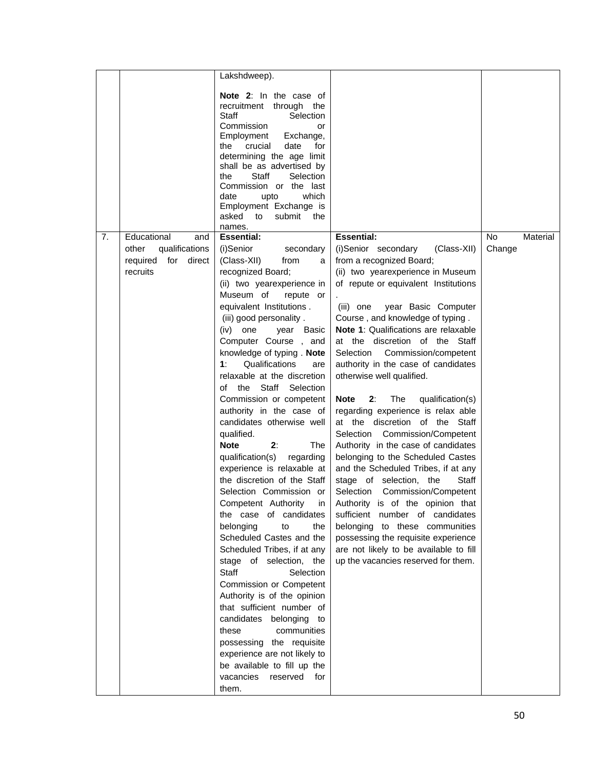| | | | | |
|---|---|---|---|---|
| | | Lakshdweep).<br><br>**Note 2**: In the case of recruitment through the Staff Selection Commission or Employment Exchange, the crucial date for determining the age limit shall be as advertised by the Staff Selection Commission or the last date upto which Employment Exchange is asked to submit the names. | | |
| 7. | Educational and other qualifications required for direct recruits | **Essential:**<br>(i)Senior secondary (Class-XII) from a recognized Board;<br>(ii) two yearexperience in Museum of repute or equivalent Institutions .<br>(iii) good personality .<br>(iv) one year Basic Computer Course , and knowledge of typing . **Note 1**: Qualifications are relaxable at the discretion of the Staff Selection Commission or competent authority in the case of candidates otherwise well qualified.<br>**Note 2**: The qualification(s) regarding experience is relaxable at the discretion of the Staff Selection Commission or Competent Authority in the case of candidates belonging to the Scheduled Castes and the Scheduled Tribes, if at any stage of selection, the Staff Selection Commission or Competent Authority is of the opinion that sufficient number of candidates belonging to these communities possessing the requisite experience are not likely to be available to fill up the vacancies reserved for them. | **Essential:**<br>(i)Senior secondary (Class-XII) from a recognized Board;<br>(ii) two yearexperience in Museum of repute or equivalent Institutions<br>.<br>(iii) one year Basic Computer Course , and knowledge of typing .<br>**Note 1**: Qualifications are relaxable at the discretion of the Staff Selection Commission/competent authority in the case of candidates otherwise well qualified.<br><br>**Note 2**: The qualification(s) regarding experience is relax able at the discretion of the Staff Selection Commission/Competent Authority in the case of candidates belonging to the Scheduled Castes and the Scheduled Tribes, if at any stage of selection, the Staff Selection Commission/Competent Authority is of the opinion that sufficient number of candidates belonging to these communities possessing the requisite experience are not likely to be available to fill up the vacancies reserved for them. | No Material Change |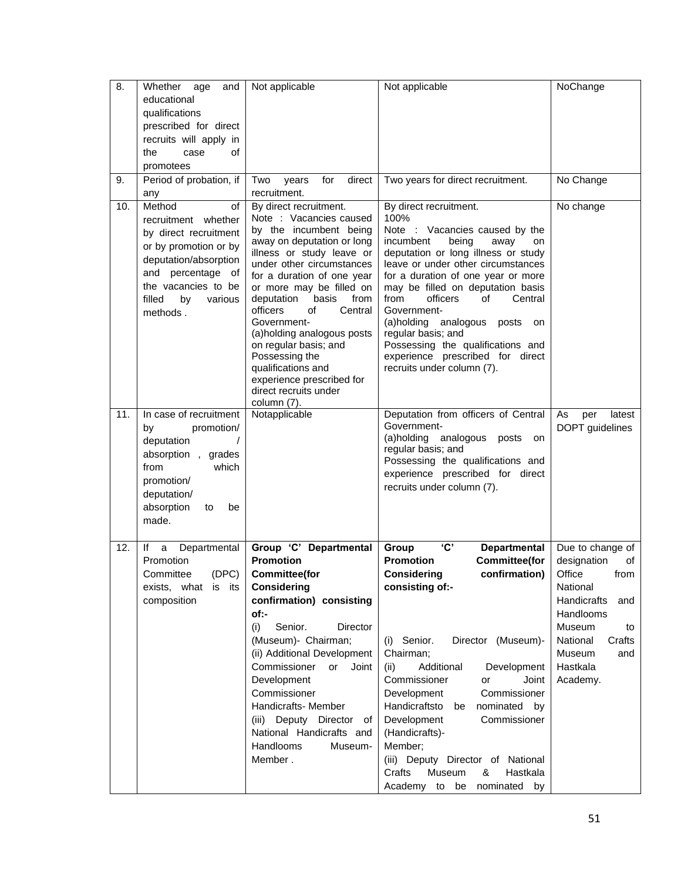| 8. | Whether age and educational qualifications prescribed for direct recruits will apply in the case of promotees | Not applicable | Not applicable | NoChange |
|---|---|---|---|---|
| 9. | Period of probation, if any | Two years for direct recruitment. | Two years for direct recruitment. | No Change |
| 10. | Method of recruitment whether by direct recruitment or by promotion or by deputation/absorption and percentage of the vacancies to be filled by various methods . | By direct recruitment.<br>Note : Vacancies caused by the incumbent being away on deputation or long illness or study leave or under other circumstances for a duration of one year or more may be filled on deputation basis from officers of Central Government-<br>(a)holding analogous posts on regular basis; and<br>Possessing the qualifications and experience prescribed for direct recruits under column (7). | By direct recruitment.<br>100%<br>Note : Vacancies caused by the incumbent being away on deputation or long illness or study leave or under other circumstances for a duration of one year or more may be filled on deputation basis from officers of Central Government-<br>(a)holding analogous posts on regular basis; and<br>Possessing the qualifications and experience prescribed for direct recruits under column (7). | No change |
| 11. | In case of recruitment by promotion/ deputation / absorption , grades from which promotion/ deputation/ absorption to be made. | Notapplicable | Deputation from officers of Central Government-<br>(a)holding analogous posts on regular basis; and<br>Possessing the qualifications and experience prescribed for direct recruits under column (7). | As per latest DOPT guidelines |
| 12. | If a Departmental Promotion Committee (DPC) exists, what is its composition | **Group 'C' Departmental Promotion Committee(for Considering confirmation) consisting of:-**<br>(i) Senior. Director (Museum)- Chairman;<br>(ii) Additional Development Commissioner or Joint Development Commissioner Handicrafts- Member<br>(iii) Deputy Director of National Handicrafts and Handlooms Museum- Member . | **Group 'C' Departmental Promotion Committee(for Considering confirmation) consisting of:-**<br>(i) Senior. Director (Museum)- Chairman;<br>(ii) Additional Development Commissioner or Joint Development Commissioner Handicraftsto be nominated by Development Commissioner (Handicrafts)- Member;<br>(iii) Deputy Director of National Crafts Museum & Hastkala Academy to be nominated by | Due to change of designation of Office from National Handicrafts and Handlooms Museum to National Crafts Museum and Hastkala Academy. |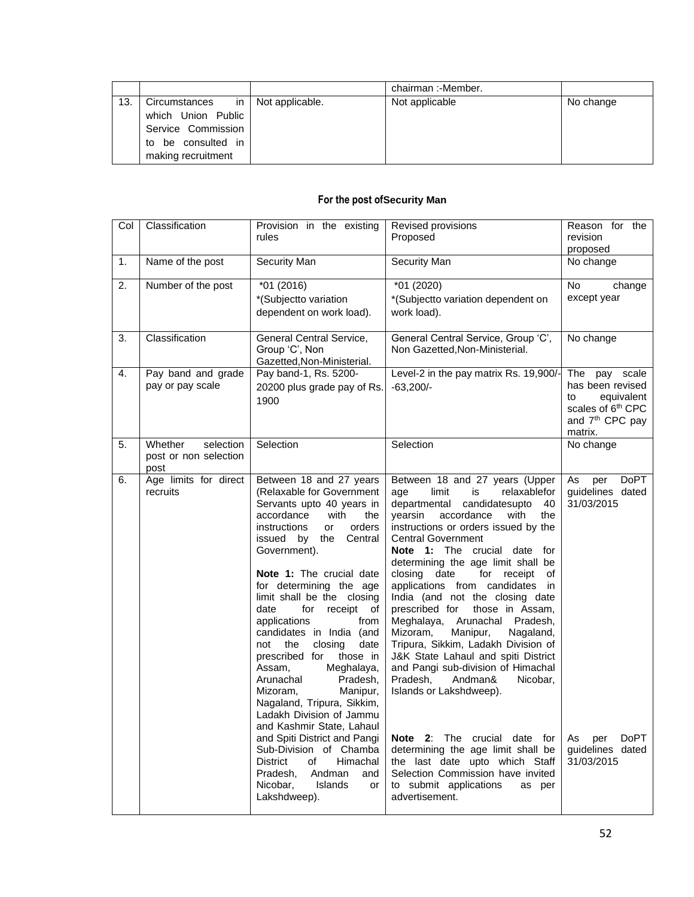|  |  |  | chairman :-Member. |  |
| --- | --- | --- | --- | --- |
| 13. | Circumstances in which Union Public Service Commission to be consulted in making recruitment | Not applicable. | Not applicable | No change |

**For the post ofSecurity Man**

| Col | Classification | Provision in the existing rules | Revised provisions Proposed | Reason for the revision proposed |
| --- | --- | --- | --- | --- |
| 1. | Name of the post | Security Man | Security Man | No change |
| 2. | Number of the post | *01 (2016)<br>*(Subjectto variation dependent on work load). | *01 (2020)<br>*(Subjectto variation dependent on work load). | No change except year |
| 3. | Classification | General Central Service, Group 'C', Non Gazetted,Non-Ministerial. | General Central Service, Group 'C', Non Gazetted,Non-Ministerial. | No change |
| 4. | Pay band and grade pay or pay scale | Pay band-1, Rs. 5200-20200 plus grade pay of Rs. 1900 | Level-2 in the pay matrix Rs. 19,900/- -63,200/- | The pay scale has been revised to equivalent scales of 6th CPC and 7th CPC pay matrix. |
| 5. | Whether selection post or non selection post | Selection | Selection | No change |
| 6. | Age limits for direct recruits | Between 18 and 27 years (Relaxable for Government Servants upto 40 years in accordance with the instructions or orders issued by the Central Government).<br><br>**Note 1:** The crucial date for determining the age limit shall be the closing date for receipt of applications from candidates in India (and not the closing date prescribed for those in Assam, Meghalaya, Arunachal Pradesh, Mizoram, Manipur, Nagaland, Tripura, Sikkim, Ladakh Division of Jammu and Kashmir State, Lahaul and Spiti District and Pangi Sub-Division of Chamba District of Himachal Pradesh, Andman and Nicobar, Islands or Lakshdweep). | Between 18 and 27 years (Upper age limit is relaxablefor departmental candidatesupto 40 yearsin accordance with the instructions or orders issued by the Central Government<br>**Note 1:** The crucial date for determining the age limit shall be closing date for receipt of applications from candidates in India (and not the closing date prescribed for those in Assam, Meghalaya, Arunachal Pradesh, Mizoram, Manipur, Nagaland, Tripura, Sikkim, Ladakh Division of J&K State Lahaul and spiti District and Pangi sub-division of Himachal Pradesh, Andman& Nicobar, Islands or Lakshdweep).<br><br>**Note 2**: The crucial date for determining the age limit shall be the last date upto which Staff Selection Commission have invited to submit applications as per advertisement. | As per DoPT guidelines dated 31/03/2015<br><br>As per DoPT guidelines dated 31/03/2015 |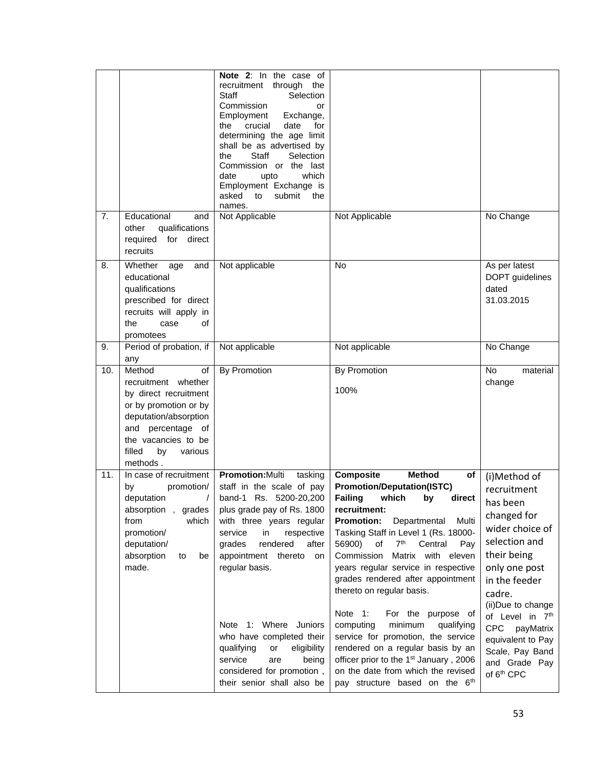|  |  |  |  |  |
|---|---|---|---|---|
|  |  | **Note 2**: In the case of recruitment through the Staff Selection Commission or Employment Exchange, the crucial date for determining the age limit shall be as advertised by the Staff Selection Commission or the last date upto which Employment Exchange is asked to submit the names. |  |  |
| 7. | Educational and other qualifications required for direct recruits | Not Applicable | Not Applicable | No Change |
| 8. | Whether age and educational qualifications prescribed for direct recruits will apply in the case of promotees | Not applicable | No | As per latest DOPT guidelines dated 31.03.2015 |
| 9. | Period of probation, if any | Not applicable | Not applicable | No Change |
| 10. | Method of recruitment whether by direct recruitment or by promotion or by deputation/absorption and percentage of the vacancies to be filled by various methods . | By Promotion | By Promotion<br><br>100% | No material change |
| 11. | In case of recruitment by promotion/ deputation / absorption , grades from which promotion/ deputation/ absorption to be made. | **Promotion:**Multi tasking staff in the scale of pay band-1 Rs. 5200-20,200 plus grade pay of Rs. 1800 with three years regular service in respective grades rendered after appointment thereto on regular basis.<br><br>Note 1: Where Juniors who have completed their qualifying or eligibility service are being considered for promotion , their senior shall also be | **Composite Method of Promotion/Deputation(ISTC) Failing which by direct recruitment:**<br>**Promotion:** Departmental Multi Tasking Staff in Level 1 (Rs. 18000-56900) of 7th Central Pay Commission Matrix with eleven years regular service in respective grades rendered after appointment thereto on regular basis.<br><br>Note 1: For the purpose of computing minimum qualifying service for promotion, the service rendered on a regular basis by an officer prior to the 1st January , 2006 on the date from which the revised pay structure based on the 6th | (i)Method of recruitment has been changed for wider choice of selection and their being only one post in the feeder cadre.<br>(ii)Due to change of Level in 7th CPC payMatrix equivalent to Pay Scale, Pay Band and Grade Pay of 6th CPC |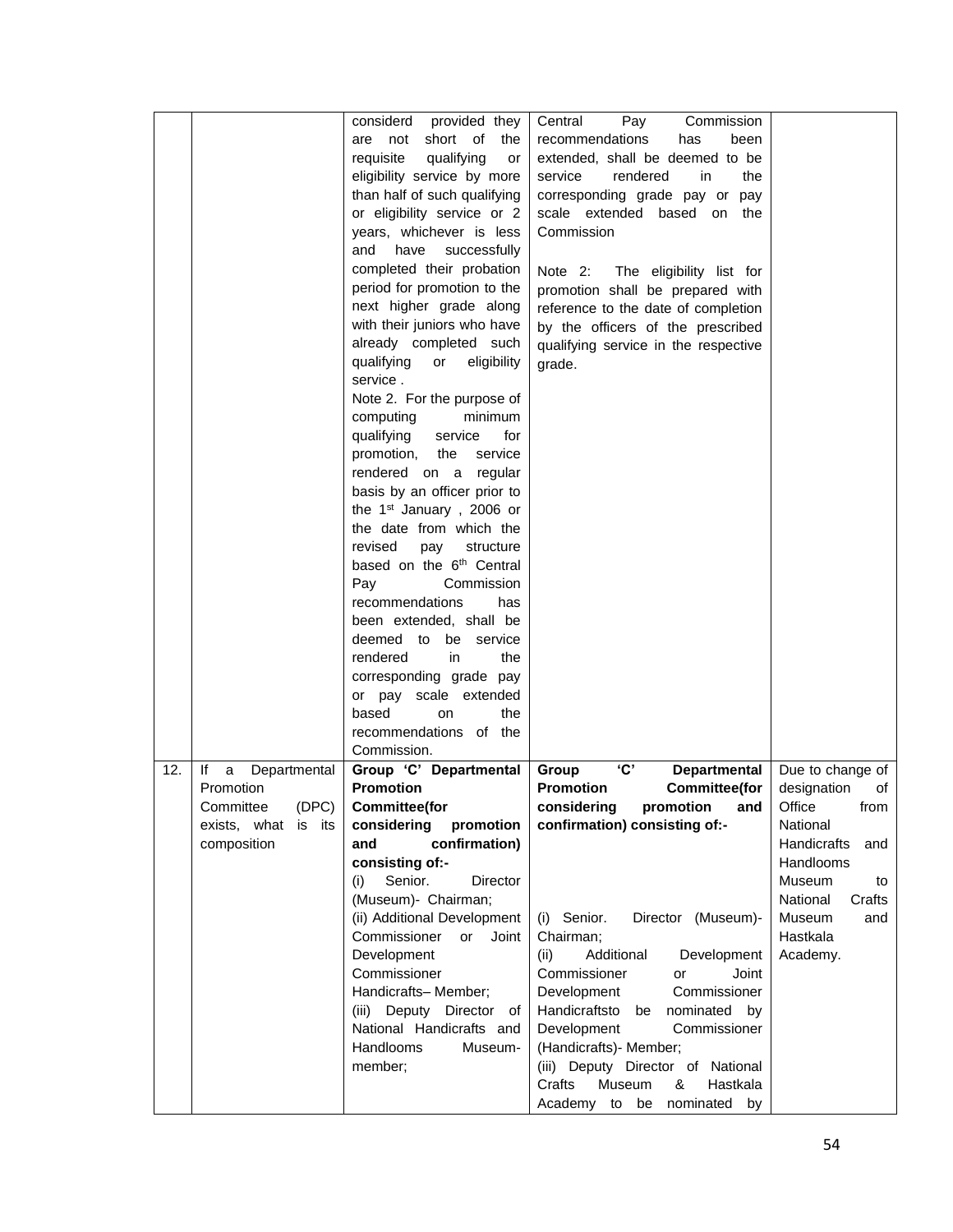| | | | | |
|---|---|---|---|---|
| | | considerd provided they are not short of the requisite qualifying or eligibility service by more than half of such qualifying or eligibility service or 2 years, whichever is less and have successfully completed their probation period for promotion to the next higher grade along with their juniors who have already completed such qualifying or eligibility service .<br>Note 2. For the purpose of computing minimum qualifying service for promotion, the service rendered on a regular basis by an officer prior to the 1st January , 2006 or the date from which the revised pay structure based on the 6th Central Pay Commission recommendations has been extended, shall be deemed to be service rendered in the corresponding grade pay or pay scale extended based on the recommendations of the Commission. | Central Pay Commission recommendations has been extended, shall be deemed to be service rendered in the corresponding grade pay or pay scale extended based on the Commission<br><br>Note 2: The eligibility list for promotion shall be prepared with reference to the date of completion by the officers of the prescribed qualifying service in the respective grade. | |
| 12. | If a Departmental Promotion Committee (DPC) exists, what is its composition | **Group 'C' Departmental Promotion Committee(for considering promotion and confirmation) consisting of:-**<br>(i) Senior. Director (Museum)- Chairman;<br>(ii) Additional Development Commissioner or Joint Development Commissioner Handicrafts– Member;<br>(iii) Deputy Director of National Handicrafts and Handlooms Museum-member; | **Group 'C' Departmental Promotion Committee(for considering promotion and confirmation) consisting of:-**<br><br>(i) Senior. Director (Museum)- Chairman;<br>(ii) Additional Development Commissioner or Joint Development Commissioner Handicraftsto be nominated by Development Commissioner (Handicrafts)- Member;<br>(iii) Deputy Director of National Crafts Museum & Hastkala Academy to be nominated by | Due to change of designation of Office from National Handicrafts and Handlooms Museum to National Crafts Museum and Hastkala Academy. |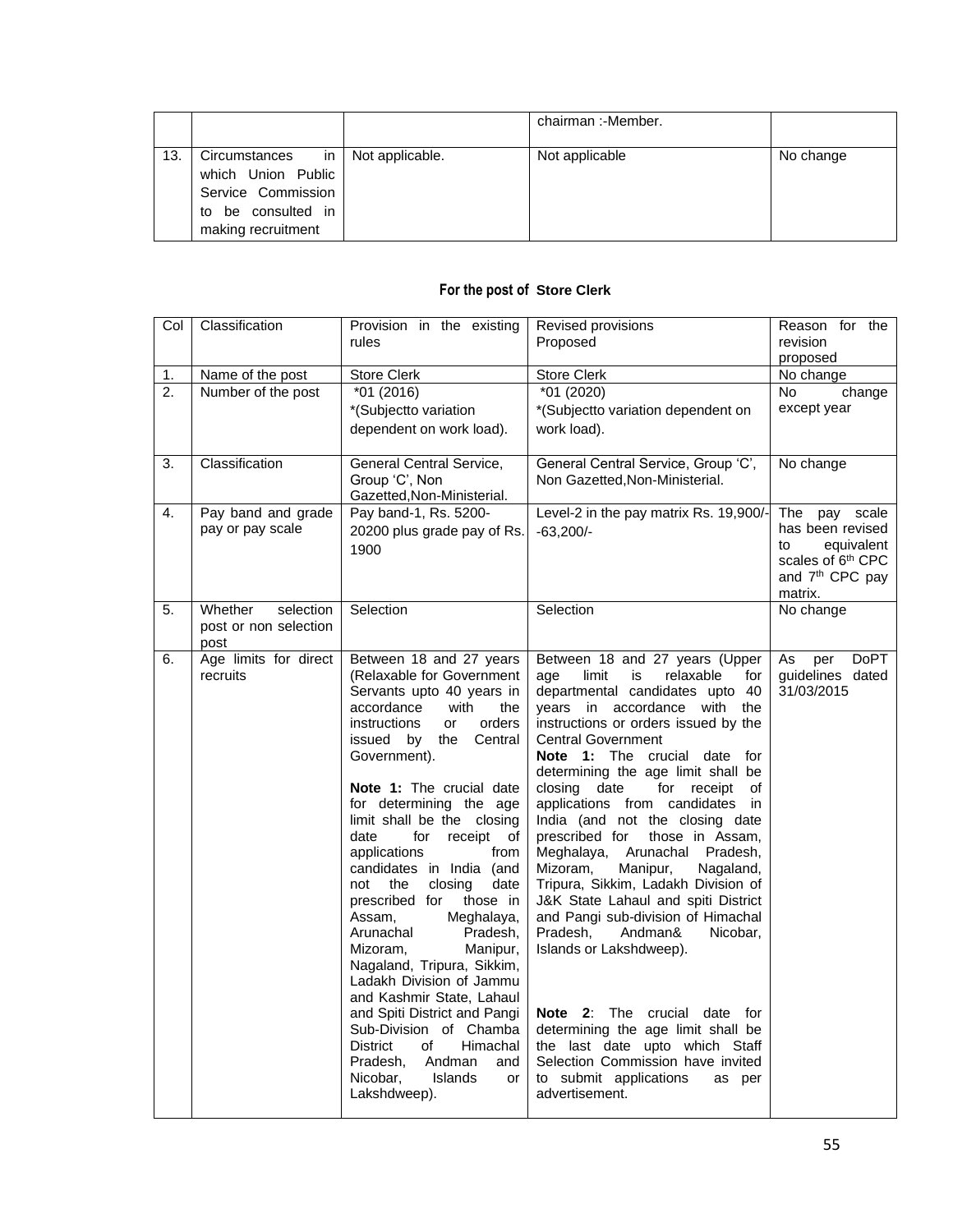|  |  |  | chairman :-Member. |  |
|---|---|---|---|---|
| 13. | Circumstances in which Union Public Service Commission to be consulted in making recruitment | Not applicable. | Not applicable | No change |

**For the post of Store Clerk**

| Col | Classification | Provision in the existing rules | Revised provisions Proposed | Reason for the revision proposed |
|---|---|---|---|---|
| 1. | Name of the post | Store Clerk | Store Clerk | No change |
| 2. | Number of the post | *01 (2016) *(Subjectto variation dependent on work load). | *01 (2020) *(Subjectto variation dependent on work load). | No change except year |
| 3. | Classification | General Central Service, Group 'C', Non Gazetted,Non-Ministerial. | General Central Service, Group 'C', Non Gazetted,Non-Ministerial. | No change |
| 4. | Pay band and grade pay or pay scale | Pay band-1, Rs. 5200-20200 plus grade pay of Rs. 1900 | Level-2 in the pay matrix Rs. 19,900/--63,200/- | The pay scale has been revised to equivalent scales of 6th CPC and 7th CPC pay matrix. |
| 5. | Whether selection post or non selection post | Selection | Selection | No change |
| 6. | Age limits for direct recruits | Between 18 and 27 years (Relaxable for Government Servants upto 40 years in accordance with the instructions or orders issued by the Central Government).<br><br>**Note 1:** The crucial date for determining the age limit shall be the closing date for receipt of applications from candidates in India (and not the closing date prescribed for those in Assam, Meghalaya, Arunachal Pradesh, Mizoram, Manipur, Nagaland, Tripura, Sikkim, Ladakh Division of Jammu and Kashmir State, Lahaul and Spiti District and Pangi Sub-Division of Chamba District of Himachal Pradesh, Andman and Nicobar, Islands or Lakshdweep). | Between 18 and 27 years (Upper age limit is relaxable for departmental candidates upto 40 years in accordance with the instructions or orders issued by the Central Government<br>**Note 1:** The crucial date for determining the age limit shall be closing date for receipt of applications from candidates in India (and not the closing date prescribed for those in Assam, Meghalaya, Arunachal Pradesh, Mizoram, Manipur, Nagaland, Tripura, Sikkim, Ladakh Division of J&K State Lahaul and spiti District and Pangi sub-division of Himachal Pradesh, Andman& Nicobar, Islands or Lakshdweep).<br><br>**Note 2**: The crucial date for determining the age limit shall be the last date upto which Staff Selection Commission have invited to submit applications as per advertisement. | As per DoPT guidelines dated 31/03/2015 |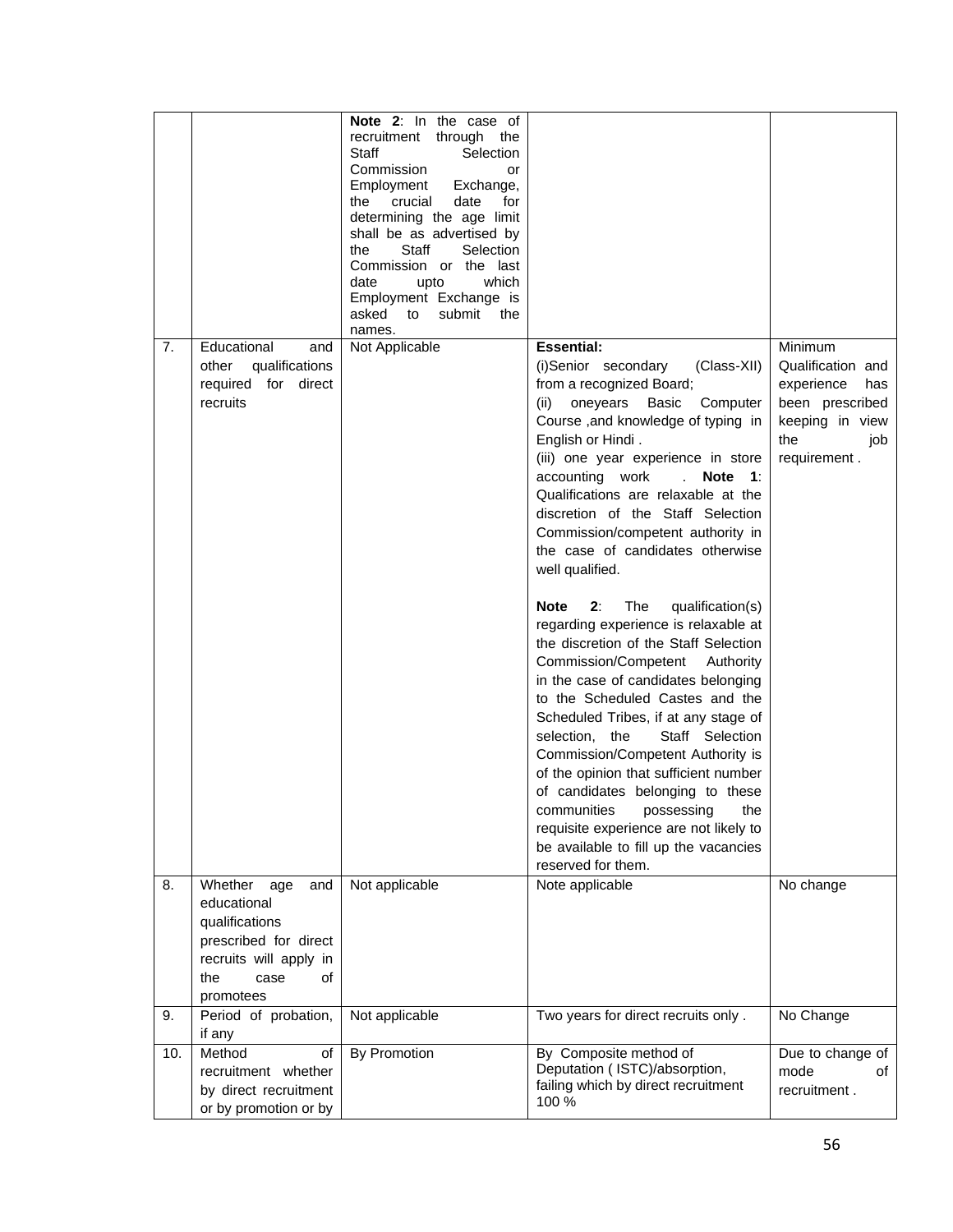| | | | | |
|---|---|---|---|---|
| | | **Note 2**: In the case of recruitment through the Staff Selection Commission or Employment Exchange, the crucial date for determining the age limit shall be as advertised by the Staff Selection Commission or the last date upto which Employment Exchange is asked to submit the names. | | |
| 7. | Educational and other qualifications required for direct recruits | Not Applicable | **Essential:**<br>(i)Senior secondary (Class-XII) from a recognized Board;<br>(ii) oneyears Basic Computer Course ,and knowledge of typing in English or Hindi .<br>(iii) one year experience in store accounting work . **Note 1**: Qualifications are relaxable at the discretion of the Staff Selection Commission/competent authority in the case of candidates otherwise well qualified.<br><br>**Note 2**: The qualification(s) regarding experience is relaxable at the discretion of the Staff Selection Commission/Competent Authority in the case of candidates belonging to the Scheduled Castes and the Scheduled Tribes, if at any stage of selection, the Staff Selection Commission/Competent Authority is of the opinion that sufficient number of candidates belonging to these communities possessing the requisite experience are not likely to be available to fill up the vacancies reserved for them. | Minimum Qualification and experience has been prescribed keeping in view the job requirement . |
| 8. | Whether age and educational qualifications prescribed for direct recruits will apply in the case of promotees | Not applicable | Note applicable | No change |
| 9. | Period of probation, if any | Not applicable | Two years for direct recruits only . | No Change |
| 10. | Method of recruitment whether by direct recruitment or by promotion or by | By Promotion | By Composite method of Deputation ( ISTC)/absorption, failing which by direct recruitment 100 % | Due to change of mode of recruitment . |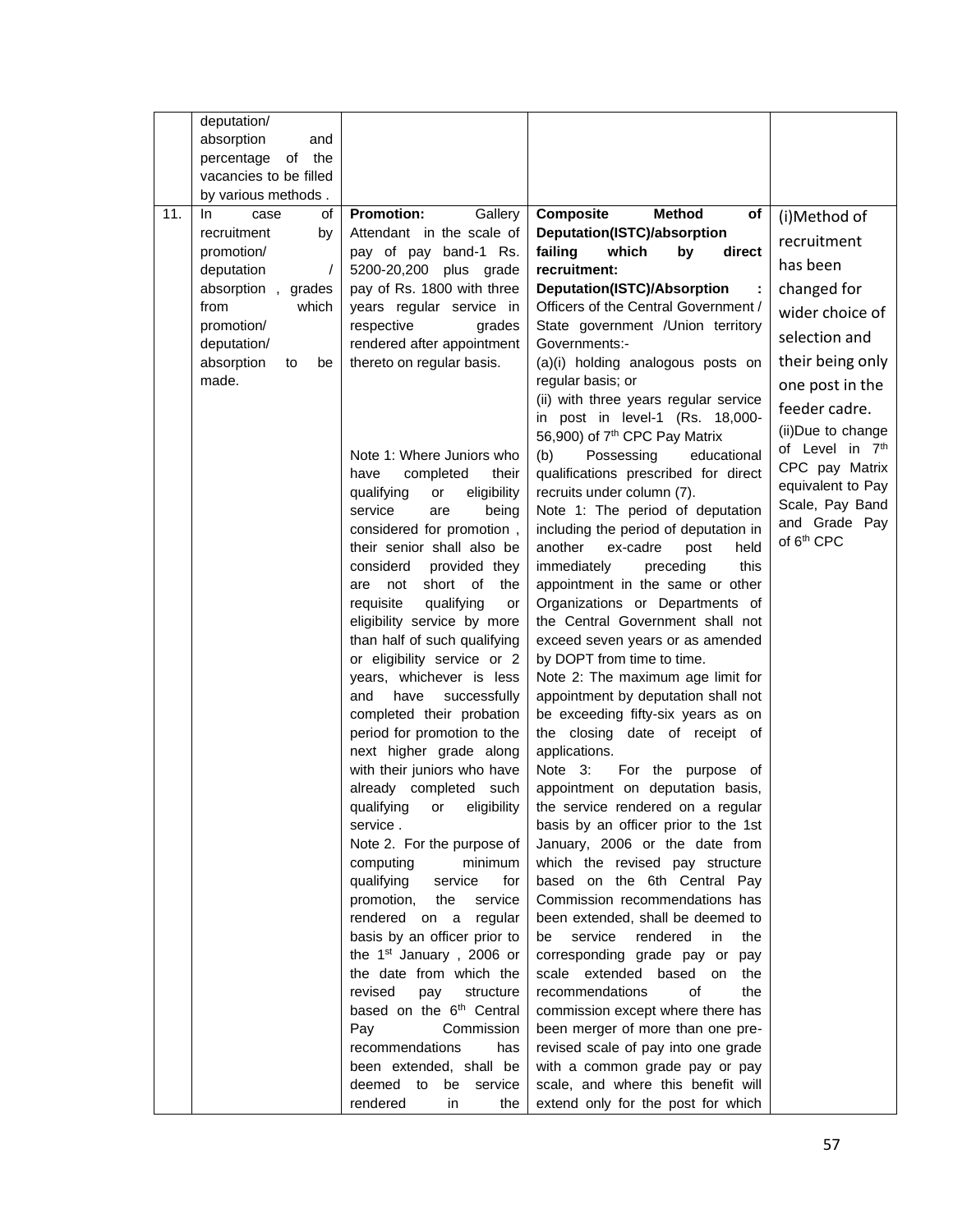|  | deputation/ absorption and percentage of the vacancies to be filled by various methods . |  |  |  |
|---|---|---|---|---|
| 11. | In case of recruitment by promotion/ deputation / absorption , grades from which promotion/ deputation/ absorption to be made. | **Promotion:** Gallery Attendant in the scale of pay of pay band-1 Rs. 5200-20,200 plus grade pay of Rs. 1800 with three years regular service in respective grades rendered after appointment thereto on regular basis.<br><br>Note 1: Where Juniors who have completed their qualifying or eligibility service are being considered for promotion , their senior shall also be considerd provided they are not short of the requisite qualifying or eligibility service by more than half of such qualifying or eligibility service or 2 years, whichever is less and have successfully completed their probation period for promotion to the next higher grade along with their juniors who have already completed such qualifying or eligibility service .<br>Note 2. For the purpose of computing minimum qualifying service for promotion, the service rendered on a regular basis by an officer prior to the 1st January , 2006 or the date from which the revised pay structure based on the 6th Central Pay Commission recommendations has been extended, shall be deemed to be service rendered in the | **Composite Method of Deputation(ISTC)/absorption failing which by direct recruitment:**<br>**Deputation(ISTC)/Absorption :** Officers of the Central Government / State government /Union territory Governments:-<br>(a)(i) holding analogous posts on regular basis; or<br>(ii) with three years regular service in post in level-1 (Rs. 18,000-56,900) of 7th CPC Pay Matrix<br>(b) Possessing educational qualifications prescribed for direct recruits under column (7).<br>Note 1: The period of deputation including the period of deputation in another ex-cadre post held immediately preceding this appointment in the same or other Organizations or Departments of the Central Government shall not exceed seven years or as amended by DOPT from time to time.<br>Note 2: The maximum age limit for appointment by deputation shall not be exceeding fifty-six years as on the closing date of receipt of applications.<br>Note 3: For the purpose of appointment on deputation basis, the service rendered on a regular basis by an officer prior to the 1st January, 2006 or the date from which the revised pay structure based on the 6th Central Pay Commission recommendations has been extended, shall be deemed to be service rendered in the corresponding grade pay or pay scale extended based on the recommendations of the commission except where there has been merger of more than one pre-revised scale of pay into one grade with a common grade pay or pay scale, and where this benefit will extend only for the post for which | (i)Method of recruitment has been changed for wider choice of selection and their being only one post in the feeder cadre.<br>(ii)Due to change of Level in 7th CPC pay Matrix equivalent to Pay Scale, Pay Band and Grade Pay of 6th CPC |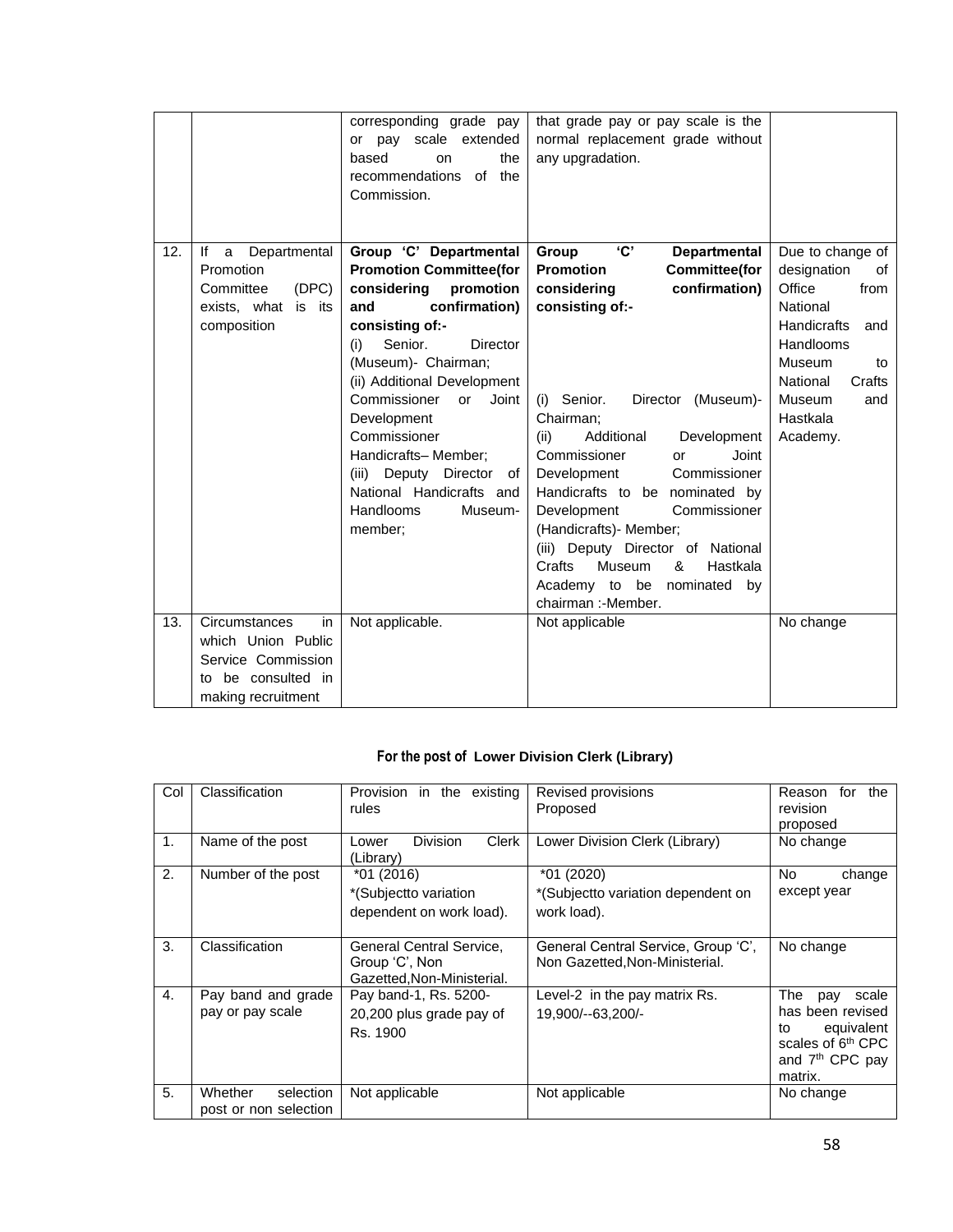|  |  | corresponding grade pay or pay scale extended based on the recommendations of the Commission. | that grade pay or pay scale is the normal replacement grade without any upgradation. |  |
|---|---|---|---|---|
| 12. | If a Departmental Promotion Committee (DPC) exists, what is its composition | **Group 'C' Departmental Promotion Committee(for considering promotion and confirmation) consisting of:-** (i) Senior. Director (Museum)- Chairman; (ii) Additional Development Commissioner or Joint Development Commissioner Handicrafts– Member; (iii) Deputy Director of National Handicrafts and Handlooms Museum- member; | **Group 'C' Departmental Promotion Committee(for considering confirmation) consisting of:-** (i) Senior. Director (Museum)- Chairman; (ii) Additional Development Commissioner or Joint Development Commissioner Handicrafts to be nominated by Development Commissioner (Handicrafts)- Member; (iii) Deputy Director of National Crafts Museum & Hastkala Academy to be nominated by chairman :-Member. | Due to change of designation of Office from National Handicrafts and Handlooms Museum to National Crafts Museum and Hastkala Academy. |
| 13. | Circumstances in which Union Public Service Commission to be consulted in making recruitment | Not applicable. | Not applicable | No change |

**For the post of Lower Division Clerk (Library)**

| Col | Classification | Provision in the existing rules | Revised provisions Proposed | Reason for the revision proposed |
|---|---|---|---|---|
| 1. | Name of the post | Lower Division Clerk (Library) | Lower Division Clerk (Library) | No change |
| 2. | Number of the post | *01 (2016) *(Subjectto variation dependent on work load). | *01 (2020) *(Subjectto variation dependent on work load). | No change except year |
| 3. | Classification | General Central Service, Group 'C', Non Gazetted,Non-Ministerial. | General Central Service, Group 'C', Non Gazetted,Non-Ministerial. | No change |
| 4. | Pay band and grade pay or pay scale | Pay band-1, Rs. 5200-20,200 plus grade pay of Rs. 1900 | Level-2 in the pay matrix Rs. 19,900/--63,200/- | The pay scale has been revised to equivalent scales of 6th CPC and 7th CPC pay matrix. |
| 5. | Whether selection post or non selection | Not applicable | Not applicable | No change |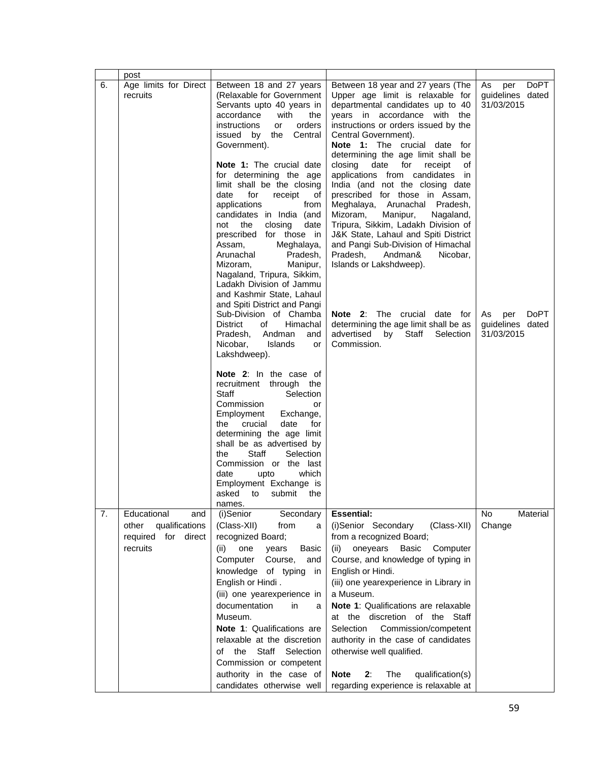|  | post |  |  |  |
|---|---|---|---|---|
| 6. | Age limits for Direct recruits | Between 18 and 27 years (Relaxable for Government Servants upto 40 years in accordance with the instructions or orders issued by the Central Government).<br><br>**Note 1:** The crucial date for determining the age limit shall be the closing date for receipt of applications from candidates in India (and not the closing date prescribed for those in Assam, Meghalaya, Arunachal Pradesh, Mizoram, Manipur, Nagaland, Tripura, Sikkim, Ladakh Division of Jammu and Kashmir State, Lahaul and Spiti District and Pangi Sub-Division of Chamba District of Himachal Pradesh, Andman and Nicobar, Islands or Lakshdweep).<br><br>**Note 2**: In the case of recruitment through the Staff Selection Commission or Employment Exchange, the crucial date for determining the age limit shall be as advertised by the Staff Selection Commission or the last date upto which Employment Exchange is asked to submit the names. | Between 18 year and 27 years (The Upper age limit is relaxable for departmental candidates up to 40 years in accordance with the instructions or orders issued by the Central Government).<br>**Note 1:** The crucial date for determining the age limit shall be closing date for receipt of applications from candidates in India (and not the closing date prescribed for those in Assam, Meghalaya, Arunachal Pradesh, Mizoram, Manipur, Nagaland, Tripura, Sikkim, Ladakh Division of J&K State, Lahaul and Spiti District and Pangi Sub-Division of Himachal Pradesh, Andman& Nicobar, Islands or Lakshdweep).<br><br>**Note 2**: The crucial date for determining the age limit shall be as advertised by Staff Selection Commission. | As per DoPT guidelines dated 31/03/2015<br><br>As per DoPT guidelines dated 31/03/2015 |
| 7. | Educational and other qualifications required for direct recruits | (i)Senior Secondary (Class-XII) from a recognized Board;<br>(ii) one years Basic Computer Course, and knowledge of typing in English or Hindi .<br>(iii) one yearexperience in documentation in a Museum.<br>**Note 1**: Qualifications are relaxable at the discretion of the Staff Selection Commission or competent authority in the case of candidates otherwise well | **Essential:**<br>(i)Senior Secondary (Class-XII) from a recognized Board;<br>(ii) oneyears Basic Computer Course, and knowledge of typing in English or Hindi.<br>(iii) one yearexperience in Library in a Museum.<br>**Note 1**: Qualifications are relaxable at the discretion of the Staff Selection Commission/competent authority in the case of candidates otherwise well qualified.<br><br>**Note 2**: The qualification(s) regarding experience is relaxable at | No Material Change |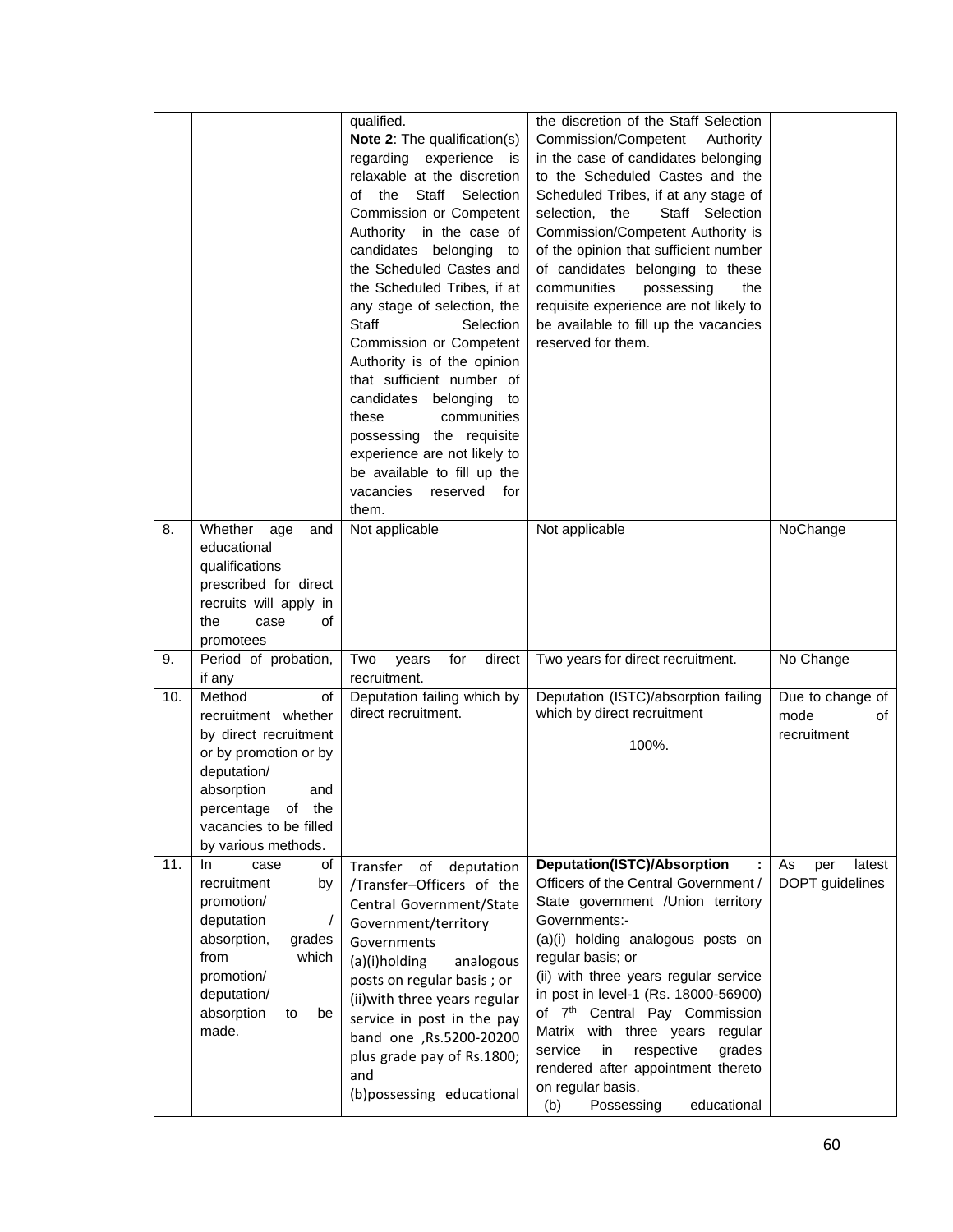| | | | | |
|---|---|---|---|---|
| | | qualified.<br>**Note 2**: The qualification(s) regarding experience is relaxable at the discretion of the Staff Selection Commission or Competent Authority in the case of candidates belonging to the Scheduled Castes and the Scheduled Tribes, if at any stage of selection, the Staff Selection Commission or Competent Authority is of the opinion that sufficient number of candidates belonging to these communities possessing the requisite experience are not likely to be available to fill up the vacancies reserved for them. | the discretion of the Staff Selection Commission/Competent Authority in the case of candidates belonging to the Scheduled Castes and the Scheduled Tribes, if at any stage of selection, the Staff Selection Commission/Competent Authority is of the opinion that sufficient number of candidates belonging to these communities possessing the requisite experience are not likely to be available to fill up the vacancies reserved for them. | |
| 8. | Whether age and educational qualifications prescribed for direct recruits will apply in the case of promotees | Not applicable | Not applicable | NoChange |
| 9. | Period of probation, if any | Two years for direct recruitment. | Two years for direct recruitment. | No Change |
| 10. | Method of recruitment whether by direct recruitment or by promotion or by deputation/ absorption and percentage of the vacancies to be filled by various methods. | Deputation failing which by direct recruitment. | Deputation (ISTC)/absorption failing which by direct recruitment<br><br>100%. | Due to change of mode of recruitment |
| 11. | In case of recruitment by promotion/ deputation / absorption, grades from which promotion/ deputation/ absorption to be made. | Transfer of deputation /Transfer–Officers of the Central Government/State Government/territory Governments<br>(a)(i)holding analogous posts on regular basis ; or<br>(ii)with three years regular service in post in the pay band one ,Rs.5200-20200 plus grade pay of Rs.1800; and<br>(b)possessing educational | **Deputation(ISTC)/Absorption :** Officers of the Central Government / State government /Union territory Governments:-<br>(a)(i) holding analogous posts on regular basis; or<br>(ii) with three years regular service in post in level-1 (Rs. 18000-56900) of 7th Central Pay Commission Matrix with three years regular service in respective grades rendered after appointment thereto on regular basis.<br>(b) Possessing educational | As per latest DOPT guidelines |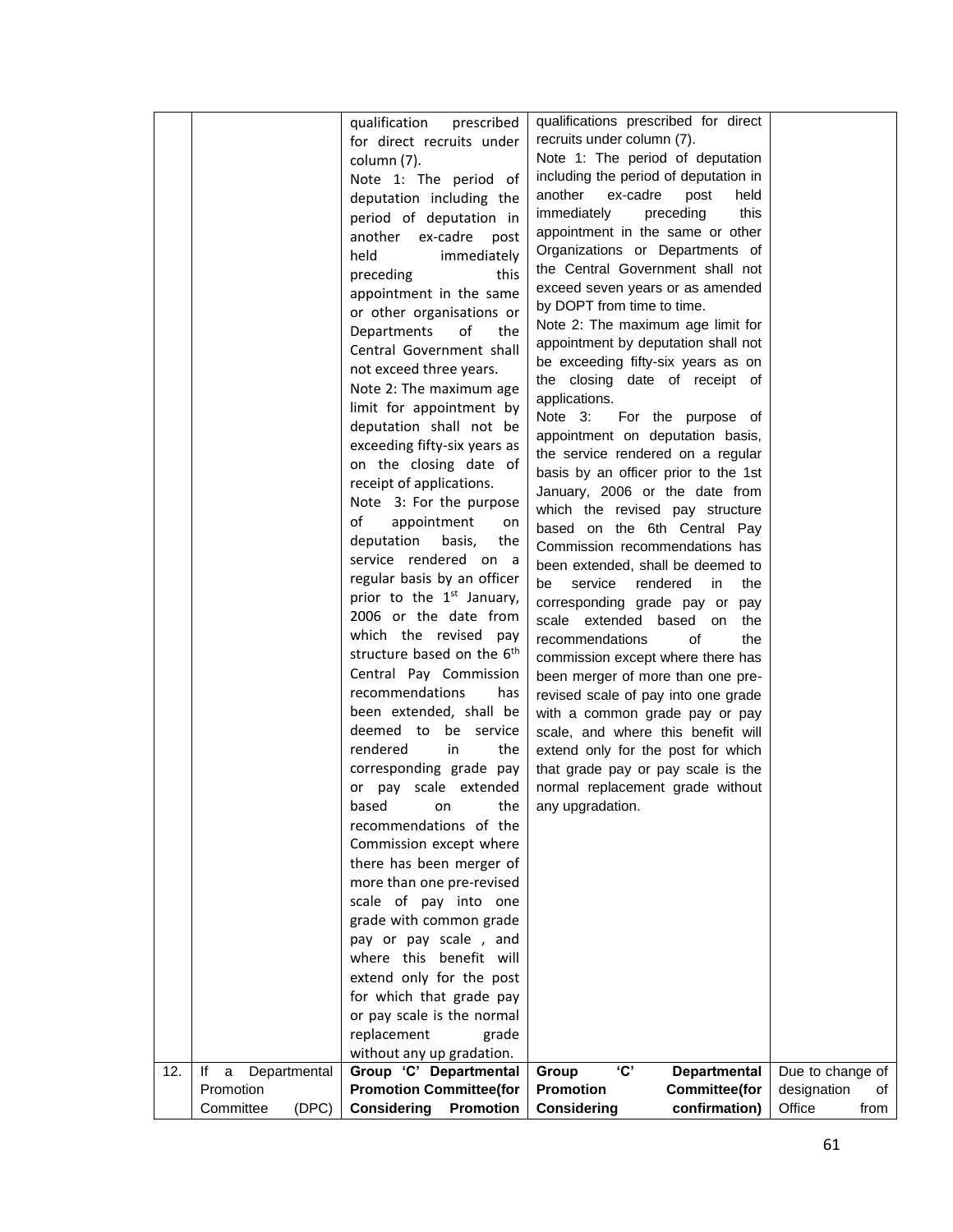| | | | | |
|---|---|---|---|---|
| | | qualification prescribed for direct recruits under column (7).<br>Note 1: The period of deputation including the period of deputation in another ex-cadre post held immediately preceding this appointment in the same or other organisations or Departments of the Central Government shall not exceed three years.<br>Note 2: The maximum age limit for appointment by deputation shall not be exceeding fifty-six years as on the closing date of receipt of applications.<br>Note 3: For the purpose of appointment on deputation basis, the service rendered on a regular basis by an officer prior to the 1st January, 2006 or the date from which the revised pay structure based on the 6th Central Pay Commission recommendations has been extended, shall be deemed to be service rendered in the corresponding grade pay or pay scale extended based on the recommendations of the Commission except where there has been merger of more than one pre-revised scale of pay into one grade with common grade pay or pay scale , and where this benefit will extend only for the post for which that grade pay or pay scale is the normal replacement grade without any up gradation. | qualifications prescribed for direct recruits under column (7).<br>Note 1: The period of deputation including the period of deputation in another ex-cadre post held immediately preceding this appointment in the same or other Organizations or Departments of the Central Government shall not exceed seven years or as amended by DOPT from time to time.<br>Note 2: The maximum age limit for appointment by deputation shall not be exceeding fifty-six years as on the closing date of receipt of applications.<br>Note 3: For the purpose of appointment on deputation basis, the service rendered on a regular basis by an officer prior to the 1st January, 2006 or the date from which the revised pay structure based on the 6th Central Pay Commission recommendations has been extended, shall be deemed to be service rendered in the corresponding grade pay or pay scale extended based on the recommendations of the commission except where there has been merger of more than one pre-revised scale of pay into one grade with a common grade pay or pay scale, and where this benefit will extend only for the post for which that grade pay or pay scale is the normal replacement grade without any upgradation. | |
| 12. | If a Departmental Promotion Committee (DPC) | **Group 'C' Departmental Promotion Committee(for Considering Promotion** | **Group 'C' Departmental Promotion Committee(for Considering confirmation)** | Due to change of designation of Office from |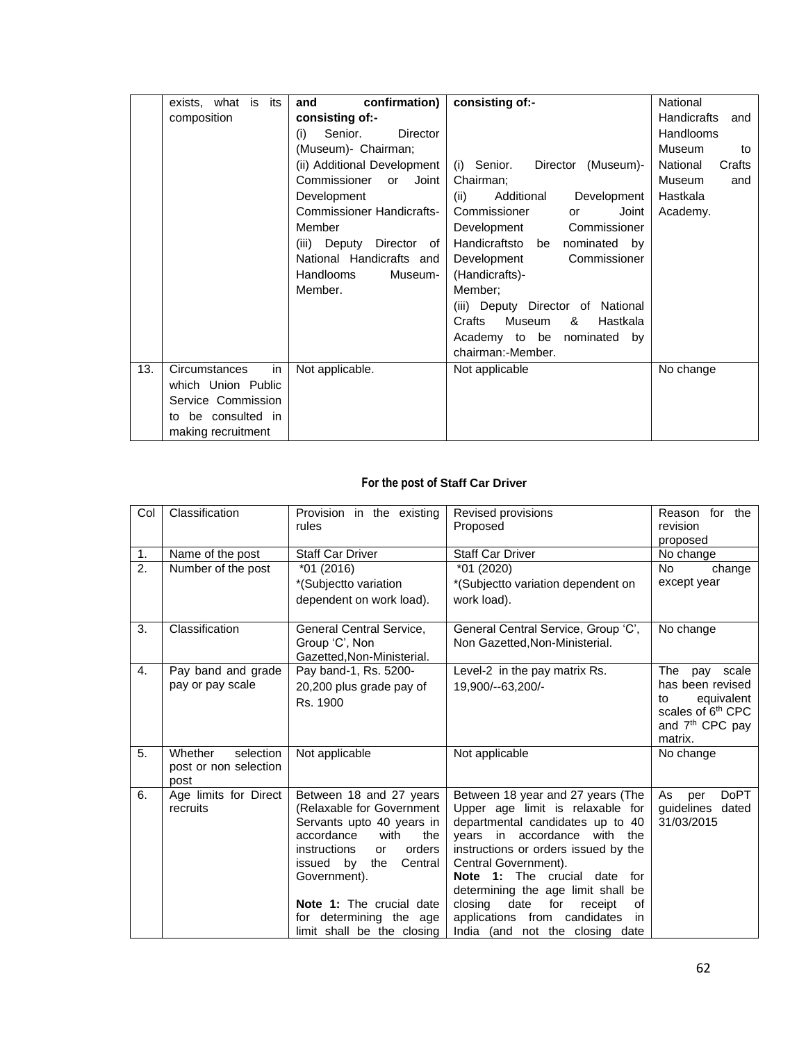| | exists, what is its composition | **and confirmation) consisting of:-**<br>(i) Senior. Director (Museum)- Chairman;<br>(ii) Additional Development Commissioner or Joint Development Commissioner Handicrafts-Member<br>(iii) Deputy Director of National Handicrafts and Handlooms Museum-Member. | **consisting of:-**<br><br>(i) Senior. Director (Museum)-Chairman;<br>(ii) Additional Development Commissioner or Joint Development Commissioner Handicraftsto be nominated by Development Commissioner (Handicrafts)-Member;<br>(iii) Deputy Director of National Crafts Museum & Hastkala Academy to be nominated by chairman:-Member. | National Handicrafts and Handlooms Museum to National Crafts Museum and Hastkala Academy. |
|---|---|---|---|---|
| 13. | Circumstances in which Union Public Service Commission to be consulted in making recruitment | Not applicable. | Not applicable | No change |

**For the post of Staff Car Driver**

| Col | Classification | Provision in the existing rules | Revised provisions Proposed | Reason for the revision proposed |
|---|---|---|---|---|
| 1. | Name of the post | Staff Car Driver | Staff Car Driver | No change |
| 2. | Number of the post | *01 (2016)<br>*(Subjectto variation dependent on work load). | *01 (2020)<br>*(Subjectto variation dependent on work load). | No change except year |
| 3. | Classification | General Central Service, Group 'C', Non Gazetted,Non-Ministerial. | General Central Service, Group 'C', Non Gazetted,Non-Ministerial. | No change |
| 4. | Pay band and grade pay or pay scale | Pay band-1, Rs. 5200-20,200 plus grade pay of Rs. 1900 | Level-2 in the pay matrix Rs. 19,900/--63,200/- | The pay scale has been revised to equivalent scales of 6th CPC and 7th CPC pay matrix. |
| 5. | Whether selection post or non selection post | Not applicable | Not applicable | No change |
| 6. | Age limits for Direct recruits | Between 18 and 27 years (Relaxable for Government Servants upto 40 years in accordance with the instructions or orders issued by the Central Government).<br><br>**Note 1:** The crucial date for determining the age limit shall be the closing | Between 18 year and 27 years (The Upper age limit is relaxable for departmental candidates up to 40 years in accordance with the instructions or orders issued by the Central Government).<br>**Note 1:** The crucial date for determining the age limit shall be closing date for receipt of applications from candidates in India (and not the closing date | As per DoPT guidelines dated 31/03/2015 |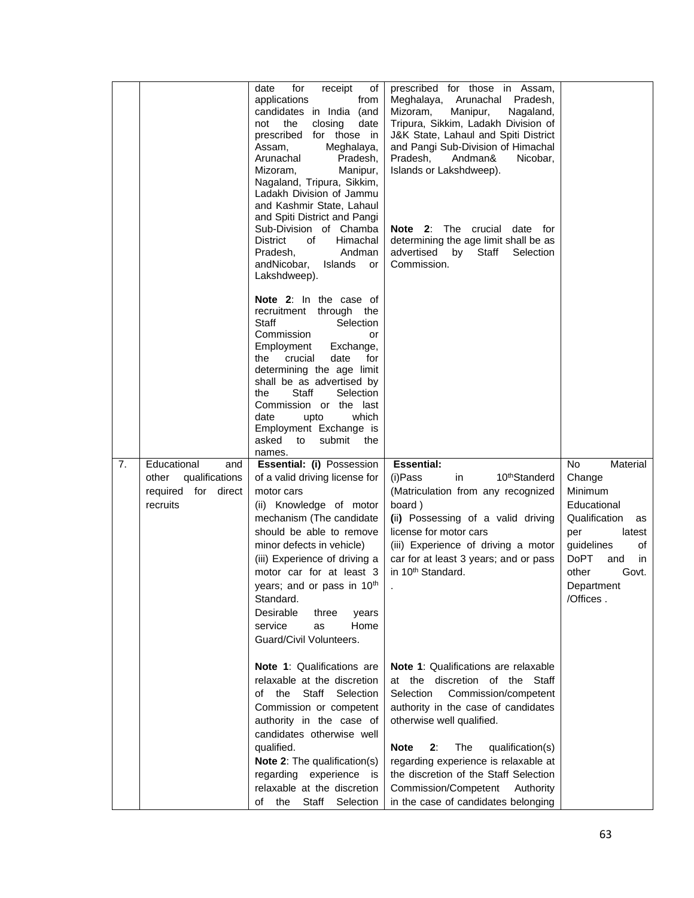| | | | | |
|---|---|---|---|---|
| | | date for receipt of applications from candidates in India (and not the closing date prescribed for those in Assam, Meghalaya, Arunachal Pradesh, Mizoram, Manipur, Nagaland, Tripura, Sikkim, Ladakh Division of Jammu and Kashmir State, Lahaul and Spiti District and Pangi Sub-Division of Chamba District of Himachal Pradesh, Andman andNicobar, Islands or Lakshdweep).<br><br>**Note 2**: In the case of recruitment through the Staff Selection Commission or Employment Exchange, the crucial date for determining the age limit shall be as advertised by the Staff Selection Commission or the last date upto which Employment Exchange is asked to submit the names. | prescribed for those in Assam, Meghalaya, Arunachal Pradesh, Mizoram, Manipur, Nagaland, Tripura, Sikkim, Ladakh Division of J&K State, Lahaul and Spiti District and Pangi Sub-Division of Himachal Pradesh, Andman& Nicobar, Islands or Lakshdweep).<br><br>**Note 2**: The crucial date for determining the age limit shall be as advertised by Staff Selection Commission. | |
| 7. | Educational and other qualifications required for direct recruits | **Essential: (i)** Possession of a valid driving license for motor cars<br>(ii) Knowledge of motor mechanism (The candidate should be able to remove minor defects in vehicle)<br>(iii) Experience of driving a motor car for at least 3 years; and or pass in 10th Standard.<br>Desirable three years service as Home Guard/Civil Volunteers.<br><br>**Note 1**: Qualifications are relaxable at the discretion of the Staff Selection Commission or competent authority in the case of candidates otherwise well qualified.<br>**Note 2**: The qualification(s) regarding experience is relaxable at the discretion of the Staff Selection | **Essential:**<br>(i)Pass in 10thStanderd (Matriculation from any recognized board )<br>**(ii)** Possessing of a valid driving license for motor cars<br>(iii) Experience of driving a motor car for at least 3 years; and or pass in 10th Standard.<br>.<br><br>**Note 1**: Qualifications are relaxable at the discretion of the Staff Selection Commission/competent authority in the case of candidates otherwise well qualified.<br><br>**Note 2**: The qualification(s) regarding experience is relaxable at the discretion of the Staff Selection Commission/Competent Authority in the case of candidates belonging | No Material Change Minimum Educational Qualification as per latest guidelines of DoPT and in other Govt. Department /Offices . |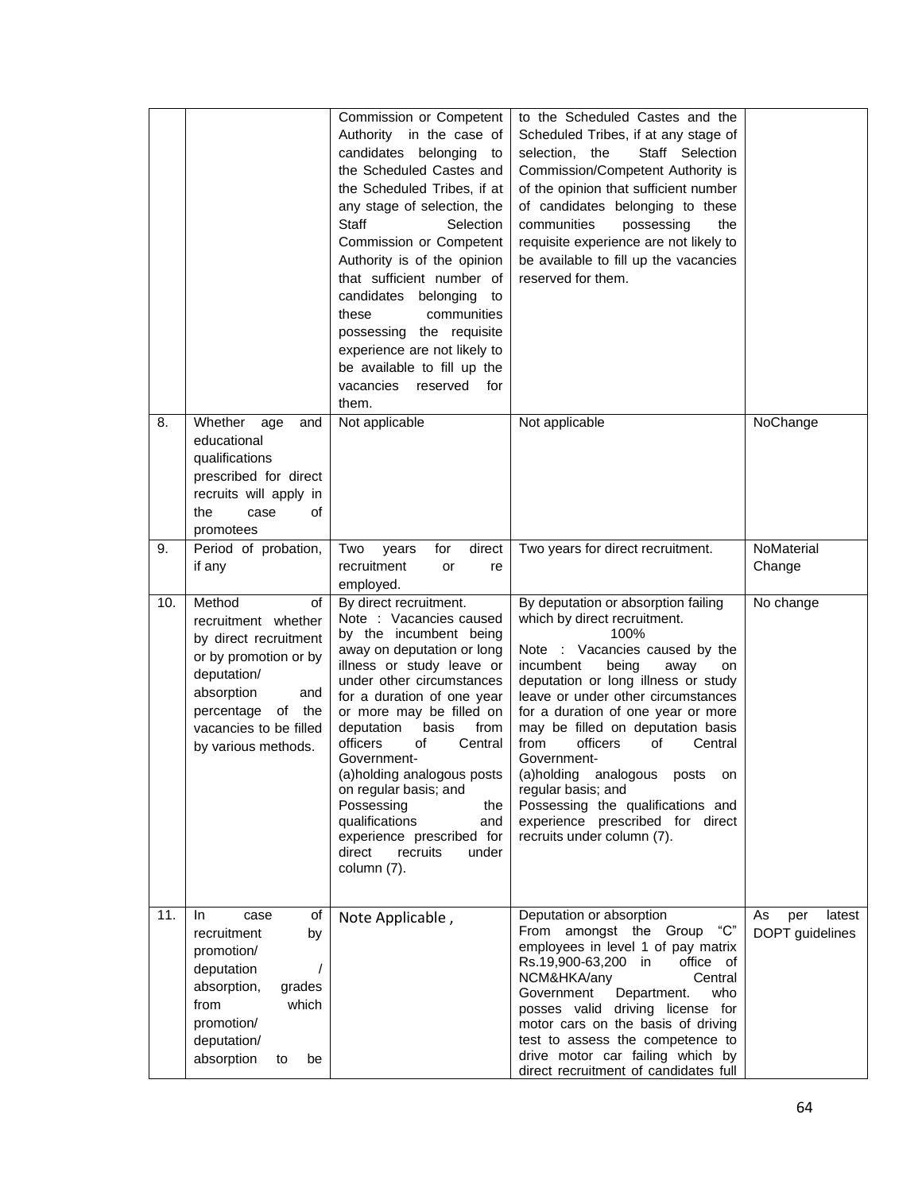| | | | | |
|---|---|---|---|---|
| | | Commission or Competent Authority in the case of candidates belonging to the Scheduled Castes and the Scheduled Tribes, if at any stage of selection, the Staff Selection Commission or Competent Authority is of the opinion that sufficient number of candidates belonging to these communities possessing the requisite experience are not likely to be available to fill up the vacancies reserved for them. | to the Scheduled Castes and the Scheduled Tribes, if at any stage of selection, the Staff Selection Commission/Competent Authority is of the opinion that sufficient number of candidates belonging to these communities possessing the requisite experience are not likely to be available to fill up the vacancies reserved for them. | |
| 8. | Whether age and educational qualifications prescribed for direct recruits will apply in the case of promotees | Not applicable | Not applicable | NoChange |
| 9. | Period of probation, if any | Two years for direct recruitment or re employed. | Two years for direct recruitment. | NoMaterial Change |
| 10. | Method of recruitment whether by direct recruitment or by promotion or by deputation/ absorption and percentage of the vacancies to be filled by various methods. | By direct recruitment.<br>Note : Vacancies caused by the incumbent being away on deputation or long illness or study leave or under other circumstances for a duration of one year or more may be filled on deputation basis from officers of Central Government-<br>(a)holding analogous posts on regular basis; and<br>Possessing the qualifications and experience prescribed for direct recruits under column (7). | By deputation or absorption failing which by direct recruitment.<br>100%<br>Note : Vacancies caused by the incumbent being away on deputation or long illness or study leave or under other circumstances for a duration of one year or more may be filled on deputation basis from officers of Central Government-<br>(a)holding analogous posts on regular basis; and<br>Possessing the qualifications and experience prescribed for direct recruits under column (7). | No change |
| 11. | In case of recruitment by promotion/ deputation / absorption, grades from which promotion/ deputation/ absorption to be | Note Applicable , | Deputation or absorption<br>From amongst the Group "C" employees in level 1 of pay matrix Rs.19,900-63,200 in office of NCM&HKA/any Central Government Department. who posses valid driving license for motor cars on the basis of driving test to assess the competence to drive motor car failing which by direct recruitment of candidates full | As per latest DOPT guidelines |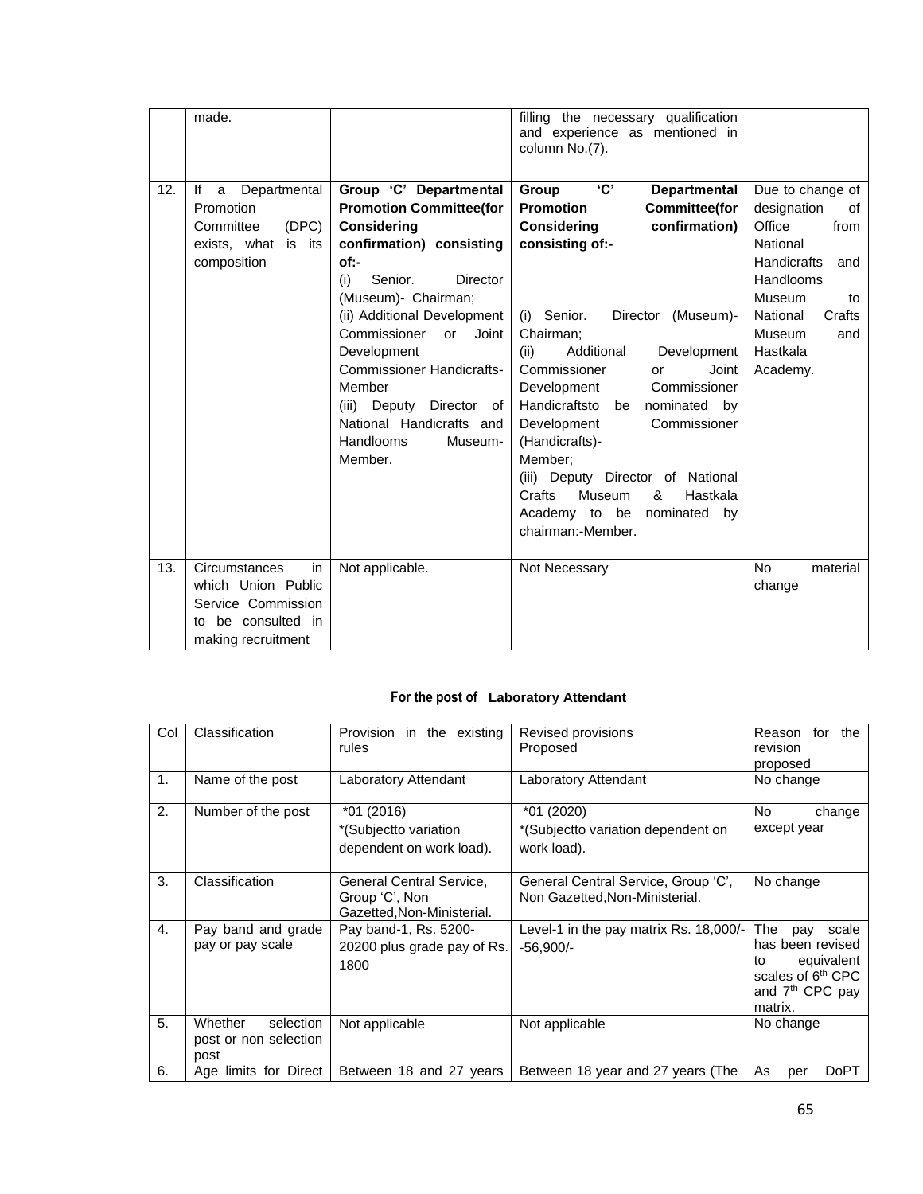| | made. | | filling the necessary qualification and experience as mentioned in column No.(7). | |
|---|---|---|---|---|
| 12. | If a Departmental Promotion Committee (DPC) exists, what is its composition | **Group 'C' Departmental Promotion Committee(for Considering confirmation) consisting of:-**<br>(i) Senior. Director (Museum)- Chairman;<br>(ii) Additional Development Commissioner or Joint Development Commissioner Handicrafts-Member<br>(iii) Deputy Director of National Handicrafts and Handlooms Museum-Member. | **Group 'C' Departmental Promotion Committee(for Considering confirmation) consisting of:-**<br>(i) Senior. Director (Museum)- Chairman;<br>(ii) Additional Development Commissioner or Joint Development Commissioner Handicraftsto be nominated by Development Commissioner (Handicrafts)- Member;<br>(iii) Deputy Director of National Crafts Museum & Hastkala Academy to be nominated by chairman:-Member. | Due to change of designation of Office from National Handicrafts and Handlooms Museum to National Crafts Museum and Hastkala Academy. |
| 13. | Circumstances in which Union Public Service Commission to be consulted in making recruitment | Not applicable. | Not Necessary | No material change |

**For the post of Laboratory Attendant**

| Col | Classification | Provision in the existing rules | Revised provisions Proposed | Reason for the revision proposed |
|---|---|---|---|---|
| 1. | Name of the post | Laboratory Attendant | Laboratory Attendant | No change |
| 2. | Number of the post | *01 (2016)<br>*(Subjectto variation dependent on work load). | *01 (2020)<br>*(Subjectto variation dependent on work load). | No change except year |
| 3. | Classification | General Central Service, Group 'C', Non Gazetted,Non-Ministerial. | General Central Service, Group 'C', Non Gazetted,Non-Ministerial. | No change |
| 4. | Pay band and grade pay or pay scale | Pay band-1, Rs. 5200-20200 plus grade pay of Rs. 1800 | Level-1 in the pay matrix Rs. 18,000/- -56,900/- | The pay scale has been revised to equivalent scales of 6th CPC and 7th CPC pay matrix. |
| 5. | Whether selection post or non selection post | Not applicable | Not applicable | No change |
| 6. | Age limits for Direct | Between 18 and 27 years | Between 18 year and 27 years (The | As per DoPT |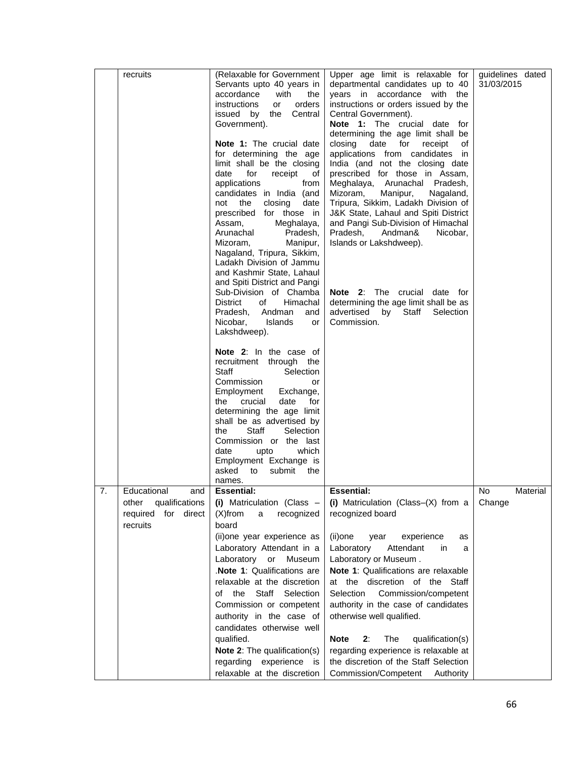| | | | | |
|---|---|---|---|---|
| | recruits | (Relaxable for Government Servants upto 40 years in accordance with the instructions or orders issued by the Central Government).<br><br>**Note 1:** The crucial date for determining the age limit shall be the closing date for receipt of applications from candidates in India (and not the closing date prescribed for those in Assam, Meghalaya, Arunachal Pradesh, Mizoram, Manipur, Nagaland, Tripura, Sikkim, Ladakh Division of Jammu and Kashmir State, Lahaul and Spiti District and Pangi Sub-Division of Chamba District of Himachal Pradesh, Andman and Nicobar, Islands or Lakshdweep).<br><br>**Note 2**: In the case of recruitment through the Staff Selection Commission or Employment Exchange, the crucial date for determining the age limit shall be as advertised by the Staff Selection Commission or the last date upto which Employment Exchange is asked to submit the names. | Upper age limit is relaxable for departmental candidates up to 40 years in accordance with the instructions or orders issued by the Central Government).<br>**Note 1:** The crucial date for determining the age limit shall be closing date for receipt of applications from candidates in India (and not the closing date prescribed for those in Assam, Meghalaya, Arunachal Pradesh, Mizoram, Manipur, Nagaland, Tripura, Sikkim, Ladakh Division of J&K State, Lahaul and Spiti District and Pangi Sub-Division of Himachal Pradesh, Andman& Nicobar, Islands or Lakshdweep).<br><br>**Note 2**: The crucial date for determining the age limit shall be as advertised by Staff Selection Commission. | guidelines dated 31/03/2015 |
| 7. | Educational and other qualifications required for direct recruits | **Essential:**<br>**(i)** Matriculation (Class – (X)from a recognized board<br>(ii)one year experience as Laboratory Attendant in a Laboratory or Museum .**Note 1**: Qualifications are relaxable at the discretion of the Staff Selection Commission or competent authority in the case of candidates otherwise well qualified.<br>**Note 2**: The qualification(s) regarding experience is relaxable at the discretion | **Essential:**<br>**(i)** Matriculation (Class–(X) from a recognized board<br><br>(ii)one year experience as Laboratory Attendant in a Laboratory or Museum .<br>**Note 1**: Qualifications are relaxable at the discretion of the Staff Selection Commission/competent authority in the case of candidates otherwise well qualified.<br><br>**Note 2**: The qualification(s) regarding experience is relaxable at the discretion of the Staff Selection Commission/Competent Authority | No Material Change |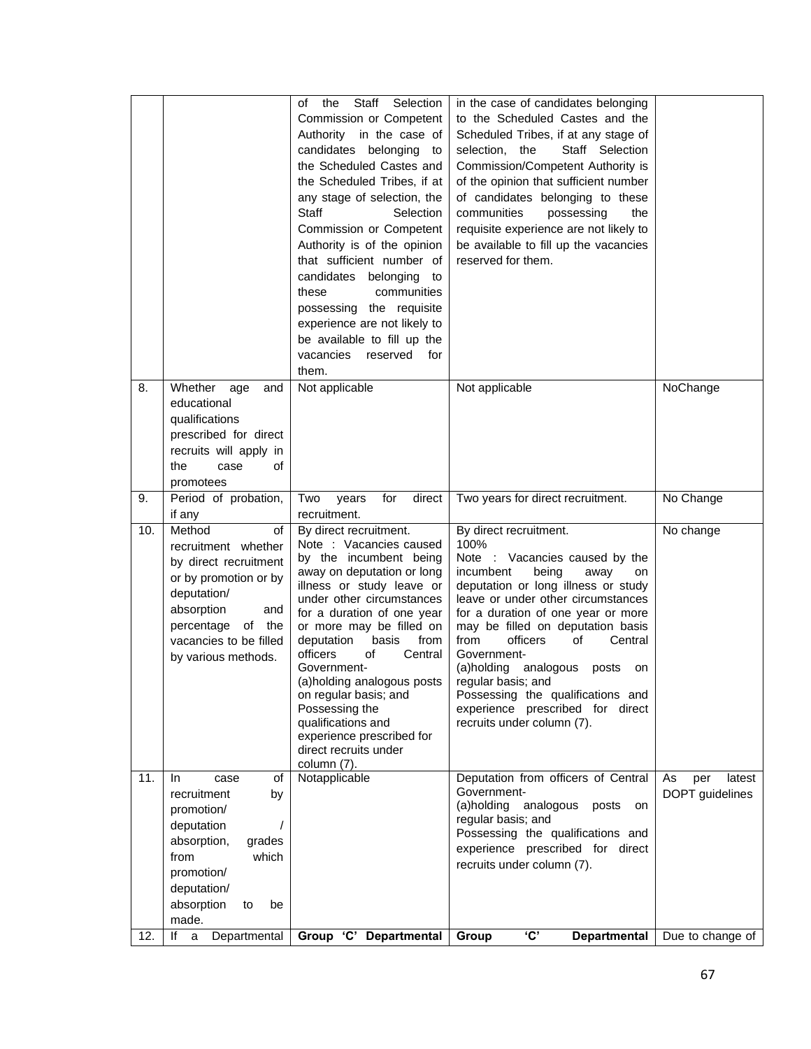| | | | | |
|---|---|---|---|---|
| | | of the Staff Selection Commission or Competent Authority in the case of candidates belonging to the Scheduled Castes and the Scheduled Tribes, if at any stage of selection, the Staff Selection Commission or Competent Authority is of the opinion that sufficient number of candidates belonging to these communities possessing the requisite experience are not likely to be available to fill up the vacancies reserved for them. | in the case of candidates belonging to the Scheduled Castes and the Scheduled Tribes, if at any stage of selection, the Staff Selection Commission/Competent Authority is of the opinion that sufficient number of candidates belonging to these communities possessing the requisite experience are not likely to be available to fill up the vacancies reserved for them. | |
| 8. | Whether age and educational qualifications prescribed for direct recruits will apply in the case of promotees | Not applicable | Not applicable | NoChange |
| 9. | Period of probation, if any | Two years for direct recruitment. | Two years for direct recruitment. | No Change |
| 10. | Method of recruitment whether by direct recruitment or by promotion or by deputation/ absorption and percentage of the vacancies to be filled by various methods. | By direct recruitment.<br>Note : Vacancies caused by the incumbent being away on deputation or long illness or study leave or under other circumstances for a duration of one year or more may be filled on deputation basis from officers of Central Government-<br>(a)holding analogous posts on regular basis; and<br>Possessing the qualifications and experience prescribed for direct recruits under column (7). | By direct recruitment.<br>100%<br>Note : Vacancies caused by the incumbent being away on deputation or long illness or study leave or under other circumstances for a duration of one year or more may be filled on deputation basis from officers of Central Government-<br>(a)holding analogous posts on regular basis; and<br>Possessing the qualifications and experience prescribed for direct recruits under column (7). | No change |
| 11. | In case of recruitment by promotion/ deputation / absorption, grades from which promotion/ deputation/ absorption to be made. | Notapplicable | Deputation from officers of Central Government-<br>(a)holding analogous posts on regular basis; and<br>Possessing the qualifications and experience prescribed for direct recruits under column (7). | As per latest DOPT guidelines |
| 12. | If a Departmental | **Group 'C' Departmental** | **Group 'C' Departmental** | Due to change of |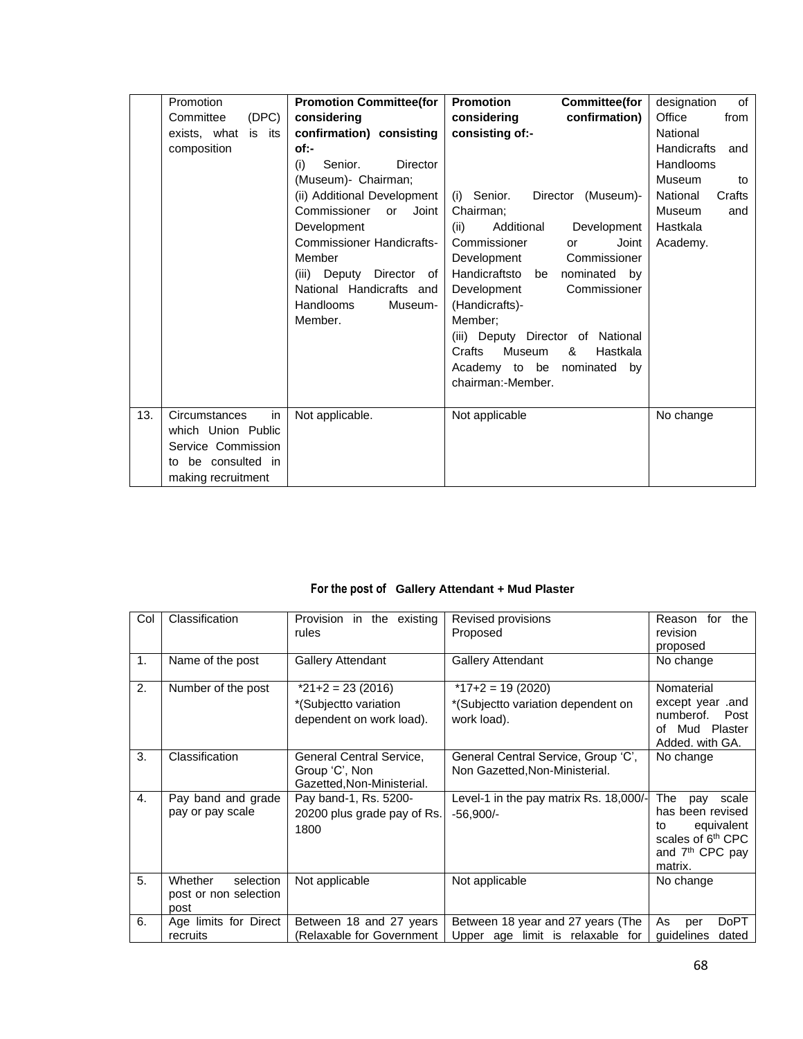|  | Promotion Committee (DPC) exists, what is its composition | **Promotion Committee(for considering confirmation) consisting of:-** (i) Senior. Director (Museum)- Chairman; (ii) Additional Development Commissioner or Joint Development Commissioner Handicrafts-Member (iii) Deputy Director of National Handicrafts and Handlooms Museum-Member. | **Promotion Committee(for considering confirmation) consisting of:-** (i) Senior. Director (Museum)-Chairman; (ii) Additional Development Commissioner or Joint Development Commissioner Handicraftsto be nominated by Development Commissioner (Handicrafts)- Member; (iii) Deputy Director of National Crafts Museum & Hastkala Academy to be nominated by chairman:-Member. | designation of Office from National Handicrafts and Handlooms Museum to National Crafts Museum and Hastkala Academy. |
|---|---|---|---|---|
| 13. | Circumstances in which Union Public Service Commission to be consulted in making recruitment | Not applicable. | Not applicable | No change |

**For the post of Gallery Attendant + Mud Plaster**

| Col | Classification | Provision in the existing rules | Revised provisions Proposed | Reason for the revision proposed |
|---|---|---|---|---|
| 1. | Name of the post | Gallery Attendant | Gallery Attendant | No change |
| 2. | Number of the post | *21+2 = 23 (2016) *(Subjectto variation dependent on work load). | *17+2 = 19 (2020) *(Subjectto variation dependent on work load). | Nomaterial except year .and numberof. Post of Mud Plaster Added. with GA. |
| 3. | Classification | General Central Service, Group 'C', Non Gazetted,Non-Ministerial. | General Central Service, Group 'C', Non Gazetted,Non-Ministerial. | No change |
| 4. | Pay band and grade pay or pay scale | Pay band-1, Rs. 5200-20200 plus grade pay of Rs. 1800 | Level-1 in the pay matrix Rs. 18,000/- -56,900/- | The pay scale has been revised to equivalent scales of 6th CPC and 7th CPC pay matrix. |
| 5. | Whether selection post or non selection post | Not applicable | Not applicable | No change |
| 6. | Age limits for Direct recruits | Between 18 and 27 years (Relaxable for Government | Between 18 year and 27 years (The Upper age limit is relaxable for | As per DoPT guidelines dated |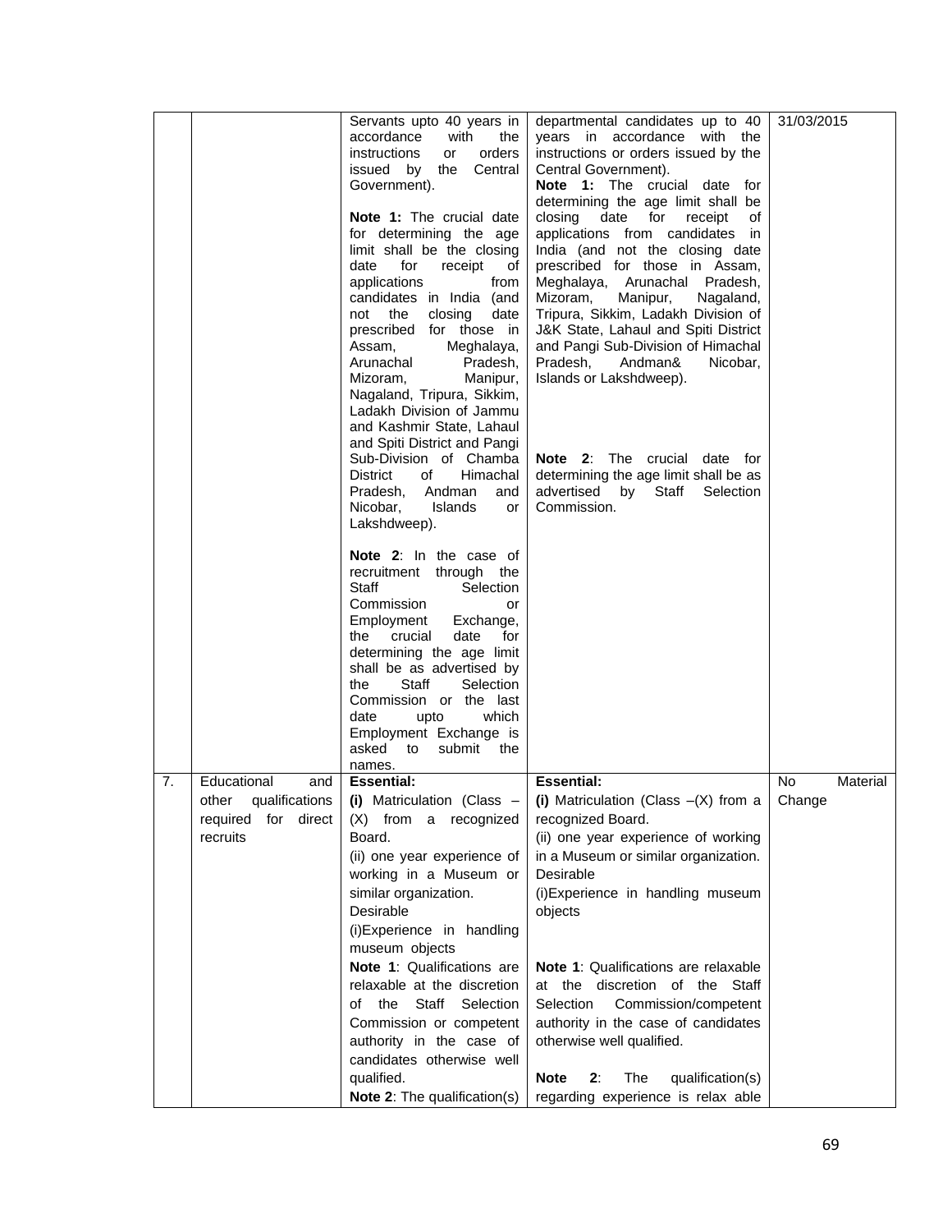|  |  |  |  |  |
|---|---|---|---|---|
|  |  | Servants upto 40 years in accordance with the instructions or orders issued by the Central Government).<br><br>**Note 1:** The crucial date for determining the age limit shall be the closing date for receipt of applications from candidates in India (and not the closing date prescribed for those in Assam, Meghalaya, Arunachal Pradesh, Mizoram, Manipur, Nagaland, Tripura, Sikkim, Ladakh Division of Jammu and Kashmir State, Lahaul and Spiti District and Pangi Sub-Division of Chamba District of Himachal Pradesh, Andman and Nicobar, Islands or Lakshdweep).<br><br>**Note 2**: In the case of recruitment through the Staff Selection Commission or Employment Exchange, the crucial date for determining the age limit shall be as advertised by the Staff Selection Commission or the last date upto which Employment Exchange is asked to submit the names. | departmental candidates up to 40 years in accordance with the instructions or orders issued by the Central Government).<br>**Note 1:** The crucial date for determining the age limit shall be closing date for receipt of applications from candidates in India (and not the closing date prescribed for those in Assam, Meghalaya, Arunachal Pradesh, Mizoram, Manipur, Nagaland, Tripura, Sikkim, Ladakh Division of J&K State, Lahaul and Spiti District and Pangi Sub-Division of Himachal Pradesh, Andman& Nicobar, Islands or Lakshdweep).<br><br>**Note 2**: The crucial date for determining the age limit shall be as advertised by Staff Selection Commission. | 31/03/2015 |
| 7. | Educational and other qualifications required for direct recruits | **Essential:**<br>**(i)** Matriculation (Class – (X) from a recognized Board.<br>(ii) one year experience of working in a Museum or similar organization.<br>Desirable<br>(i)Experience in handling museum objects<br>**Note 1**: Qualifications are relaxable at the discretion of the Staff Selection Commission or competent authority in the case of candidates otherwise well qualified.<br>**Note 2**: The qualification(s) | **Essential:**<br>**(i)** Matriculation (Class –(X) from a recognized Board.<br>(ii) one year experience of working in a Museum or similar organization.<br>Desirable<br>(i)Experience in handling museum objects<br><br>**Note 1**: Qualifications are relaxable at the discretion of the Staff Selection Commission/competent authority in the case of candidates otherwise well qualified.<br><br>**Note 2**: The qualification(s) regarding experience is relax able | No Material Change |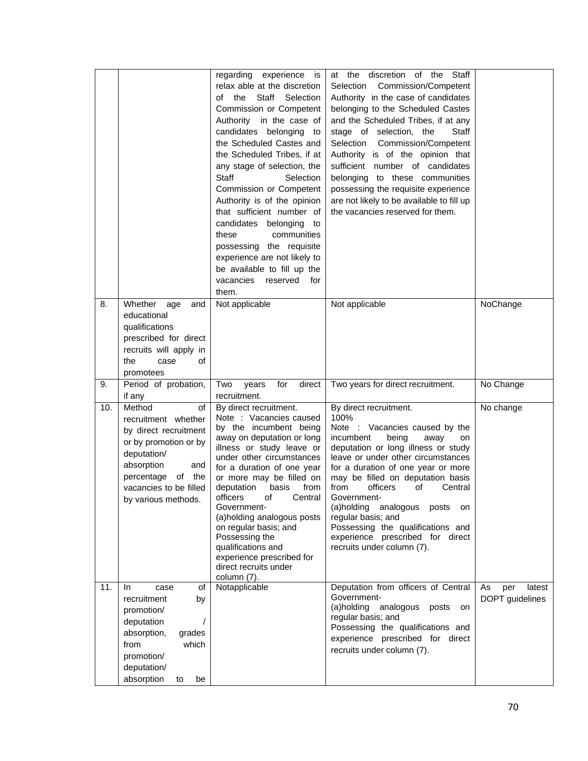| | | | | |
|---|---|---|---|---|
| | | regarding experience is relax able at the discretion of the Staff Selection Commission or Competent Authority in the case of candidates belonging to the Scheduled Castes and the Scheduled Tribes, if at any stage of selection, the Staff Selection Commission or Competent Authority is of the opinion that sufficient number of candidates belonging to these communities possessing the requisite experience are not likely to be available to fill up the vacancies reserved for them. | at the discretion of the Staff Selection Commission/Competent Authority in the case of candidates belonging to the Scheduled Castes and the Scheduled Tribes, if at any stage of selection, the Staff Selection Commission/Competent Authority is of the opinion that sufficient number of candidates belonging to these communities possessing the requisite experience are not likely to be available to fill up the vacancies reserved for them. | |
| 8. | Whether age and educational qualifications prescribed for direct recruits will apply in the case of promotees | Not applicable | Not applicable | NoChange |
| 9. | Period of probation, if any | Two years for direct recruitment. | Two years for direct recruitment. | No Change |
| 10. | Method of recruitment whether by direct recruitment or by promotion or by deputation/ absorption and percentage of the vacancies to be filled by various methods. | By direct recruitment.<br>Note : Vacancies caused by the incumbent being away on deputation or long illness or study leave or under other circumstances for a duration of one year or more may be filled on deputation basis from officers of Central Government-<br>(a)holding analogous posts on regular basis; and<br>Possessing the qualifications and experience prescribed for direct recruits under column (7). | By direct recruitment.<br>100%<br>Note : Vacancies caused by the incumbent being away on deputation or long illness or study leave or under other circumstances for a duration of one year or more may be filled on deputation basis from officers of Central Government-<br>(a)holding analogous posts on regular basis; and<br>Possessing the qualifications and experience prescribed for direct recruits under column (7). | No change |
| 11. | In case of recruitment by promotion/ deputation / absorption, grades from which promotion/ deputation/ absorption to be | Notapplicable | Deputation from officers of Central Government-<br>(a)holding analogous posts on regular basis; and<br>Possessing the qualifications and experience prescribed for direct recruits under column (7). | As per latest DOPT guidelines |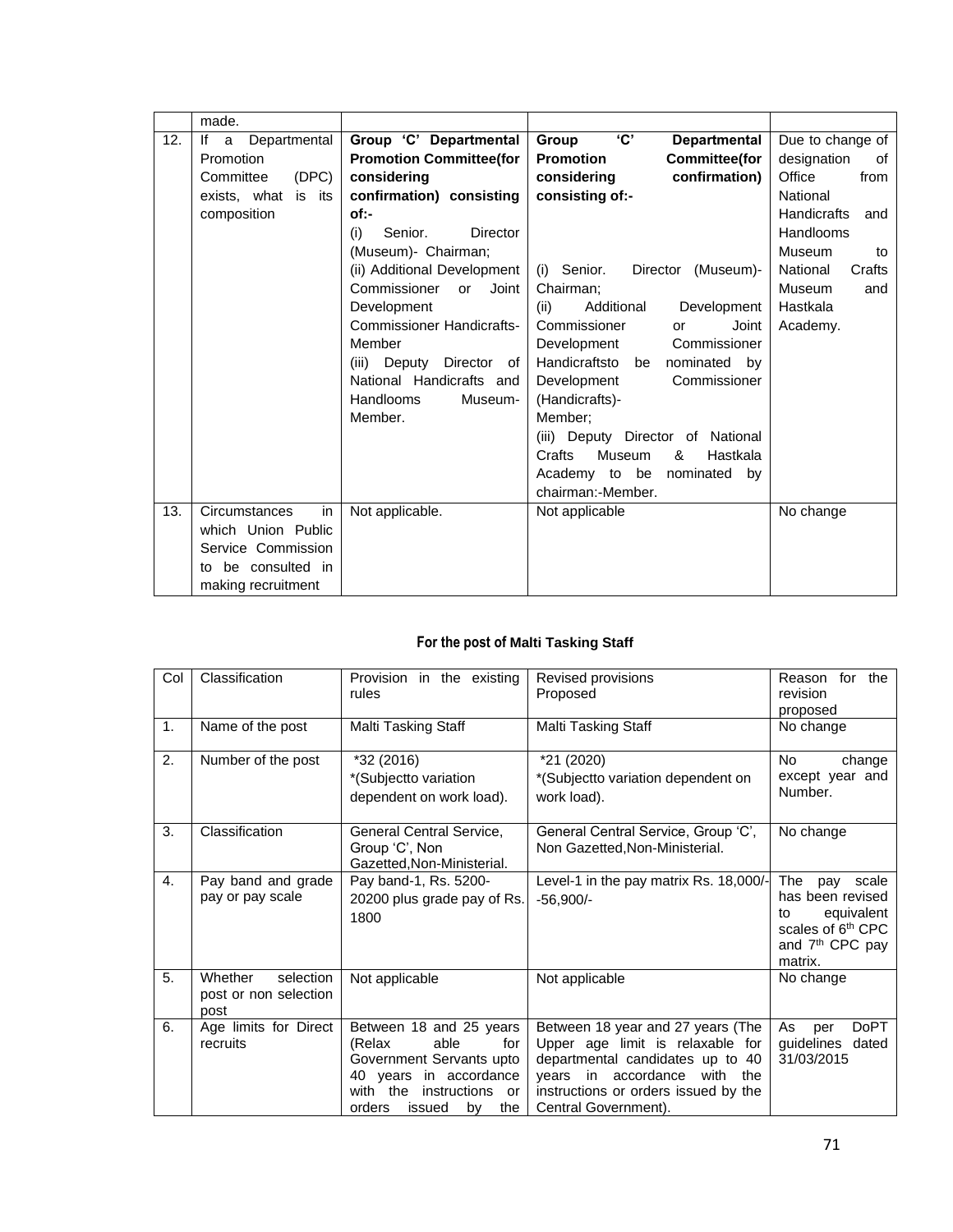| | made. | | | |
|---|---|---|---|---|
| 12. | If a Departmental Promotion Committee (DPC) exists, what is its composition | **Group 'C' Departmental Promotion Committee(for considering confirmation) consisting of:-** (i) Senior. Director (Museum)- Chairman; (ii) Additional Development Commissioner or Joint Development Commissioner Handicrafts-Member (iii) Deputy Director of National Handicrafts and Handlooms Museum-Member. | **Group 'C' Departmental Promotion Committee(for considering confirmation) consisting of:-** (i) Senior. Director (Museum)-Chairman; (ii) Additional Development Commissioner or Joint Development Commissioner Handicraftsto be nominated by Development Commissioner (Handicrafts)- Member; (iii) Deputy Director of National Crafts Museum & Hastkala Academy to be nominated by chairman:-Member. | Due to change of designation of Office from National Handicrafts and Handlooms Museum to National Crafts Museum and Hastkala Academy. |
| 13. | Circumstances in which Union Public Service Commission to be consulted in making recruitment | Not applicable. | Not applicable | No change |

**For the post of Malti Tasking Staff**

| Col | Classification | Provision in the existing rules | Revised provisions Proposed | Reason for the revision proposed |
|---|---|---|---|---|
| 1. | Name of the post | Malti Tasking Staff | Malti Tasking Staff | No change |
| 2. | Number of the post | *32 (2016) *(Subjectto variation dependent on work load). | *21 (2020) *(Subjectto variation dependent on work load). | No change except year and Number. |
| 3. | Classification | General Central Service, Group 'C', Non Gazetted,Non-Ministerial. | General Central Service, Group 'C', Non Gazetted,Non-Ministerial. | No change |
| 4. | Pay band and grade pay or pay scale | Pay band-1, Rs. 5200-20200 plus grade pay of Rs. 1800 | Level-1 in the pay matrix Rs. 18,000/- -56,900/- | The pay scale has been revised to equivalent scales of 6th CPC and 7th CPC pay matrix. |
| 5. | Whether selection post or non selection post | Not applicable | Not applicable | No change |
| 6. | Age limits for Direct recruits | Between 18 and 25 years (Relax able for Government Servants upto 40 years in accordance with the instructions or orders issued by the | Between 18 year and 27 years (The Upper age limit is relaxable for departmental candidates up to 40 years in accordance with the instructions or orders issued by the Central Government). | As per DoPT guidelines dated 31/03/2015 |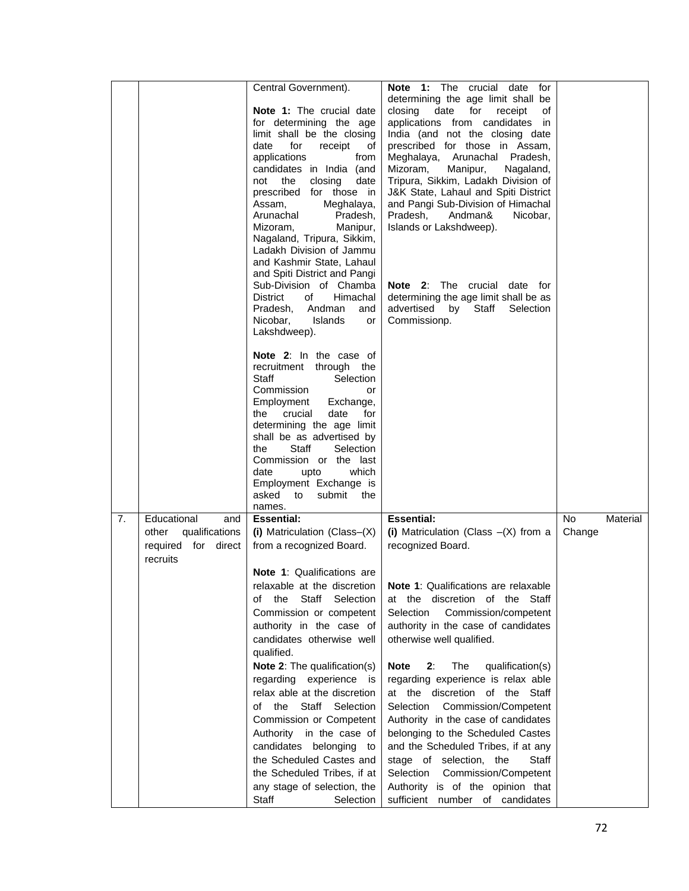| | | | | |
|---|---|---|---|---|
| | | Central Government).<br><br>**Note 1:** The crucial date for determining the age limit shall be the closing date for receipt of applications from candidates in India (and not the closing date prescribed for those in Assam, Meghalaya, Arunachal Pradesh, Mizoram, Manipur, Nagaland, Tripura, Sikkim, Ladakh Division of Jammu and Kashmir State, Lahaul and Spiti District and Pangi Sub-Division of Chamba District of Himachal Pradesh, Andman and Nicobar, Islands or Lakshdweep).<br><br>**Note 2**: In the case of recruitment through the Staff Selection Commission or Employment Exchange, the crucial date for determining the age limit shall be as advertised by the Staff Selection Commission or the last date upto which Employment Exchange is asked to submit the names. | **Note 1:** The crucial date for determining the age limit shall be closing date for receipt of applications from candidates in India (and not the closing date prescribed for those in Assam, Meghalaya, Arunachal Pradesh, Mizoram, Manipur, Nagaland, Tripura, Sikkim, Ladakh Division of J&K State, Lahaul and Spiti District and Pangi Sub-Division of Himachal Pradesh, Andman& Nicobar, Islands or Lakshdweep).<br><br>**Note 2**: The crucial date for determining the age limit shall be as advertised by Staff Selection Commissionp. | |
| 7. | Educational and other qualifications required for direct recruits | **Essential:**<br>**(i)** Matriculation (Class–(X) from a recognized Board.<br><br>**Note 1**: Qualifications are relaxable at the discretion of the Staff Selection Commission or competent authority in the case of candidates otherwise well qualified.<br>**Note 2**: The qualification(s) regarding experience is relax able at the discretion of the Staff Selection Commission or Competent Authority in the case of candidates belonging to the Scheduled Castes and the Scheduled Tribes, if at any stage of selection, the Staff Selection | **Essential:**<br>**(i)** Matriculation (Class –(X) from a recognized Board.<br><br>**Note 1**: Qualifications are relaxable at the discretion of the Staff Selection Commission/competent authority in the case of candidates otherwise well qualified.<br><br>**Note 2**: The qualification(s) regarding experience is relax able at the discretion of the Staff Selection Commission/Competent Authority in the case of candidates belonging to the Scheduled Castes and the Scheduled Tribes, if at any stage of selection, the Staff Selection Commission/Competent Authority is of the opinion that sufficient number of candidates | No Material Change |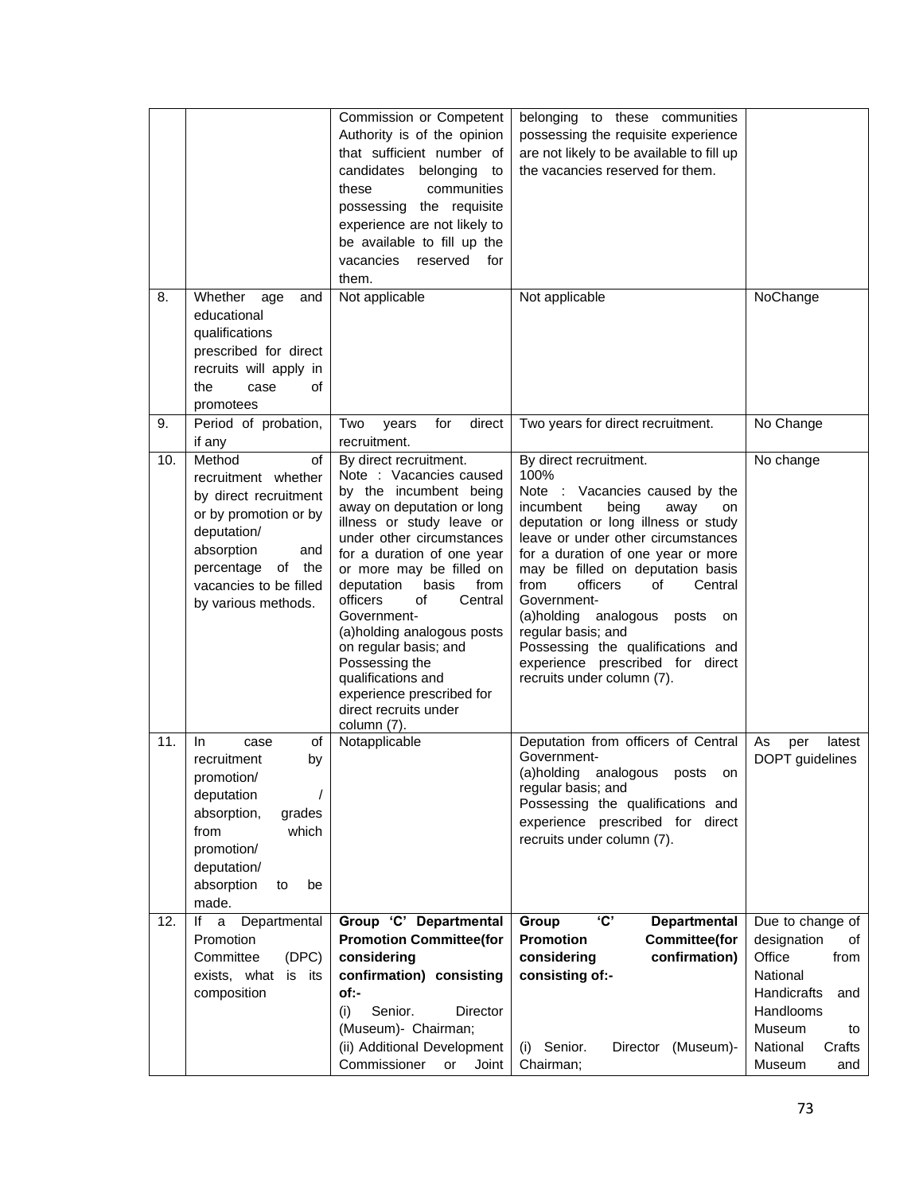| | | Commission or Competent Authority is of the opinion that sufficient number of candidates belonging to these communities possessing the requisite experience are not likely to be available to fill up the vacancies reserved for them. | belonging to these communities possessing the requisite experience are not likely to be available to fill up the vacancies reserved for them. | |
|---|---|---|---|---|
| 8. | Whether age and educational qualifications prescribed for direct recruits will apply in the case of promotees | Not applicable | Not applicable | NoChange |
| 9. | Period of probation, if any | Two years for direct recruitment. | Two years for direct recruitment. | No Change |
| 10. | Method of recruitment whether by direct recruitment or by promotion or by deputation/ absorption and percentage of the vacancies to be filled by various methods. | By direct recruitment.<br>Note : Vacancies caused by the incumbent being away on deputation or long illness or study leave or under other circumstances for a duration of one year or more may be filled on deputation basis from officers of Central Government-<br>(a)holding analogous posts on regular basis; and<br>Possessing the qualifications and experience prescribed for direct recruits under column (7). | By direct recruitment.<br>100%<br>Note : Vacancies caused by the incumbent being away on deputation or long illness or study leave or under other circumstances for a duration of one year or more may be filled on deputation basis from officers of Central Government-<br>(a)holding analogous posts on regular basis; and<br>Possessing the qualifications and experience prescribed for direct recruits under column (7). | No change |
| 11. | In case of recruitment by promotion/ deputation / absorption, grades from which promotion/ deputation/ absorption to be made. | Notapplicable | Deputation from officers of Central Government-<br>(a)holding analogous posts on regular basis; and<br>Possessing the qualifications and experience prescribed for direct recruits under column (7). | As per latest DOPT guidelines |
| 12. | If a Departmental Promotion Committee (DPC) exists, what is its composition | **Group 'C' Departmental Promotion Committee(for considering confirmation) consisting of:-**<br>(i) Senior. Director (Museum)- Chairman;<br>(ii) Additional Development Commissioner or Joint | **Group 'C' Departmental Promotion Committee(for considering confirmation) consisting of:-**<br>(i) Senior. Director (Museum)- Chairman; | Due to change of designation of Office from National Handicrafts and Handlooms Museum to National Crafts Museum and |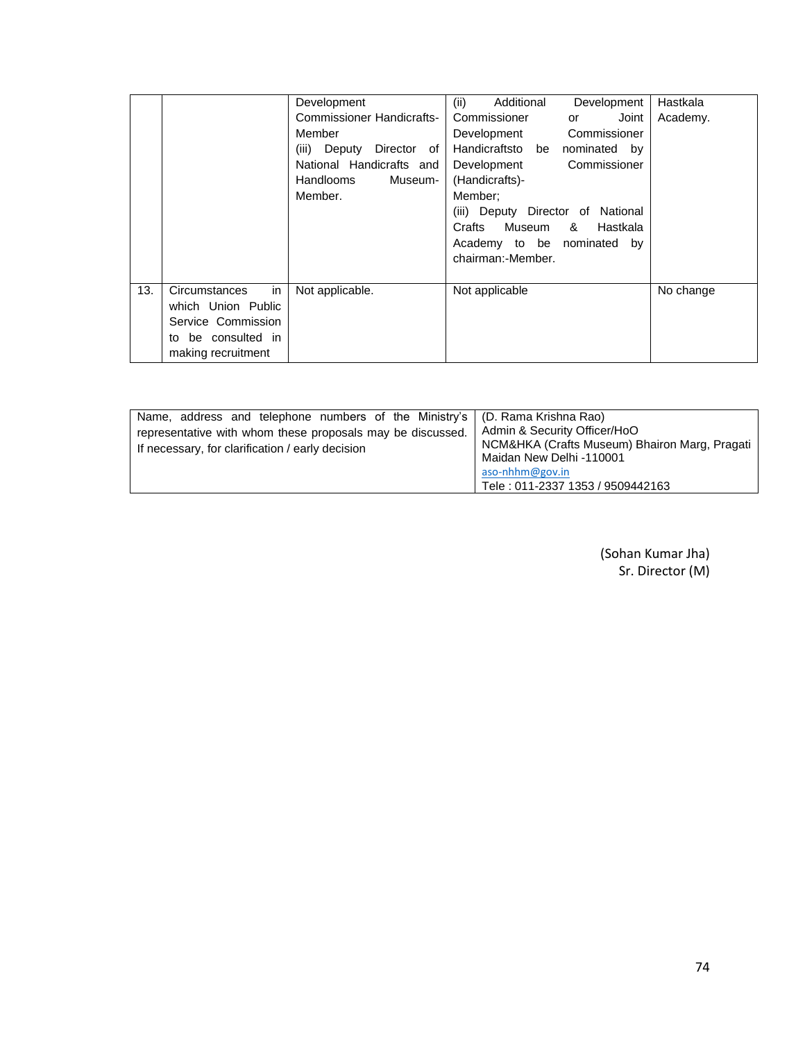| | | | | |
|---|---|---|---|---|
| | | Development Commissioner Handicrafts-Member<br>(iii) Deputy Director of National Handicrafts and Handlooms Museum-Member. | (ii) Additional Development Commissioner or Joint Development Commissioner Handicraftsto be nominated by Development Commissioner (Handicrafts)-Member;<br>(iii) Deputy Director of National Crafts Museum & Hastkala Academy to be nominated by chairman:-Member. | Hastkala Academy. |
| 13. | Circumstances in which Union Public Service Commission to be consulted in making recruitment | Not applicable. | Not applicable | No change |

| | |
|---|---|
| Name, address and telephone numbers of the Ministry's representative with whom these proposals may be discussed. If necessary, for clarification / early decision | (D. Rama Krishna Rao)<br>Admin & Security Officer/HoO<br>NCM&HKA (Crafts Museum) Bhairon Marg, Pragati Maidan New Delhi -110001<br>aso-nhhm@gov.in<br>Tele : 011-2337 1353 / 9509442163 |

(Sohan Kumar Jha)
Sr. Director (M)